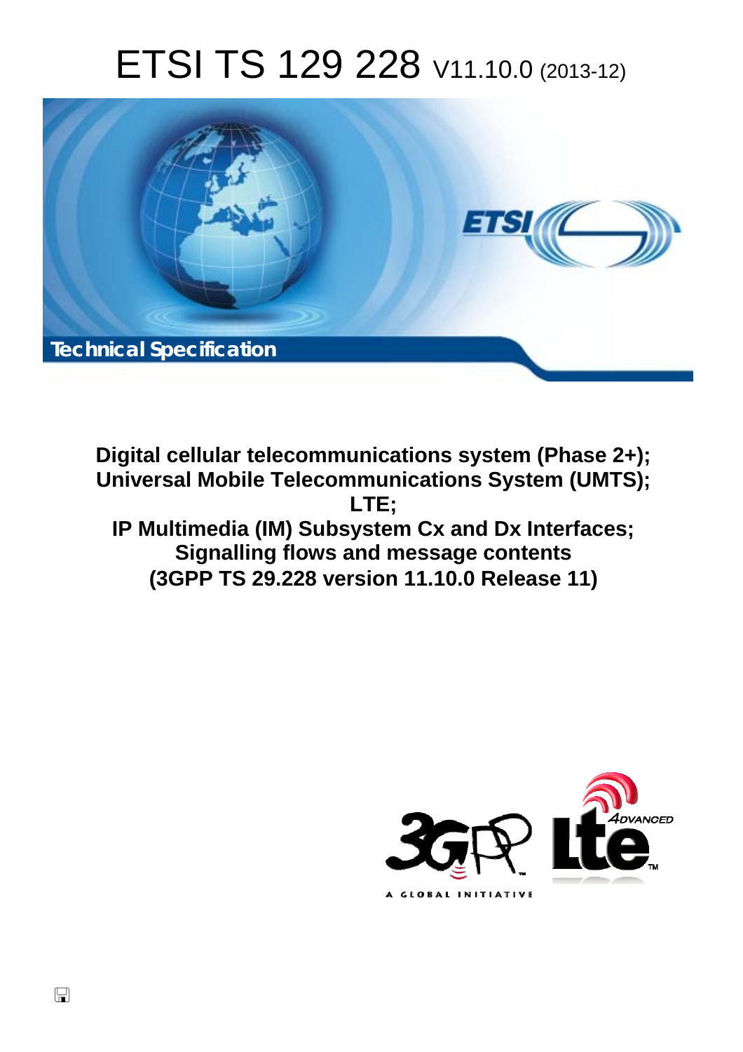# ETSI TS 129 228 V11.10.0 (2013-12)

Technical Specification

**Digital cellular telecommunications system (Phase 2+);**
**Universal Mobile Telecommunications System (UMTS);**
**LTE;**
**IP Multimedia (IM) Subsystem Cx and Dx Interfaces;**
**Signalling flows and message contents**
**(3GPP TS 29.228 version 11.10.0 Release 11)**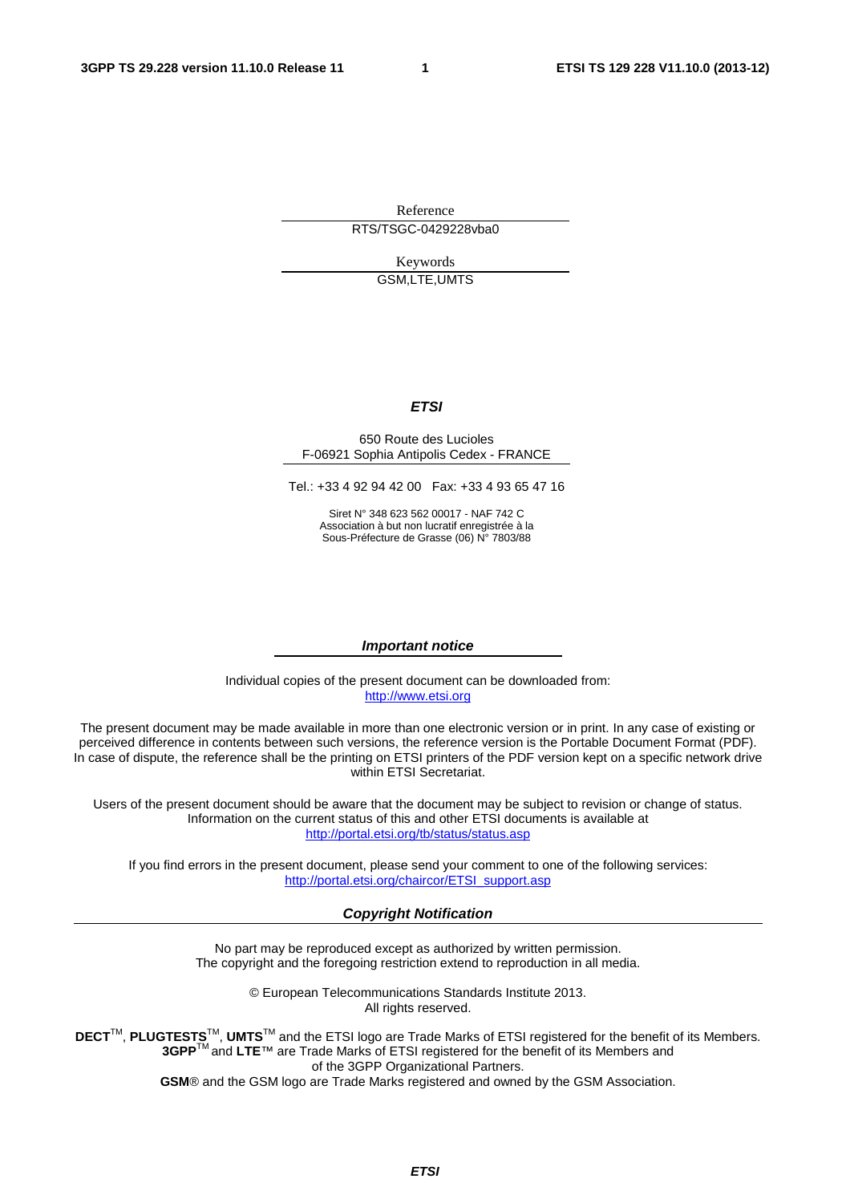Reference

RTS/TSGC-0429228vba0

Keywords

GSM,LTE,UMTS

***ETSI***

650 Route des Lucioles
F-06921 Sophia Antipolis Cedex - FRANCE

Tel.: +33 4 92 94 42 00 Fax: +33 4 93 65 47 16

Siret N° 348 623 562 00017 - NAF 742 C
Association à but non lucratif enregistrée à la
Sous-Préfecture de Grasse (06) N° 7803/88

***Important notice***

Individual copies of the present document can be downloaded from:
http://www.etsi.org

The present document may be made available in more than one electronic version or in print. In any case of existing or perceived difference in contents between such versions, the reference version is the Portable Document Format (PDF). In case of dispute, the reference shall be the printing on ETSI printers of the PDF version kept on a specific network drive within ETSI Secretariat.

Users of the present document should be aware that the document may be subject to revision or change of status. Information on the current status of this and other ETSI documents is available at
http://portal.etsi.org/tb/status/status.asp

If you find errors in the present document, please send your comment to one of the following services:
http://portal.etsi.org/chaircor/ETSI_support.asp

***Copyright Notification***

No part may be reproduced except as authorized by written permission.
The copyright and the foregoing restriction extend to reproduction in all media.

© European Telecommunications Standards Institute 2013.
All rights reserved.

**DECT**™, **PLUGTESTS**™, **UMTS**™ and the ETSI logo are Trade Marks of ETSI registered for the benefit of its Members.
**3GPP**™ and **LTE**™ are Trade Marks of ETSI registered for the benefit of its Members and of the 3GPP Organizational Partners.
**GSM**® and the GSM logo are Trade Marks registered and owned by the GSM Association.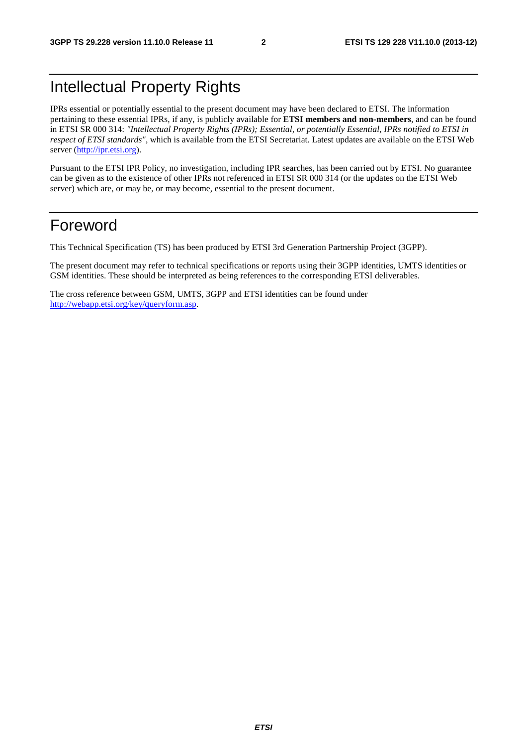# Intellectual Property Rights

IPRs essential or potentially essential to the present document may have been declared to ETSI. The information pertaining to these essential IPRs, if any, is publicly available for **ETSI members and non-members**, and can be found in ETSI SR 000 314: *"Intellectual Property Rights (IPRs); Essential, or potentially Essential, IPRs notified to ETSI in respect of ETSI standards"*, which is available from the ETSI Secretariat. Latest updates are available on the ETSI Web server (http://ipr.etsi.org).

Pursuant to the ETSI IPR Policy, no investigation, including IPR searches, has been carried out by ETSI. No guarantee can be given as to the existence of other IPRs not referenced in ETSI SR 000 314 (or the updates on the ETSI Web server) which are, or may be, or may become, essential to the present document.

# Foreword

This Technical Specification (TS) has been produced by ETSI 3rd Generation Partnership Project (3GPP).

The present document may refer to technical specifications or reports using their 3GPP identities, UMTS identities or GSM identities. These should be interpreted as being references to the corresponding ETSI deliverables.

The cross reference between GSM, UMTS, 3GPP and ETSI identities can be found under http://webapp.etsi.org/key/queryform.asp.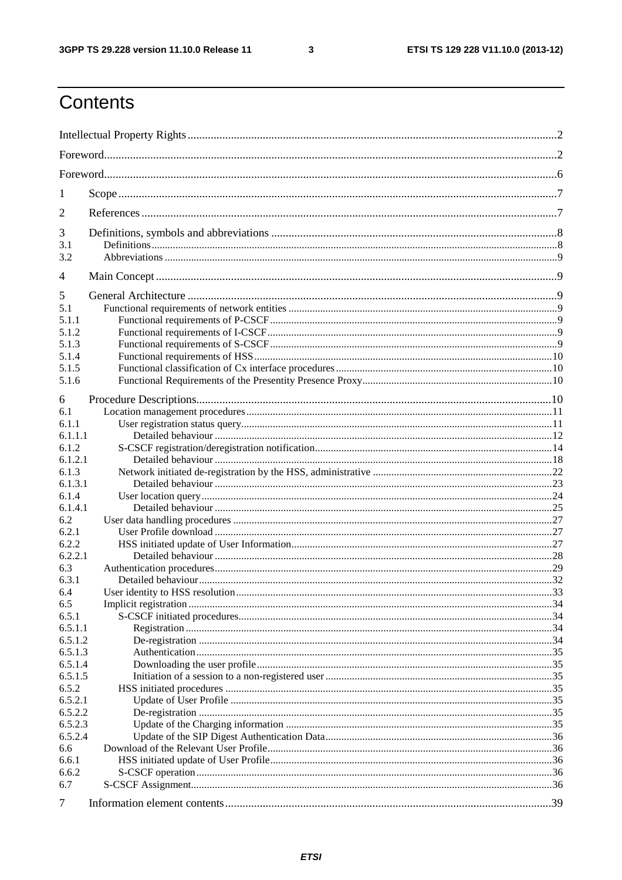# Contents

Intellectual Property Rights ..... 2

Foreword ..... 2

Foreword ..... 6

1 Scope ..... 7

2 References ..... 7

3 Definitions, symbols and abbreviations ..... 8
- 3.1 Definitions ..... 8
- 3.2 Abbreviations ..... 9

4 Main Concept ..... 9

5 General Architecture ..... 9
- 5.1 Functional requirements of network entities ..... 9
- 5.1.1 Functional requirements of P-CSCF ..... 9
- 5.1.2 Functional requirements of I-CSCF ..... 9
- 5.1.3 Functional requirements of S-CSCF ..... 9
- 5.1.4 Functional requirements of HSS ..... 10
- 5.1.5 Functional classification of Cx interface procedures ..... 10
- 5.1.6 Functional Requirements of the Presentity Presence Proxy ..... 10

6 Procedure Descriptions ..... 10
- 6.1 Location management procedures ..... 11
- 6.1.1 User registration status query ..... 11
- 6.1.1.1 Detailed behaviour ..... 12
- 6.1.2 S-CSCF registration/deregistration notification ..... 14
- 6.1.2.1 Detailed behaviour ..... 18
- 6.1.3 Network initiated de-registration by the HSS, administrative ..... 22
- 6.1.3.1 Detailed behaviour ..... 23
- 6.1.4 User location query ..... 24
- 6.1.4.1 Detailed behaviour ..... 25
- 6.2 User data handling procedures ..... 27
- 6.2.1 User Profile download ..... 27
- 6.2.2 HSS initiated update of User Information ..... 27
- 6.2.2.1 Detailed behaviour ..... 28
- 6.3 Authentication procedures ..... 29
- 6.3.1 Detailed behaviour ..... 32
- 6.4 User identity to HSS resolution ..... 33
- 6.5 Implicit registration ..... 34
- 6.5.1 S-CSCF initiated procedures ..... 34
- 6.5.1.1 Registration ..... 34
- 6.5.1.2 De-registration ..... 34
- 6.5.1.3 Authentication ..... 35
- 6.5.1.4 Downloading the user profile ..... 35
- 6.5.1.5 Initiation of a session to a non-registered user ..... 35
- 6.5.2 HSS initiated procedures ..... 35
- 6.5.2.1 Update of User Profile ..... 35
- 6.5.2.2 De-registration ..... 35
- 6.5.2.3 Update of the Charging information ..... 35
- 6.5.2.4 Update of the SIP Digest Authentication Data ..... 36
- 6.6 Download of the Relevant User Profile ..... 36
- 6.6.1 HSS initiated update of User Profile ..... 36
- 6.6.2 S-CSCF operation ..... 36
- 6.7 S-CSCF Assignment ..... 36

7 Information element contents ..... 39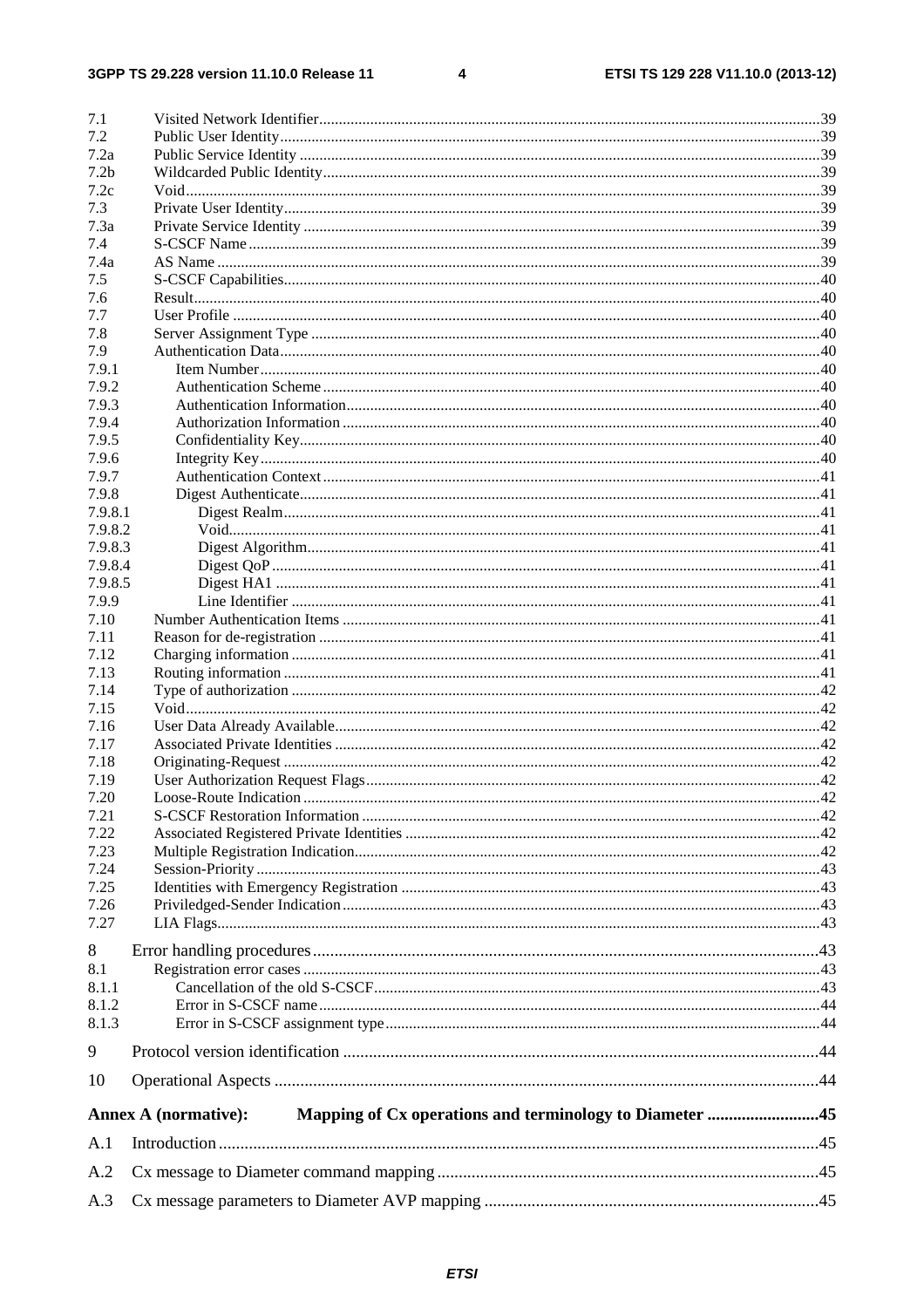7.1 Visited Network Identifier ..... 39
7.2 Public User Identity ..... 39
7.2a Public Service Identity ..... 39
7.2b Wildcarded Public Identity ..... 39
7.2c Void ..... 39
7.3 Private User Identity ..... 39
7.3a Private Service Identity ..... 39
7.4 S-CSCF Name ..... 39
7.4a AS Name ..... 39
7.5 S-CSCF Capabilities ..... 40
7.6 Result ..... 40
7.7 User Profile ..... 40
7.8 Server Assignment Type ..... 40
7.9 Authentication Data ..... 40
7.9.1 Item Number ..... 40
7.9.2 Authentication Scheme ..... 40
7.9.3 Authentication Information ..... 40
7.9.4 Authorization Information ..... 40
7.9.5 Confidentiality Key ..... 40
7.9.6 Integrity Key ..... 40
7.9.7 Authentication Context ..... 41
7.9.8 Digest Authenticate ..... 41
7.9.8.1 Digest Realm ..... 41
7.9.8.2 Void ..... 41
7.9.8.3 Digest Algorithm ..... 41
7.9.8.4 Digest QoP ..... 41
7.9.8.5 Digest HA1 ..... 41
7.9.9 Line Identifier ..... 41
7.10 Number Authentication Items ..... 41
7.11 Reason for de-registration ..... 41
7.12 Charging information ..... 41
7.13 Routing information ..... 41
7.14 Type of authorization ..... 42
7.15 Void ..... 42
7.16 User Data Already Available ..... 42
7.17 Associated Private Identities ..... 42
7.18 Originating-Request ..... 42
7.19 User Authorization Request Flags ..... 42
7.20 Loose-Route Indication ..... 42
7.21 S-CSCF Restoration Information ..... 42
7.22 Associated Registered Private Identities ..... 42
7.23 Multiple Registration Indication ..... 42
7.24 Session-Priority ..... 43
7.25 Identities with Emergency Registration ..... 43
7.26 Priviledged-Sender Indication ..... 43
7.27 LIA Flags ..... 43

8 Error handling procedures ..... 43
8.1 Registration error cases ..... 43
8.1.1 Cancellation of the old S-CSCF ..... 43
8.1.2 Error in S-CSCF name ..... 44
8.1.3 Error in S-CSCF assignment type ..... 44

9 Protocol version identification ..... 44

10 Operational Aspects ..... 44

**Annex A (normative): Mapping of Cx operations and terminology to Diameter ..... 45**

A.1 Introduction ..... 45

A.2 Cx message to Diameter command mapping ..... 45

A.3 Cx message parameters to Diameter AVP mapping ..... 45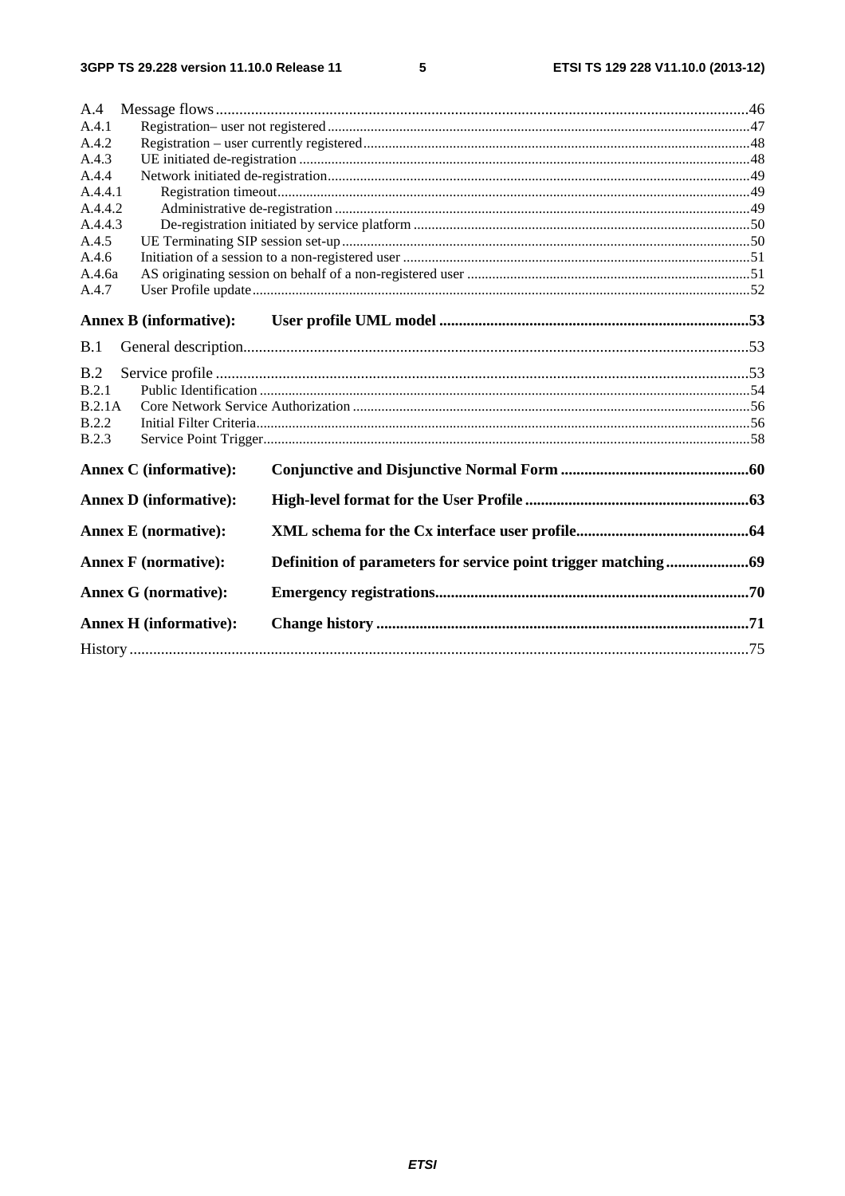A.4 Message flows ........................................................................................................................................46
A.4.1 Registration– user not registered ......................................................................................................................47
A.4.2 Registration – user currently registered ............................................................................................................48
A.4.3 UE initiated de-registration ..............................................................................................................................48
A.4.4 Network initiated de-registration ......................................................................................................................49
A.4.4.1 Registration timeout ....................................................................................................................................49
A.4.4.2 Administrative de-registration ....................................................................................................................49
A.4.4.3 De-registration initiated by service platform ..............................................................................................50
A.4.5 UE Terminating SIP session set-up ..................................................................................................................50
A.4.6 Initiation of a session to a non-registered user .................................................................................................51
A.4.6a AS originating session on behalf of a non-registered user ...............................................................................51
A.4.7 User Profile update ............................................................................................................................................52

**Annex B (informative): User profile UML model ..............................................................................53**

B.1 General description.................................................................................................................................53

B.2 Service profile ........................................................................................................................................53
B.2.1 Public Identification .........................................................................................................................................54
B.2.1A Core Network Service Authorization ...............................................................................................................56
B.2.2 Initial Filter Criteria ..........................................................................................................................................56
B.2.3 Service Point Trigger ........................................................................................................................................58

**Annex C (informative): Conjunctive and Disjunctive Normal Form ................................................60**

**Annex D (informative): High-level format for the User Profile .........................................................63**

**Annex E (normative): XML schema for the Cx interface user profile............................................64**

**Annex F (normative): Definition of parameters for service point trigger matching .....................69**

**Annex G (normative): Emergency registrations................................................................................70**

**Annex H (informative): Change history ..............................................................................................71**

History .............................................................................................................................................................75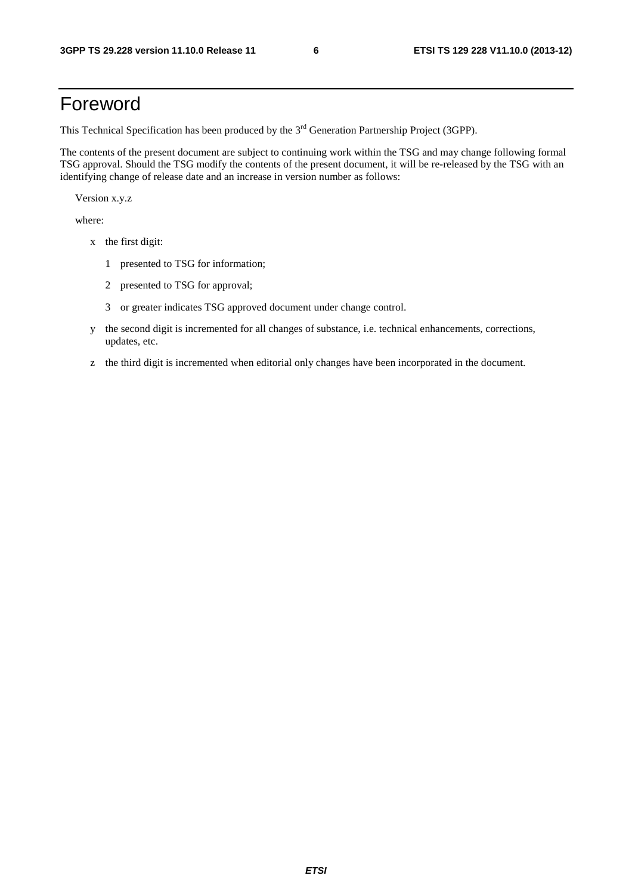# Foreword

This Technical Specification has been produced by the 3rd Generation Partnership Project (3GPP).

The contents of the present document are subject to continuing work within the TSG and may change following formal TSG approval. Should the TSG modify the contents of the present document, it will be re-released by the TSG with an identifying change of release date and an increase in version number as follows:

Version x.y.z

where:

- x the first digit:
  - 1 presented to TSG for information;
  - 2 presented to TSG for approval;
  - 3 or greater indicates TSG approved document under change control.
- y the second digit is incremented for all changes of substance, i.e. technical enhancements, corrections, updates, etc.
- z the third digit is incremented when editorial only changes have been incorporated in the document.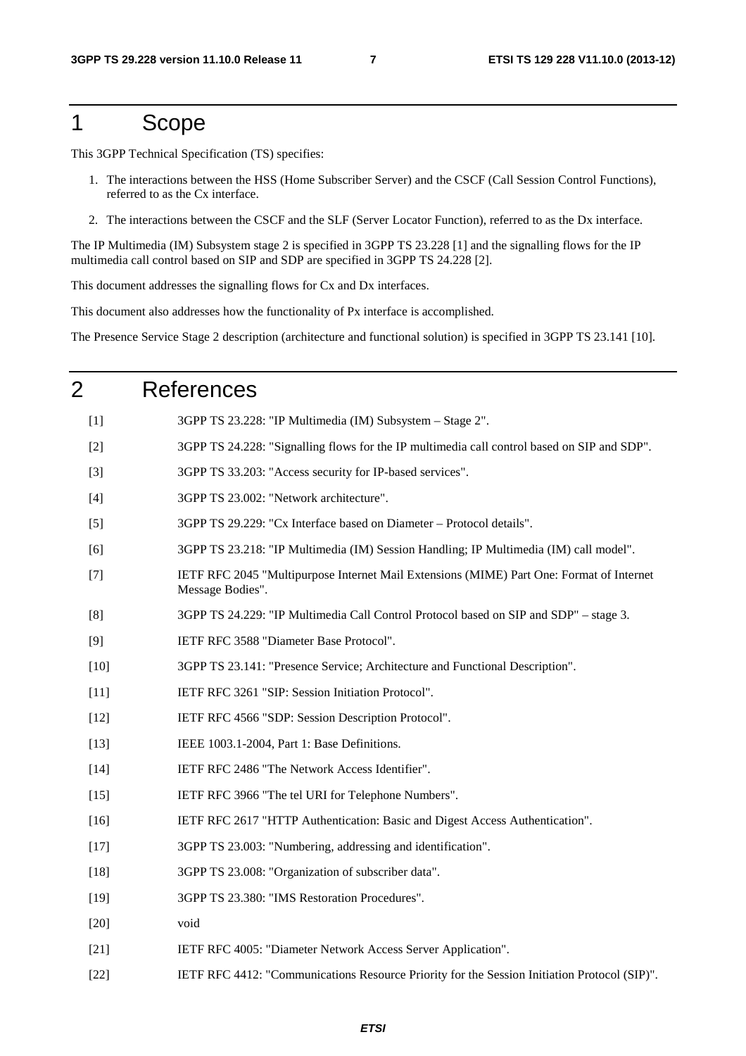# 1 Scope

This 3GPP Technical Specification (TS) specifies:

1. The interactions between the HSS (Home Subscriber Server) and the CSCF (Call Session Control Functions), referred to as the Cx interface.
2. The interactions between the CSCF and the SLF (Server Locator Function), referred to as the Dx interface.

The IP Multimedia (IM) Subsystem stage 2 is specified in 3GPP TS 23.228 [1] and the signalling flows for the IP multimedia call control based on SIP and SDP are specified in 3GPP TS 24.228 [2].

This document addresses the signalling flows for Cx and Dx interfaces.

This document also addresses how the functionality of Px interface is accomplished.

The Presence Service Stage 2 description (architecture and functional solution) is specified in 3GPP TS 23.141 [10].

# 2 References

[1] 3GPP TS 23.228: "IP Multimedia (IM) Subsystem – Stage 2".

[2] 3GPP TS 24.228: "Signalling flows for the IP multimedia call control based on SIP and SDP".

[3] 3GPP TS 33.203: "Access security for IP-based services".

[4] 3GPP TS 23.002: "Network architecture".

[5] 3GPP TS 29.229: "Cx Interface based on Diameter – Protocol details".

[6] 3GPP TS 23.218: "IP Multimedia (IM) Session Handling; IP Multimedia (IM) call model".

[7] IETF RFC 2045 "Multipurpose Internet Mail Extensions (MIME) Part One: Format of Internet Message Bodies".

[8] 3GPP TS 24.229: "IP Multimedia Call Control Protocol based on SIP and SDP" – stage 3.

[9] IETF RFC 3588 "Diameter Base Protocol".

[10] 3GPP TS 23.141: "Presence Service; Architecture and Functional Description".

[11] IETF RFC 3261 "SIP: Session Initiation Protocol".

[12] IETF RFC 4566 "SDP: Session Description Protocol".

[13] IEEE 1003.1-2004, Part 1: Base Definitions.

[14] IETF RFC 2486 "The Network Access Identifier".

[15] IETF RFC 3966 "The tel URI for Telephone Numbers".

[16] IETF RFC 2617 "HTTP Authentication: Basic and Digest Access Authentication".

[17] 3GPP TS 23.003: "Numbering, addressing and identification".

[18] 3GPP TS 23.008: "Organization of subscriber data".

[19] 3GPP TS 23.380: "IMS Restoration Procedures".

[20] void

[21] IETF RFC 4005: "Diameter Network Access Server Application".

[22] IETF RFC 4412: "Communications Resource Priority for the Session Initiation Protocol (SIP)".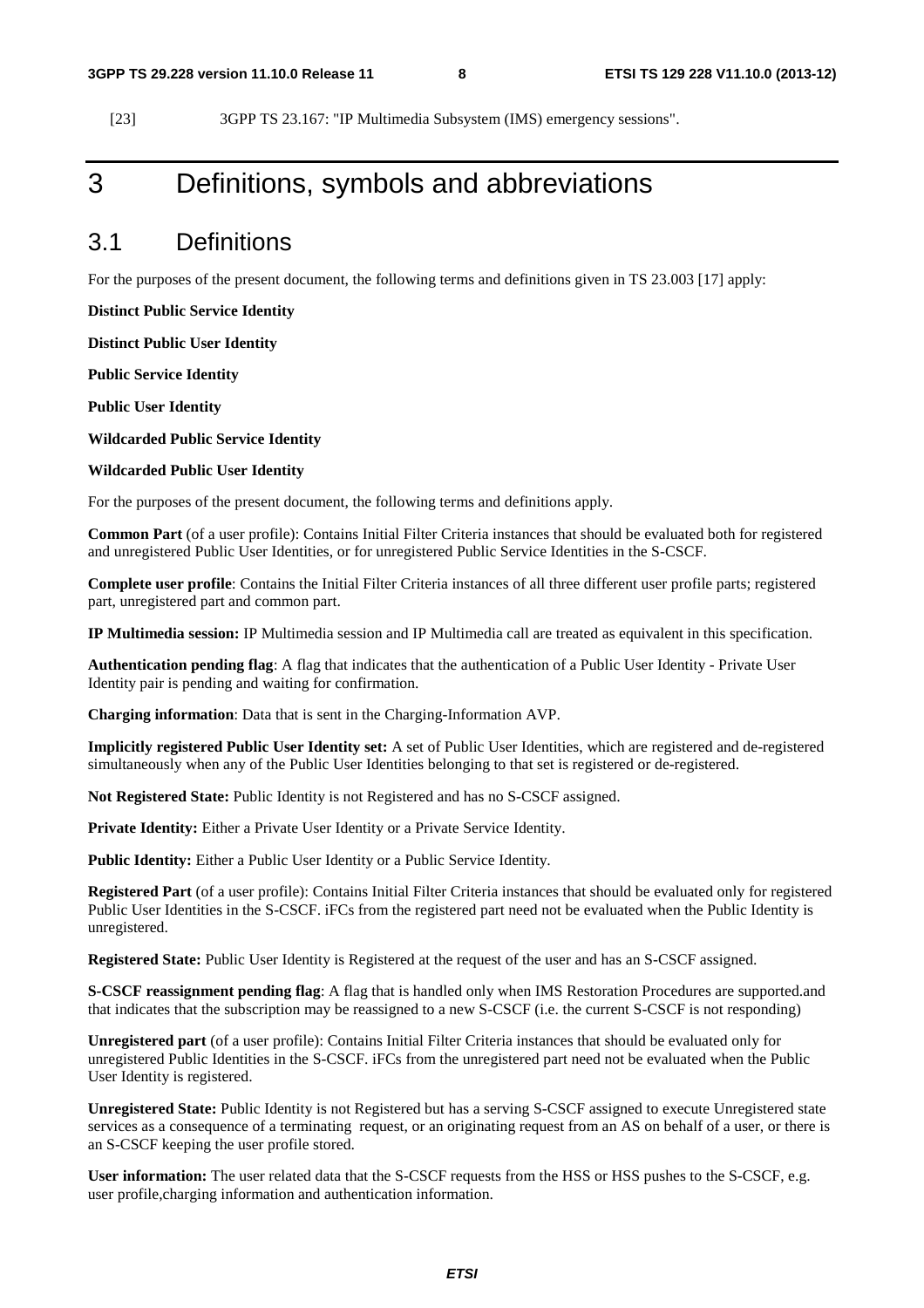[23] 3GPP TS 23.167: "IP Multimedia Subsystem (IMS) emergency sessions".

# 3 Definitions, symbols and abbreviations

## 3.1 Definitions

For the purposes of the present document, the following terms and definitions given in TS 23.003 [17] apply:

**Distinct Public Service Identity**

**Distinct Public User Identity**

**Public Service Identity**

**Public User Identity**

**Wildcarded Public Service Identity**

**Wildcarded Public User Identity**

For the purposes of the present document, the following terms and definitions apply.

**Common Part** (of a user profile): Contains Initial Filter Criteria instances that should be evaluated both for registered and unregistered Public User Identities, or for unregistered Public Service Identities in the S-CSCF.

**Complete user profile**: Contains the Initial Filter Criteria instances of all three different user profile parts; registered part, unregistered part and common part.

**IP Multimedia session:** IP Multimedia session and IP Multimedia call are treated as equivalent in this specification.

**Authentication pending flag**: A flag that indicates that the authentication of a Public User Identity - Private User Identity pair is pending and waiting for confirmation.

**Charging information**: Data that is sent in the Charging-Information AVP.

**Implicitly registered Public User Identity set:** A set of Public User Identities, which are registered and de-registered simultaneously when any of the Public User Identities belonging to that set is registered or de-registered.

**Not Registered State:** Public Identity is not Registered and has no S-CSCF assigned.

**Private Identity:** Either a Private User Identity or a Private Service Identity.

**Public Identity:** Either a Public User Identity or a Public Service Identity.

**Registered Part** (of a user profile): Contains Initial Filter Criteria instances that should be evaluated only for registered Public User Identities in the S-CSCF. iFCs from the registered part need not be evaluated when the Public Identity is unregistered.

**Registered State:** Public User Identity is Registered at the request of the user and has an S-CSCF assigned.

**S-CSCF reassignment pending flag**: A flag that is handled only when IMS Restoration Procedures are supported.and that indicates that the subscription may be reassigned to a new S-CSCF (i.e. the current S-CSCF is not responding)

**Unregistered part** (of a user profile): Contains Initial Filter Criteria instances that should be evaluated only for unregistered Public Identities in the S-CSCF. iFCs from the unregistered part need not be evaluated when the Public User Identity is registered.

**Unregistered State:** Public Identity is not Registered but has a serving S-CSCF assigned to execute Unregistered state services as a consequence of a terminating request, or an originating request from an AS on behalf of a user, or there is an S-CSCF keeping the user profile stored.

**User information:** The user related data that the S-CSCF requests from the HSS or HSS pushes to the S-CSCF, e.g. user profile,charging information and authentication information.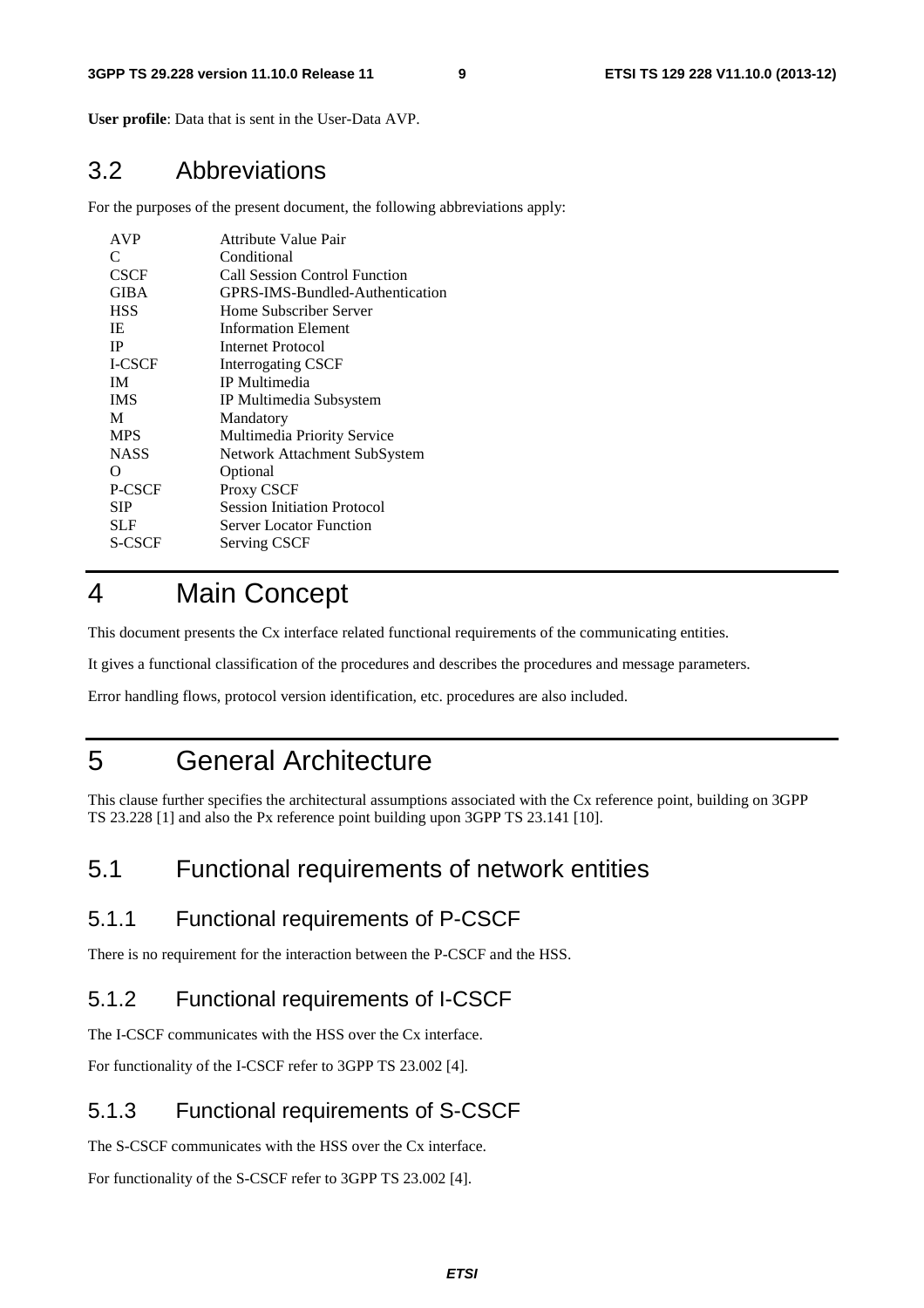**User profile**: Data that is sent in the User-Data AVP.

## 3.2 Abbreviations

For the purposes of the present document, the following abbreviations apply:

| | |
|---|---|
| AVP | Attribute Value Pair |
| C | Conditional |
| CSCF | Call Session Control Function |
| GIBA | GPRS-IMS-Bundled-Authentication |
| HSS | Home Subscriber Server |
| IE | Information Element |
| IP | Internet Protocol |
| I-CSCF | Interrogating CSCF |
| IM | IP Multimedia |
| IMS | IP Multimedia Subsystem |
| M | Mandatory |
| MPS | Multimedia Priority Service |
| NASS | Network Attachment SubSystem |
| O | Optional |
| P-CSCF | Proxy CSCF |
| SIP | Session Initiation Protocol |
| SLF | Server Locator Function |
| S-CSCF | Serving CSCF |

# 4 Main Concept

This document presents the Cx interface related functional requirements of the communicating entities.

It gives a functional classification of the procedures and describes the procedures and message parameters.

Error handling flows, protocol version identification, etc. procedures are also included.

# 5 General Architecture

This clause further specifies the architectural assumptions associated with the Cx reference point, building on 3GPP TS 23.228 [1] and also the Px reference point building upon 3GPP TS 23.141 [10].

## 5.1 Functional requirements of network entities

### 5.1.1 Functional requirements of P-CSCF

There is no requirement for the interaction between the P-CSCF and the HSS.

### 5.1.2 Functional requirements of I-CSCF

The I-CSCF communicates with the HSS over the Cx interface.

For functionality of the I-CSCF refer to 3GPP TS 23.002 [4].

### 5.1.3 Functional requirements of S-CSCF

The S-CSCF communicates with the HSS over the Cx interface.

For functionality of the S-CSCF refer to 3GPP TS 23.002 [4].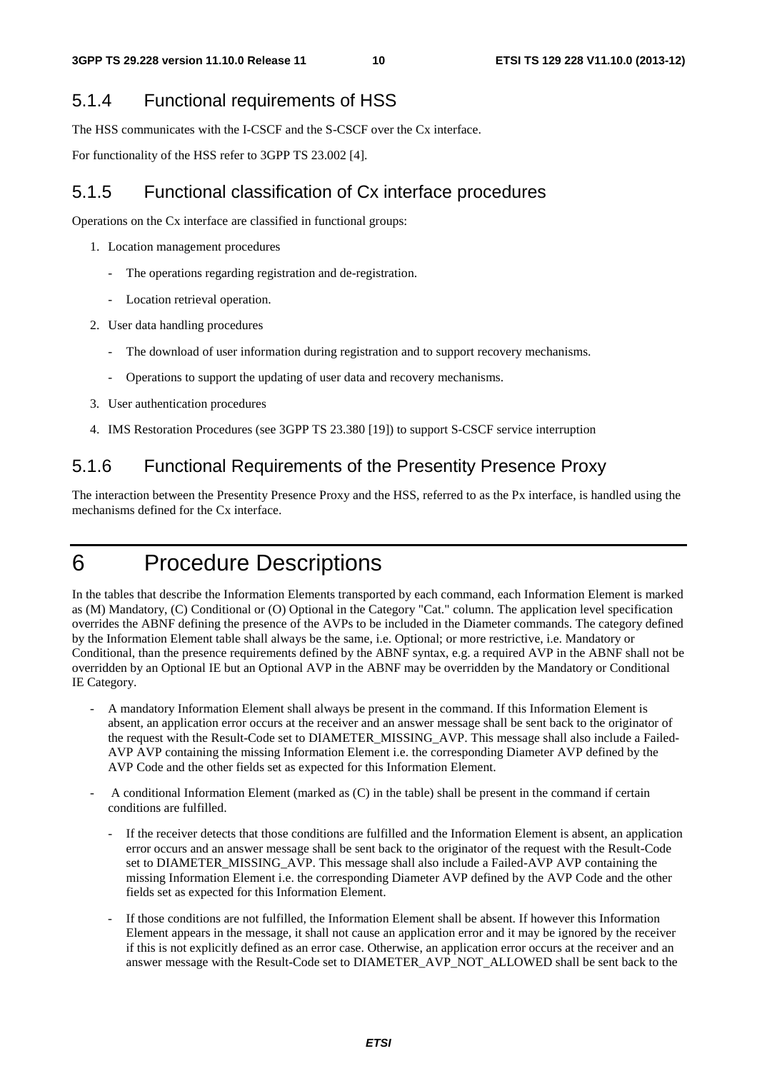### 5.1.4 Functional requirements of HSS

The HSS communicates with the I-CSCF and the S-CSCF over the Cx interface.

For functionality of the HSS refer to 3GPP TS 23.002 [4].

### 5.1.5 Functional classification of Cx interface procedures

Operations on the Cx interface are classified in functional groups:

1. Location management procedures
   - The operations regarding registration and de-registration.
   - Location retrieval operation.
2. User data handling procedures
   - The download of user information during registration and to support recovery mechanisms.
   - Operations to support the updating of user data and recovery mechanisms.
3. User authentication procedures
4. IMS Restoration Procedures (see 3GPP TS 23.380 [19]) to support S-CSCF service interruption

### 5.1.6 Functional Requirements of the Presentity Presence Proxy

The interaction between the Presentity Presence Proxy and the HSS, referred to as the Px interface, is handled using the mechanisms defined for the Cx interface.

# 6 Procedure Descriptions

In the tables that describe the Information Elements transported by each command, each Information Element is marked as (M) Mandatory, (C) Conditional or (O) Optional in the Category "Cat." column. The application level specification overrides the ABNF defining the presence of the AVPs to be included in the Diameter commands. The category defined by the Information Element table shall always be the same, i.e. Optional; or more restrictive, i.e. Mandatory or Conditional, than the presence requirements defined by the ABNF syntax, e.g. a required AVP in the ABNF shall not be overridden by an Optional IE but an Optional AVP in the ABNF may be overridden by the Mandatory or Conditional IE Category.

- A mandatory Information Element shall always be present in the command. If this Information Element is absent, an application error occurs at the receiver and an answer message shall be sent back to the originator of the request with the Result-Code set to DIAMETER_MISSING_AVP. This message shall also include a Failed-AVP AVP containing the missing Information Element i.e. the corresponding Diameter AVP defined by the AVP Code and the other fields set as expected for this Information Element.
- A conditional Information Element (marked as (C) in the table) shall be present in the command if certain conditions are fulfilled.
  - If the receiver detects that those conditions are fulfilled and the Information Element is absent, an application error occurs and an answer message shall be sent back to the originator of the request with the Result-Code set to DIAMETER_MISSING_AVP. This message shall also include a Failed-AVP AVP containing the missing Information Element i.e. the corresponding Diameter AVP defined by the AVP Code and the other fields set as expected for this Information Element.
  - If those conditions are not fulfilled, the Information Element shall be absent. If however this Information Element appears in the message, it shall not cause an application error and it may be ignored by the receiver if this is not explicitly defined as an error case. Otherwise, an application error occurs at the receiver and an answer message with the Result-Code set to DIAMETER_AVP_NOT_ALLOWED shall be sent back to the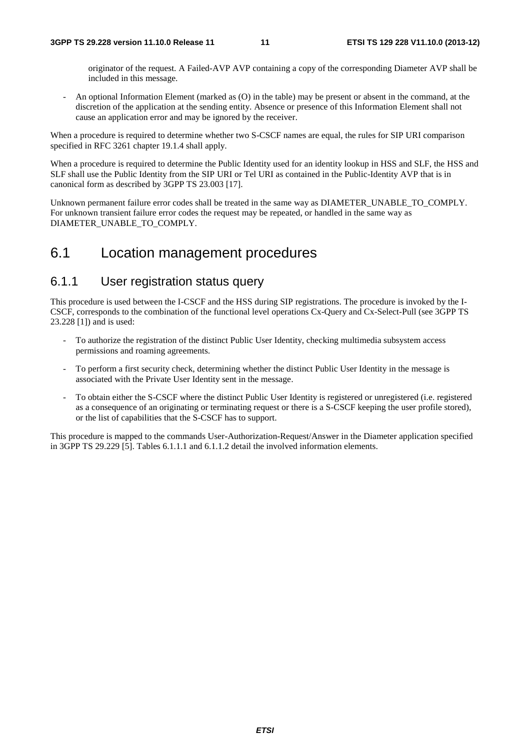originator of the request. A Failed-AVP AVP containing a copy of the corresponding Diameter AVP shall be included in this message.

- An optional Information Element (marked as (O) in the table) may be present or absent in the command, at the discretion of the application at the sending entity. Absence or presence of this Information Element shall not cause an application error and may be ignored by the receiver.

When a procedure is required to determine whether two S-CSCF names are equal, the rules for SIP URI comparison specified in RFC 3261 chapter 19.1.4 shall apply.

When a procedure is required to determine the Public Identity used for an identity lookup in HSS and SLF, the HSS and SLF shall use the Public Identity from the SIP URI or Tel URI as contained in the Public-Identity AVP that is in canonical form as described by 3GPP TS 23.003 [17].

Unknown permanent failure error codes shall be treated in the same way as DIAMETER_UNABLE_TO_COMPLY. For unknown transient failure error codes the request may be repeated, or handled in the same way as DIAMETER_UNABLE_TO_COMPLY.

## 6.1 Location management procedures

### 6.1.1 User registration status query

This procedure is used between the I-CSCF and the HSS during SIP registrations. The procedure is invoked by the I-CSCF, corresponds to the combination of the functional level operations Cx-Query and Cx-Select-Pull (see 3GPP TS 23.228 [1]) and is used:

- To authorize the registration of the distinct Public User Identity, checking multimedia subsystem access permissions and roaming agreements.
- To perform a first security check, determining whether the distinct Public User Identity in the message is associated with the Private User Identity sent in the message.
- To obtain either the S-CSCF where the distinct Public User Identity is registered or unregistered (i.e. registered as a consequence of an originating or terminating request or there is a S-CSCF keeping the user profile stored), or the list of capabilities that the S-CSCF has to support.

This procedure is mapped to the commands User-Authorization-Request/Answer in the Diameter application specified in 3GPP TS 29.229 [5]. Tables 6.1.1.1 and 6.1.1.2 detail the involved information elements.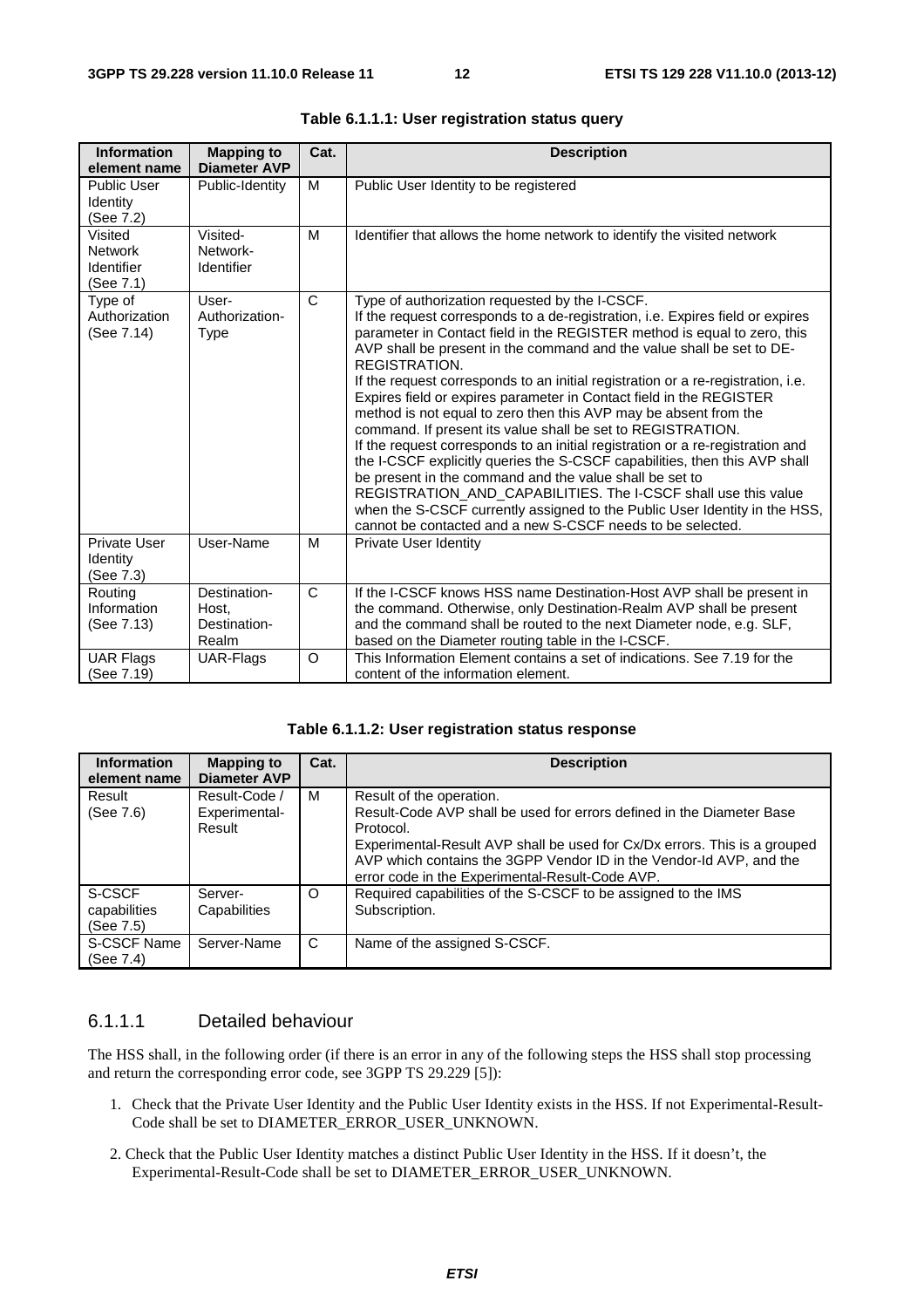**Table 6.1.1.1: User registration status query**

| Information element name | Mapping to Diameter AVP | Cat. | Description |
|---|---|---|---|
| Public User Identity (See 7.2) | Public-Identity | M | Public User Identity to be registered |
| Visited Network Identifier (See 7.1) | Visited-Network-Identifier | M | Identifier that allows the home network to identify the visited network |
| Type of Authorization (See 7.14) | User-Authorization-Type | C | Type of authorization requested by the I-CSCF. If the request corresponds to a de-registration, i.e. Expires field or expires parameter in Contact field in the REGISTER method is equal to zero, this AVP shall be present in the command and the value shall be set to DE-REGISTRATION. If the request corresponds to an initial registration or a re-registration, i.e. Expires field or expires parameter in Contact field in the REGISTER method is not equal to zero then this AVP may be absent from the command. If present its value shall be set to REGISTRATION. If the request corresponds to an initial registration or a re-registration and the I-CSCF explicitly queries the S-CSCF capabilities, then this AVP shall be present in the command and the value shall be set to REGISTRATION_AND_CAPABILITIES. The I-CSCF shall use this value when the S-CSCF currently assigned to the Public User Identity in the HSS, cannot be contacted and a new S-CSCF needs to be selected. |
| Private User Identity (See 7.3) | User-Name | M | Private User Identity |
| Routing Information (See 7.13) | Destination-Host, Destination-Realm | C | If the I-CSCF knows HSS name Destination-Host AVP shall be present in the command. Otherwise, only Destination-Realm AVP shall be present and the command shall be routed to the next Diameter node, e.g. SLF, based on the Diameter routing table in the I-CSCF. |
| UAR Flags (See 7.19) | UAR-Flags | O | This Information Element contains a set of indications. See 7.19 for the content of the information element. |

**Table 6.1.1.2: User registration status response**

| Information element name | Mapping to Diameter AVP | Cat. | Description |
|---|---|---|---|
| Result (See 7.6) | Result-Code / Experimental-Result | M | Result of the operation. Result-Code AVP shall be used for errors defined in the Diameter Base Protocol. Experimental-Result AVP shall be used for Cx/Dx errors. This is a grouped AVP which contains the 3GPP Vendor ID in the Vendor-Id AVP, and the error code in the Experimental-Result-Code AVP. |
| S-CSCF capabilities (See 7.5) | Server-Capabilities | O | Required capabilities of the S-CSCF to be assigned to the IMS Subscription. |
| S-CSCF Name (See 7.4) | Server-Name | C | Name of the assigned S-CSCF. |

### 6.1.1.1 Detailed behaviour

The HSS shall, in the following order (if there is an error in any of the following steps the HSS shall stop processing and return the corresponding error code, see 3GPP TS 29.229 [5]):

1. Check that the Private User Identity and the Public User Identity exists in the HSS. If not Experimental-Result-Code shall be set to DIAMETER_ERROR_USER_UNKNOWN.

2. Check that the Public User Identity matches a distinct Public User Identity in the HSS. If it doesn't, the Experimental-Result-Code shall be set to DIAMETER_ERROR_USER_UNKNOWN.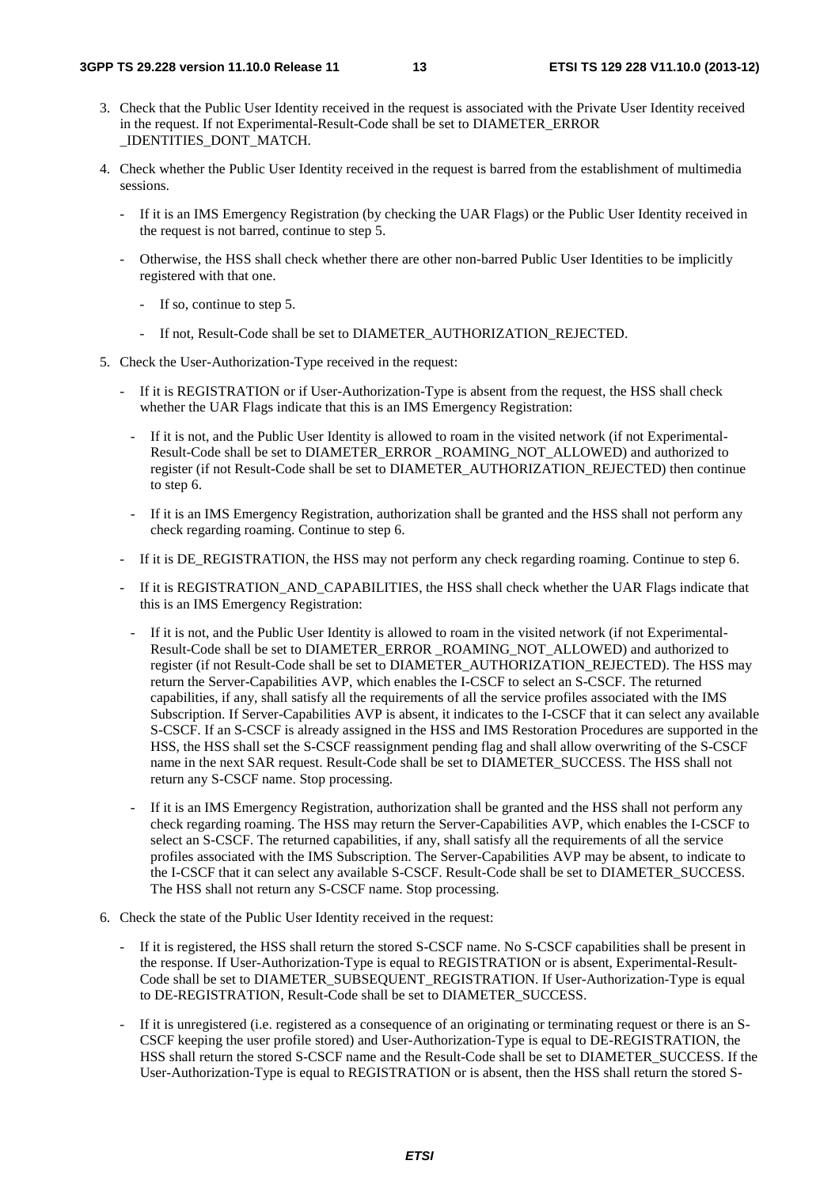3. Check that the Public User Identity received in the request is associated with the Private User Identity received in the request. If not Experimental-Result-Code shall be set to DIAMETER_ERROR _IDENTITIES_DONT_MATCH.

4. Check whether the Public User Identity received in the request is barred from the establishment of multimedia sessions.

   - If it is an IMS Emergency Registration (by checking the UAR Flags) or the Public User Identity received in the request is not barred, continue to step 5.

   - Otherwise, the HSS shall check whether there are other non-barred Public User Identities to be implicitly registered with that one.

     - If so, continue to step 5.

     - If not, Result-Code shall be set to DIAMETER_AUTHORIZATION_REJECTED.

5. Check the User-Authorization-Type received in the request:

   - If it is REGISTRATION or if User-Authorization-Type is absent from the request, the HSS shall check whether the UAR Flags indicate that this is an IMS Emergency Registration:

     - If it is not, and the Public User Identity is allowed to roam in the visited network (if not Experimental-Result-Code shall be set to DIAMETER_ERROR _ROAMING_NOT_ALLOWED) and authorized to register (if not Result-Code shall be set to DIAMETER_AUTHORIZATION_REJECTED) then continue to step 6.

     - If it is an IMS Emergency Registration, authorization shall be granted and the HSS shall not perform any check regarding roaming. Continue to step 6.

   - If it is DE_REGISTRATION, the HSS may not perform any check regarding roaming. Continue to step 6.

   - If it is REGISTRATION_AND_CAPABILITIES, the HSS shall check whether the UAR Flags indicate that this is an IMS Emergency Registration:

     - If it is not, and the Public User Identity is allowed to roam in the visited network (if not Experimental-Result-Code shall be set to DIAMETER_ERROR _ROAMING_NOT_ALLOWED) and authorized to register (if not Result-Code shall be set to DIAMETER_AUTHORIZATION_REJECTED). The HSS may return the Server-Capabilities AVP, which enables the I-CSCF to select an S-CSCF. The returned capabilities, if any, shall satisfy all the requirements of all the service profiles associated with the IMS Subscription. If Server-Capabilities AVP is absent, it indicates to the I-CSCF that it can select any available S-CSCF. If an S-CSCF is already assigned in the HSS and IMS Restoration Procedures are supported in the HSS, the HSS shall set the S-CSCF reassignment pending flag and shall allow overwriting of the S-CSCF name in the next SAR request. Result-Code shall be set to DIAMETER_SUCCESS. The HSS shall not return any S-CSCF name. Stop processing.

     - If it is an IMS Emergency Registration, authorization shall be granted and the HSS shall not perform any check regarding roaming. The HSS may return the Server-Capabilities AVP, which enables the I-CSCF to select an S-CSCF. The returned capabilities, if any, shall satisfy all the requirements of all the service profiles associated with the IMS Subscription. The Server-Capabilities AVP may be absent, to indicate to the I-CSCF that it can select any available S-CSCF. Result-Code shall be set to DIAMETER_SUCCESS. The HSS shall not return any S-CSCF name. Stop processing.

6. Check the state of the Public User Identity received in the request:

   - If it is registered, the HSS shall return the stored S-CSCF name. No S-CSCF capabilities shall be present in the response. If User-Authorization-Type is equal to REGISTRATION or is absent, Experimental-Result-Code shall be set to DIAMETER_SUBSEQUENT_REGISTRATION. If User-Authorization-Type is equal to DE-REGISTRATION, Result-Code shall be set to DIAMETER_SUCCESS.

   - If it is unregistered (i.e. registered as a consequence of an originating or terminating request or there is an S-CSCF keeping the user profile stored) and User-Authorization-Type is equal to DE-REGISTRATION, the HSS shall return the stored S-CSCF name and the Result-Code shall be set to DIAMETER_SUCCESS. If the User-Authorization-Type is equal to REGISTRATION or is absent, then the HSS shall return the stored S-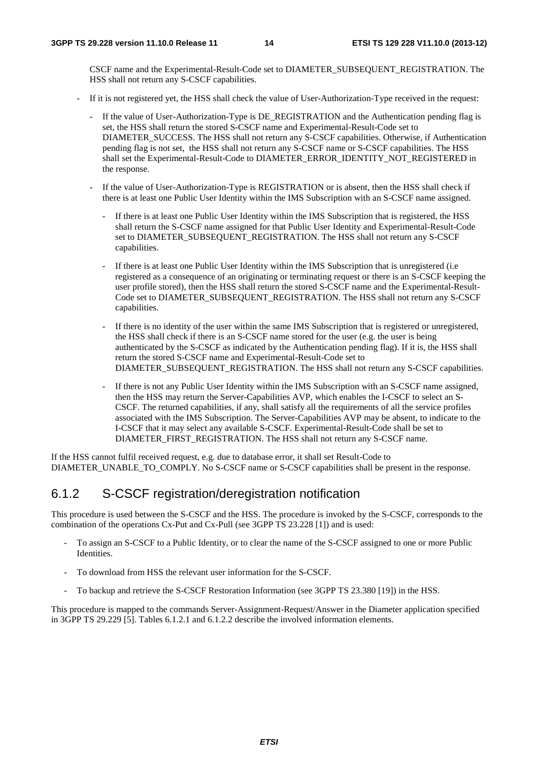CSCF name and the Experimental-Result-Code set to DIAMETER_SUBSEQUENT_REGISTRATION. The HSS shall not return any S-CSCF capabilities.

- If it is not registered yet, the HSS shall check the value of User-Authorization-Type received in the request:
  - If the value of User-Authorization-Type is DE_REGISTRATION and the Authentication pending flag is set, the HSS shall return the stored S-CSCF name and Experimental-Result-Code set to DIAMETER_SUCCESS. The HSS shall not return any S-CSCF capabilities. Otherwise, if Authentication pending flag is not set, the HSS shall not return any S-CSCF name or S-CSCF capabilities. The HSS shall set the Experimental-Result-Code to DIAMETER_ERROR_IDENTITY_NOT_REGISTERED in the response.
  - If the value of User-Authorization-Type is REGISTRATION or is absent, then the HSS shall check if there is at least one Public User Identity within the IMS Subscription with an S-CSCF name assigned.
    - If there is at least one Public User Identity within the IMS Subscription that is registered, the HSS shall return the S-CSCF name assigned for that Public User Identity and Experimental-Result-Code set to DIAMETER_SUBSEQUENT_REGISTRATION. The HSS shall not return any S-CSCF capabilities.
    - If there is at least one Public User Identity within the IMS Subscription that is unregistered (i.e registered as a consequence of an originating or terminating request or there is an S-CSCF keeping the user profile stored), then the HSS shall return the stored S-CSCF name and the Experimental-Result-Code set to DIAMETER_SUBSEQUENT_REGISTRATION. The HSS shall not return any S-CSCF capabilities.
    - If there is no identity of the user within the same IMS Subscription that is registered or unregistered, the HSS shall check if there is an S-CSCF name stored for the user (e.g. the user is being authenticated by the S-CSCF as indicated by the Authentication pending flag). If it is, the HSS shall return the stored S-CSCF name and Experimental-Result-Code set to DIAMETER_SUBSEQUENT_REGISTRATION. The HSS shall not return any S-CSCF capabilities.
    - If there is not any Public User Identity within the IMS Subscription with an S-CSCF name assigned, then the HSS may return the Server-Capabilities AVP, which enables the I-CSCF to select an S-CSCF. The returned capabilities, if any, shall satisfy all the requirements of all the service profiles associated with the IMS Subscription. The Server-Capabilities AVP may be absent, to indicate to the I-CSCF that it may select any available S-CSCF. Experimental-Result-Code shall be set to DIAMETER_FIRST_REGISTRATION. The HSS shall not return any S-CSCF name.

If the HSS cannot fulfil received request, e.g. due to database error, it shall set Result-Code to DIAMETER_UNABLE_TO_COMPLY. No S-CSCF name or S-CSCF capabilities shall be present in the response.

### 6.1.2 S-CSCF registration/deregistration notification

This procedure is used between the S-CSCF and the HSS. The procedure is invoked by the S-CSCF, corresponds to the combination of the operations Cx-Put and Cx-Pull (see 3GPP TS 23.228 [1]) and is used:

- To assign an S-CSCF to a Public Identity, or to clear the name of the S-CSCF assigned to one or more Public Identities.
- To download from HSS the relevant user information for the S-CSCF.
- To backup and retrieve the S-CSCF Restoration Information (see 3GPP TS 23.380 [19]) in the HSS.

This procedure is mapped to the commands Server-Assignment-Request/Answer in the Diameter application specified in 3GPP TS 29.229 [5]. Tables 6.1.2.1 and 6.1.2.2 describe the involved information elements.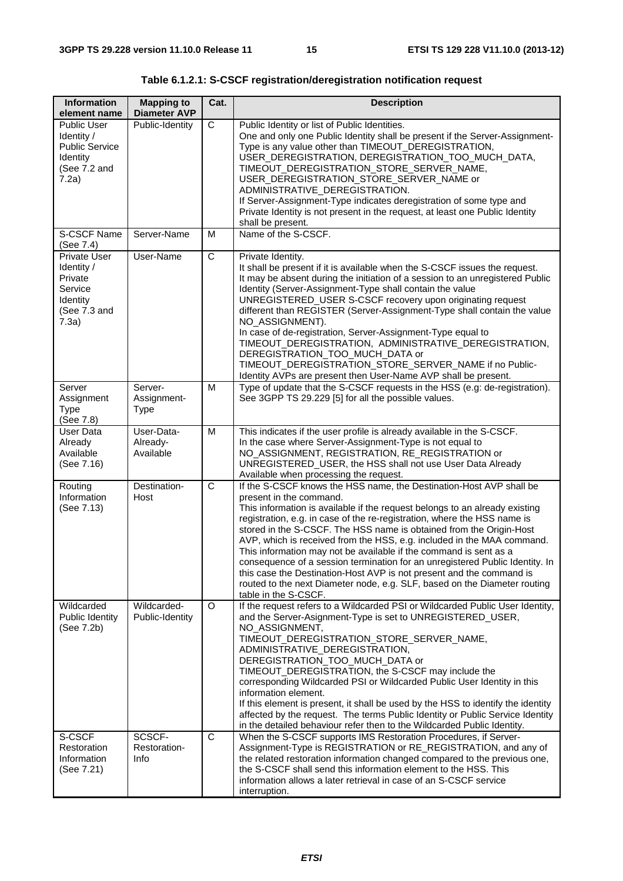**Table 6.1.2.1: S-CSCF registration/deregistration notification request**

| Information element name | Mapping to Diameter AVP | Cat. | Description |
|---|---|---|---|
| Public User Identity / Public Service Identity (See 7.2 and 7.2a) | Public-Identity | C | Public Identity or list of Public Identities.<br>One and only one Public Identity shall be present if the Server-Assignment-Type is any value other than TIMEOUT_DEREGISTRATION, USER_DEREGISTRATION, DEREGISTRATION_TOO_MUCH_DATA, TIMEOUT_DEREGISTRATION_STORE_SERVER_NAME, USER_DEREGISTRATION_STORE_SERVER_NAME or ADMINISTRATIVE_DEREGISTRATION.<br>If Server-Assignment-Type indicates deregistration of some type and Private Identity is not present in the request, at least one Public Identity shall be present. |
| S-CSCF Name (See 7.4) | Server-Name | M | Name of the S-CSCF. |
| Private User Identity / Private Service Identity (See 7.3 and 7.3a) | User-Name | C | Private Identity.<br>It shall be present if it is available when the S-CSCF issues the request.<br>It may be absent during the initiation of a session to an unregistered Public Identity (Server-Assignment-Type shall contain the value UNREGISTERED_USER S-CSCF recovery upon originating request different than REGISTER (Server-Assignment-Type shall contain the value NO_ASSIGNMENT).<br>In case of de-registration, Server-Assignment-Type equal to TIMEOUT_DEREGISTRATION, ADMINISTRATIVE_DEREGISTRATION, DEREGISTRATION_TOO_MUCH_DATA or TIMEOUT_DEREGISTRATION_STORE_SERVER_NAME if no Public-Identity AVPs are present then User-Name AVP shall be present. |
| Server Assignment Type (See 7.8) | Server-Assignment-Type | M | Type of update that the S-CSCF requests in the HSS (e.g: de-registration). See 3GPP TS 29.229 [5] for all the possible values. |
| User Data Already Available (See 7.16) | User-Data-Already-Available | M | This indicates if the user profile is already available in the S-CSCF.<br>In the case where Server-Assignment-Type is not equal to NO_ASSIGNMENT, REGISTRATION, RE_REGISTRATION or UNREGISTERED_USER, the HSS shall not use User Data Already Available when processing the request. |
| Routing Information (See 7.13) | Destination-Host | C | If the S-CSCF knows the HSS name, the Destination-Host AVP shall be present in the command.<br>This information is available if the request belongs to an already existing registration, e.g. in case of the re-registration, where the HSS name is stored in the S-CSCF. The HSS name is obtained from the Origin-Host AVP, which is received from the HSS, e.g. included in the MAA command.<br>This information may not be available if the command is sent as a consequence of a session termination for an unregistered Public Identity. In this case the Destination-Host AVP is not present and the command is routed to the next Diameter node, e.g. SLF, based on the Diameter routing table in the S-CSCF. |
| Wildcarded Public Identity (See 7.2b) | Wildcarded-Public-Identity | O | If the request refers to a Wildcarded PSI or Wildcarded Public User Identity, and the Server-Asignment-Type is set to UNREGISTERED_USER, NO_ASSIGNMENT, TIMEOUT_DEREGISTRATION_STORE_SERVER_NAME, ADMINISTRATIVE_DEREGISTRATION, DEREGISTRATION_TOO_MUCH_DATA or TIMEOUT_DEREGISTRATION, the S-CSCF may include the corresponding Wildcarded PSI or Wildcarded Public User Identity in this information element.<br>If this element is present, it shall be used by the HSS to identify the identity affected by the request. The terms Public Identity or Public Service Identity in the detailed behaviour refer then to the Wildcarded Public Identity. |
| S-CSCF Restoration Information (See 7.21) | SCSCF-Restoration-Info | C | When the S-CSCF supports IMS Restoration Procedures, if Server-Assignment-Type is REGISTRATION or RE_REGISTRATION, and any of the related restoration information changed compared to the previous one, the S-CSCF shall send this information element to the HSS. This information allows a later retrieval in case of an S-CSCF service interruption. |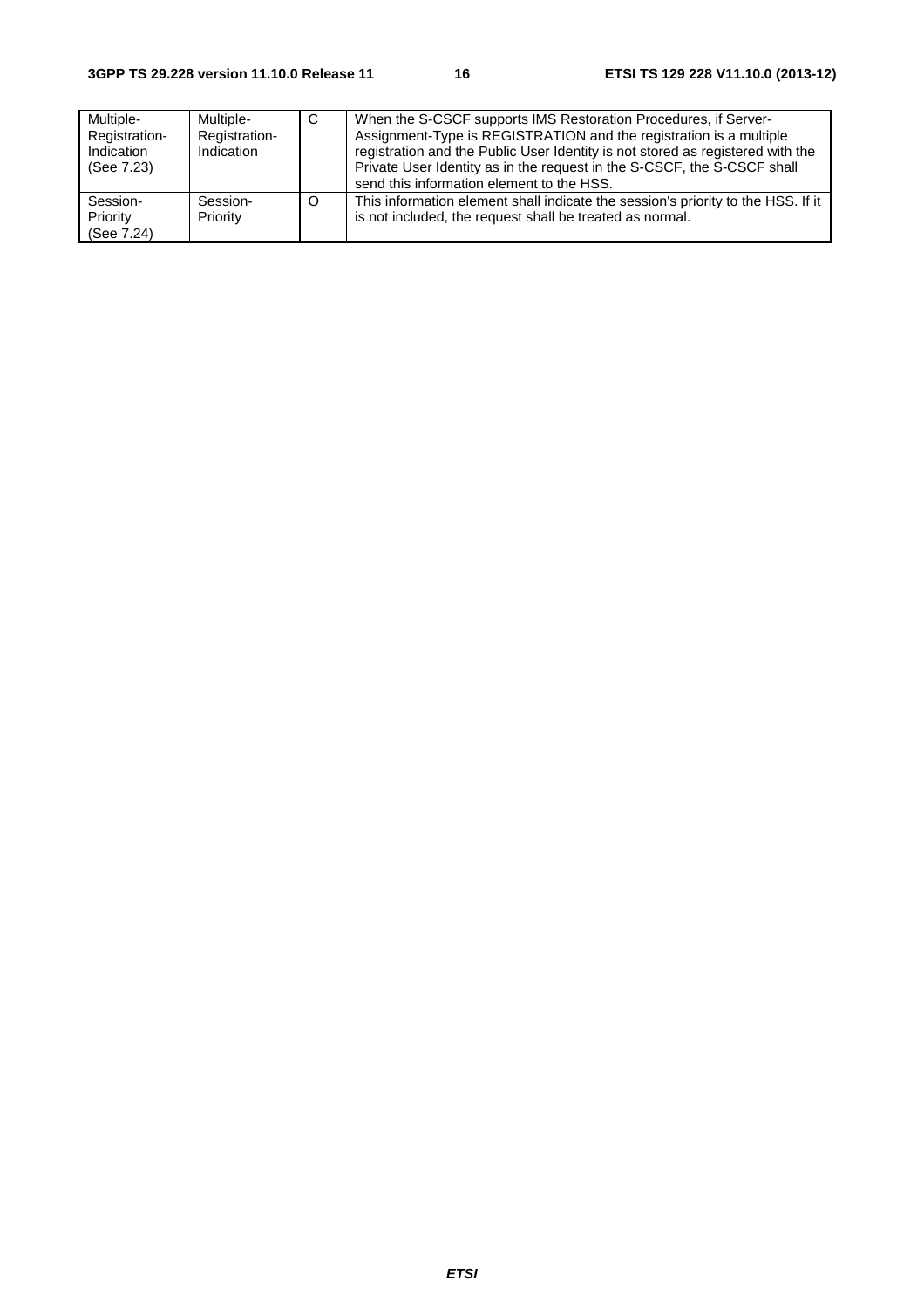| Multiple-Registration-Indication (See 7.23) | Multiple-Registration-Indication | C | When the S-CSCF supports IMS Restoration Procedures, if Server-Assignment-Type is REGISTRATION and the registration is a multiple registration and the Public User Identity is not stored as registered with the Private User Identity as in the request in the S-CSCF, the S-CSCF shall send this information element to the HSS. |
|---|---|---|---|
| Session-Priority (See 7.24) | Session-Priority | O | This information element shall indicate the session's priority to the HSS. If it is not included, the request shall be treated as normal. |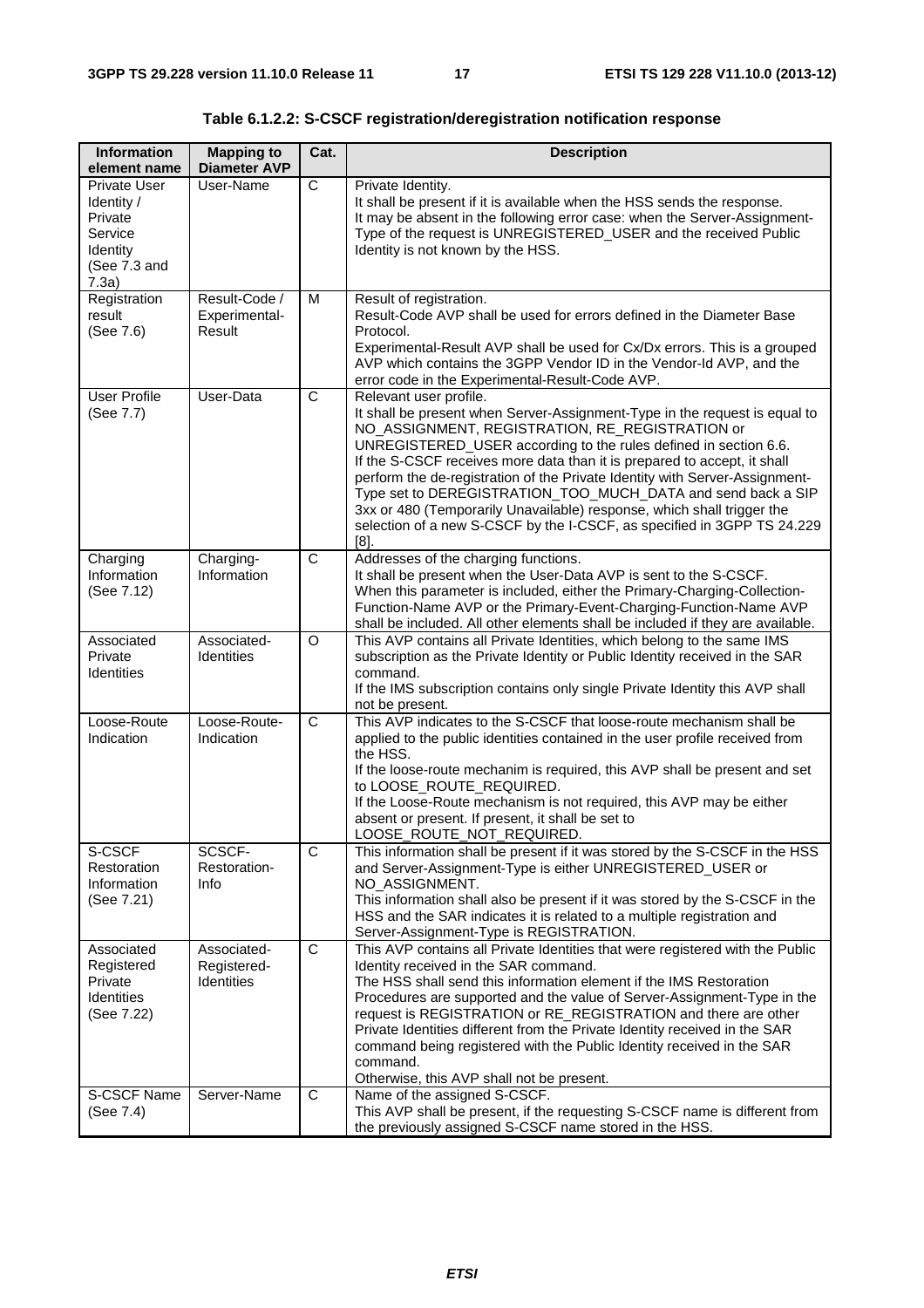**Table 6.1.2.2: S-CSCF registration/deregistration notification response**

| Information element name | Mapping to Diameter AVP | Cat. | Description |
|---|---|---|---|
| Private User Identity / Private Service Identity (See 7.3 and 7.3a) | User-Name | C | Private Identity.<br>It shall be present if it is available when the HSS sends the response.<br>It may be absent in the following error case: when the Server-Assignment-Type of the request is UNREGISTERED_USER and the received Public Identity is not known by the HSS. |
| Registration result (See 7.6) | Result-Code / Experimental-Result | M | Result of registration.<br>Result-Code AVP shall be used for errors defined in the Diameter Base Protocol.<br>Experimental-Result AVP shall be used for Cx/Dx errors. This is a grouped AVP which contains the 3GPP Vendor ID in the Vendor-Id AVP, and the error code in the Experimental-Result-Code AVP. |
| User Profile (See 7.7) | User-Data | C | Relevant user profile.<br>It shall be present when Server-Assignment-Type in the request is equal to NO_ASSIGNMENT, REGISTRATION, RE_REGISTRATION or UNREGISTERED_USER according to the rules defined in section 6.6.<br>If the S-CSCF receives more data than it is prepared to accept, it shall perform the de-registration of the Private Identity with Server-Assignment-Type set to DEREGISTRATION_TOO_MUCH_DATA and send back a SIP 3xx or 480 (Temporarily Unavailable) response, which shall trigger the selection of a new S-CSCF by the I-CSCF, as specified in 3GPP TS 24.229 [8]. |
| Charging Information (See 7.12) | Charging-Information | C | Addresses of the charging functions.<br>It shall be present when the User-Data AVP is sent to the S-CSCF.<br>When this parameter is included, either the Primary-Charging-Collection-Function-Name AVP or the Primary-Event-Charging-Function-Name AVP shall be included. All other elements shall be included if they are available. |
| Associated Private Identities | Associated-Identities | O | This AVP contains all Private Identities, which belong to the same IMS subscription as the Private Identity or Public Identity received in the SAR command.<br>If the IMS subscription contains only single Private Identity this AVP shall not be present. |
| Loose-Route Indication | Loose-Route-Indication | C | This AVP indicates to the S-CSCF that loose-route mechanism shall be applied to the public identities contained in the user profile received from the HSS.<br>If the loose-route mechanim is required, this AVP shall be present and set to LOOSE_ROUTE_REQUIRED.<br>If the Loose-Route mechanism is not required, this AVP may be either absent or present. If present, it shall be set to LOOSE_ROUTE_NOT_REQUIRED. |
| S-CSCF Restoration Information (See 7.21) | SCSCF-Restoration-Info | C | This information shall be present if it was stored by the S-CSCF in the HSS and Server-Assignment-Type is either UNREGISTERED_USER or NO_ASSIGNMENT.<br>This information shall also be present if it was stored by the S-CSCF in the HSS and the SAR indicates it is related to a multiple registration and Server-Assignment-Type is REGISTRATION. |
| Associated Registered Private Identities (See 7.22) | Associated-Registered-Identities | C | This AVP contains all Private Identities that were registered with the Public Identity received in the SAR command.<br>The HSS shall send this information element if the IMS Restoration Procedures are supported and the value of Server-Assignment-Type in the request is REGISTRATION or RE_REGISTRATION and there are other Private Identities different from the Private Identity received in the SAR command being registered with the Public Identity received in the SAR command.<br>Otherwise, this AVP shall not be present. |
| S-CSCF Name (See 7.4) | Server-Name | C | Name of the assigned S-CSCF.<br>This AVP shall be present, if the requesting S-CSCF name is different from the previously assigned S-CSCF name stored in the HSS. |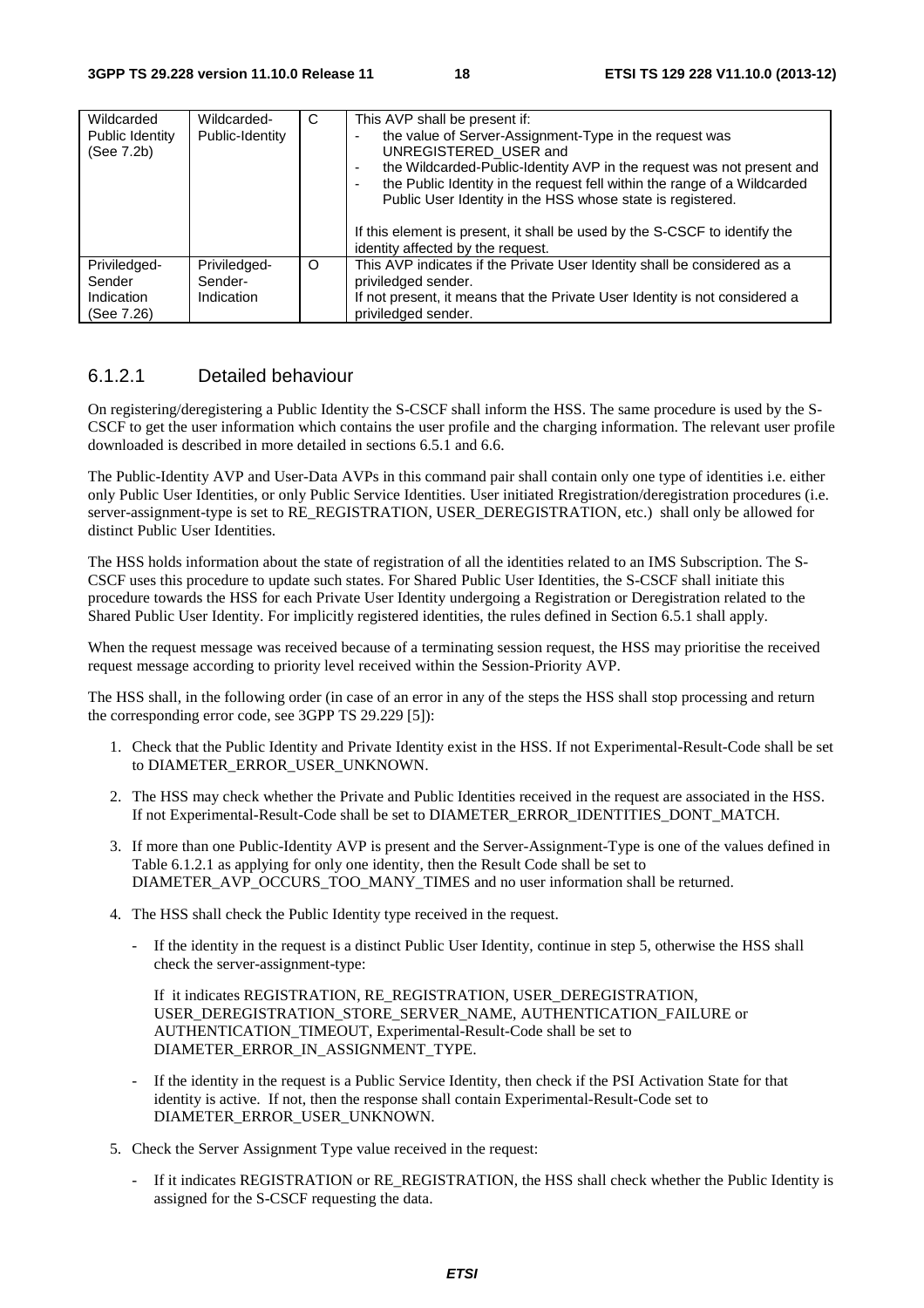| Wildcarded Public Identity (See 7.2b) | Wildcarded-Public-Identity | C | This AVP shall be present if: - the value of Server-Assignment-Type in the request was UNREGISTERED_USER and - the Wildcarded-Public-Identity AVP in the request was not present and - the Public Identity in the request fell within the range of a Wildcarded Public User Identity in the HSS whose state is registered. If this element is present, it shall be used by the S-CSCF to identify the identity affected by the request. |
|---|---|---|---|
| Priviledged-Sender Indication (See 7.26) | Priviledged-Sender-Indication | O | This AVP indicates if the Private User Identity shall be considered as a priviledged sender. If not present, it means that the Private User Identity is not considered a priviledged sender. |

### 6.1.2.1 Detailed behaviour

On registering/deregistering a Public Identity the S-CSCF shall inform the HSS. The same procedure is used by the S-CSCF to get the user information which contains the user profile and the charging information. The relevant user profile downloaded is described in more detailed in sections 6.5.1 and 6.6.

The Public-Identity AVP and User-Data AVPs in this command pair shall contain only one type of identities i.e. either only Public User Identities, or only Public Service Identities. User initiated Rregistration/deregistration procedures (i.e. server-assignment-type is set to RE_REGISTRATION, USER_DEREGISTRATION, etc.) shall only be allowed for distinct Public User Identities.

The HSS holds information about the state of registration of all the identities related to an IMS Subscription. The S-CSCF uses this procedure to update such states. For Shared Public User Identities, the S-CSCF shall initiate this procedure towards the HSS for each Private User Identity undergoing a Registration or Deregistration related to the Shared Public User Identity. For implicitly registered identities, the rules defined in Section 6.5.1 shall apply.

When the request message was received because of a terminating session request, the HSS may prioritise the received request message according to priority level received within the Session-Priority AVP.

The HSS shall, in the following order (in case of an error in any of the steps the HSS shall stop processing and return the corresponding error code, see 3GPP TS 29.229 [5]):

1. Check that the Public Identity and Private Identity exist in the HSS. If not Experimental-Result-Code shall be set to DIAMETER_ERROR_USER_UNKNOWN.
2. The HSS may check whether the Private and Public Identities received in the request are associated in the HSS. If not Experimental-Result-Code shall be set to DIAMETER_ERROR_IDENTITIES_DONT_MATCH.
3. If more than one Public-Identity AVP is present and the Server-Assignment-Type is one of the values defined in Table 6.1.2.1 as applying for only one identity, then the Result Code shall be set to DIAMETER_AVP_OCCURS_TOO_MANY_TIMES and no user information shall be returned.
4. The HSS shall check the Public Identity type received in the request.
   - If the identity in the request is a distinct Public User Identity, continue in step 5, otherwise the HSS shall check the server-assignment-type:

     If it indicates REGISTRATION, RE_REGISTRATION, USER_DEREGISTRATION, USER_DEREGISTRATION_STORE_SERVER_NAME, AUTHENTICATION_FAILURE or AUTHENTICATION_TIMEOUT, Experimental-Result-Code shall be set to DIAMETER_ERROR_IN_ASSIGNMENT_TYPE.
   - If the identity in the request is a Public Service Identity, then check if the PSI Activation State for that identity is active. If not, then the response shall contain Experimental-Result-Code set to DIAMETER_ERROR_USER_UNKNOWN.
5. Check the Server Assignment Type value received in the request:
   - If it indicates REGISTRATION or RE_REGISTRATION, the HSS shall check whether the Public Identity is assigned for the S-CSCF requesting the data.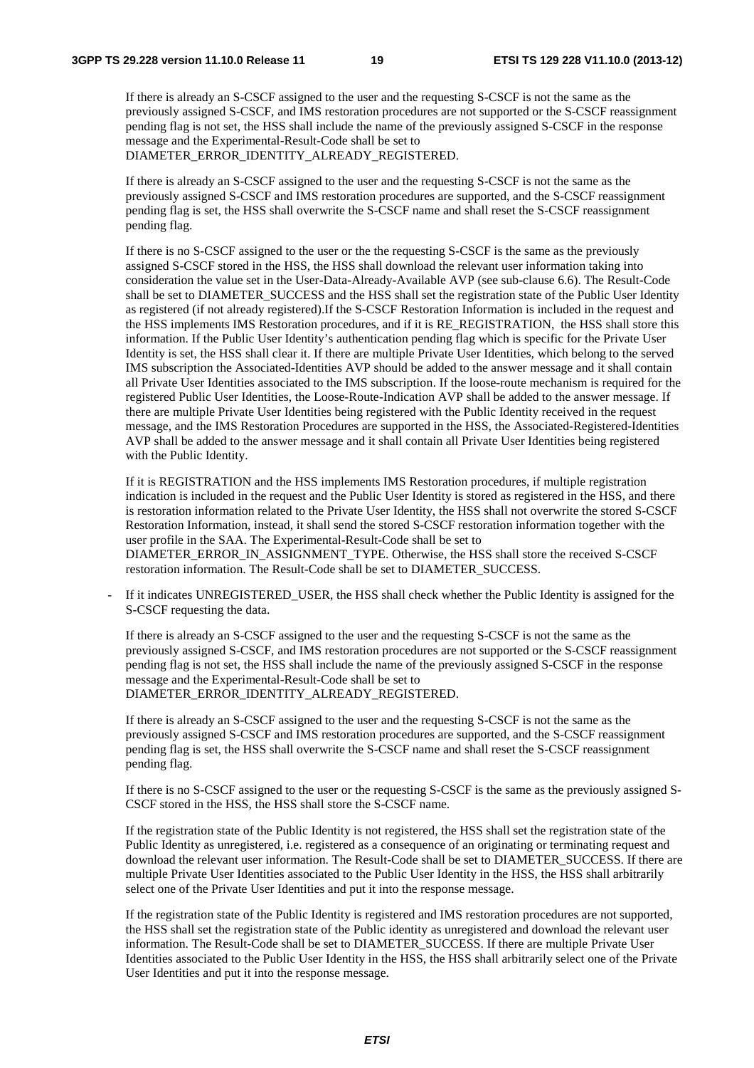If there is already an S-CSCF assigned to the user and the requesting S-CSCF is not the same as the previously assigned S-CSCF, and IMS restoration procedures are not supported or the S-CSCF reassignment pending flag is not set, the HSS shall include the name of the previously assigned S-CSCF in the response message and the Experimental-Result-Code shall be set to DIAMETER_ERROR_IDENTITY_ALREADY_REGISTERED.

If there is already an S-CSCF assigned to the user and the requesting S-CSCF is not the same as the previously assigned S-CSCF and IMS restoration procedures are supported, and the S-CSCF reassignment pending flag is set, the HSS shall overwrite the S-CSCF name and shall reset the S-CSCF reassignment pending flag.

If there is no S-CSCF assigned to the user or the the requesting S-CSCF is the same as the previously assigned S-CSCF stored in the HSS, the HSS shall download the relevant user information taking into consideration the value set in the User-Data-Already-Available AVP (see sub-clause 6.6). The Result-Code shall be set to DIAMETER_SUCCESS and the HSS shall set the registration state of the Public User Identity as registered (if not already registered).If the S-CSCF Restoration Information is included in the request and the HSS implements IMS Restoration procedures, and if it is RE_REGISTRATION, the HSS shall store this information. If the Public User Identity's authentication pending flag which is specific for the Private User Identity is set, the HSS shall clear it. If there are multiple Private User Identities, which belong to the served IMS subscription the Associated-Identities AVP should be added to the answer message and it shall contain all Private User Identities associated to the IMS subscription. If the loose-route mechanism is required for the registered Public User Identities, the Loose-Route-Indication AVP shall be added to the answer message. If there are multiple Private User Identities being registered with the Public Identity received in the request message, and the IMS Restoration Procedures are supported in the HSS, the Associated-Registered-Identities AVP shall be added to the answer message and it shall contain all Private User Identities being registered with the Public Identity.

If it is REGISTRATION and the HSS implements IMS Restoration procedures, if multiple registration indication is included in the request and the Public User Identity is stored as registered in the HSS, and there is restoration information related to the Private User Identity, the HSS shall not overwrite the stored S-CSCF Restoration Information, instead, it shall send the stored S-CSCF restoration information together with the user profile in the SAA. The Experimental-Result-Code shall be set to DIAMETER_ERROR_IN_ASSIGNMENT_TYPE. Otherwise, the HSS shall store the received S-CSCF restoration information. The Result-Code shall be set to DIAMETER_SUCCESS.

- If it indicates UNREGISTERED_USER, the HSS shall check whether the Public Identity is assigned for the S-CSCF requesting the data.

  If there is already an S-CSCF assigned to the user and the requesting S-CSCF is not the same as the previously assigned S-CSCF, and IMS restoration procedures are not supported or the S-CSCF reassignment pending flag is not set, the HSS shall include the name of the previously assigned S-CSCF in the response message and the Experimental-Result-Code shall be set to DIAMETER_ERROR_IDENTITY_ALREADY_REGISTERED.

  If there is already an S-CSCF assigned to the user and the requesting S-CSCF is not the same as the previously assigned S-CSCF and IMS restoration procedures are supported, and the S-CSCF reassignment pending flag is set, the HSS shall overwrite the S-CSCF name and shall reset the S-CSCF reassignment pending flag.

  If there is no S-CSCF assigned to the user or the requesting S-CSCF is the same as the previously assigned S-CSCF stored in the HSS, the HSS shall store the S-CSCF name.

  If the registration state of the Public Identity is not registered, the HSS shall set the registration state of the Public Identity as unregistered, i.e. registered as a consequence of an originating or terminating request and download the relevant user information. The Result-Code shall be set to DIAMETER_SUCCESS. If there are multiple Private User Identities associated to the Public User Identity in the HSS, the HSS shall arbitrarily select one of the Private User Identities and put it into the response message.

  If the registration state of the Public Identity is registered and IMS restoration procedures are not supported, the HSS shall set the registration state of the Public identity as unregistered and download the relevant user information. The Result-Code shall be set to DIAMETER_SUCCESS. If there are multiple Private User Identities associated to the Public User Identity in the HSS, the HSS shall arbitrarily select one of the Private User Identities and put it into the response message.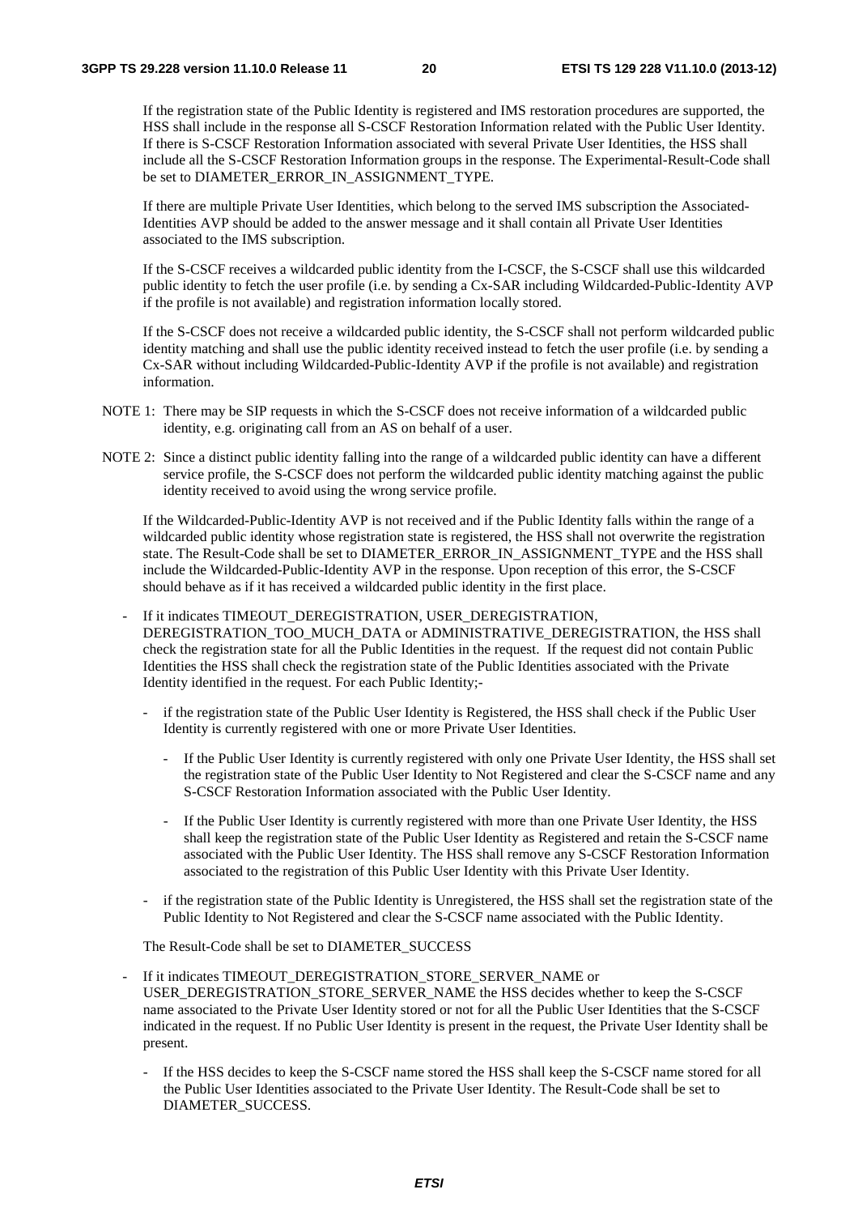If the registration state of the Public Identity is registered and IMS restoration procedures are supported, the HSS shall include in the response all S-CSCF Restoration Information related with the Public User Identity. If there is S-CSCF Restoration Information associated with several Private User Identities, the HSS shall include all the S-CSCF Restoration Information groups in the response. The Experimental-Result-Code shall be set to DIAMETER_ERROR_IN_ASSIGNMENT_TYPE.

If there are multiple Private User Identities, which belong to the served IMS subscription the Associated-Identities AVP should be added to the answer message and it shall contain all Private User Identities associated to the IMS subscription.

If the S-CSCF receives a wildcarded public identity from the I-CSCF, the S-CSCF shall use this wildcarded public identity to fetch the user profile (i.e. by sending a Cx-SAR including Wildcarded-Public-Identity AVP if the profile is not available) and registration information locally stored.

If the S-CSCF does not receive a wildcarded public identity, the S-CSCF shall not perform wildcarded public identity matching and shall use the public identity received instead to fetch the user profile (i.e. by sending a Cx-SAR without including Wildcarded-Public-Identity AVP if the profile is not available) and registration information.

NOTE 1: There may be SIP requests in which the S-CSCF does not receive information of a wildcarded public identity, e.g. originating call from an AS on behalf of a user.

NOTE 2: Since a distinct public identity falling into the range of a wildcarded public identity can have a different service profile, the S-CSCF does not perform the wildcarded public identity matching against the public identity received to avoid using the wrong service profile.

If the Wildcarded-Public-Identity AVP is not received and if the Public Identity falls within the range of a wildcarded public identity whose registration state is registered, the HSS shall not overwrite the registration state. The Result-Code shall be set to DIAMETER_ERROR_IN_ASSIGNMENT_TYPE and the HSS shall include the Wildcarded-Public-Identity AVP in the response. Upon reception of this error, the S-CSCF should behave as if it has received a wildcarded public identity in the first place.

- If it indicates TIMEOUT_DEREGISTRATION, USER_DEREGISTRATION, DEREGISTRATION_TOO_MUCH_DATA or ADMINISTRATIVE_DEREGISTRATION, the HSS shall check the registration state for all the Public Identities in the request. If the request did not contain Public Identities the HSS shall check the registration state of the Public Identities associated with the Private Identity identified in the request. For each Public Identity;-
  - if the registration state of the Public User Identity is Registered, the HSS shall check if the Public User Identity is currently registered with one or more Private User Identities.
    - If the Public User Identity is currently registered with only one Private User Identity, the HSS shall set the registration state of the Public User Identity to Not Registered and clear the S-CSCF name and any S-CSCF Restoration Information associated with the Public User Identity.
    - If the Public User Identity is currently registered with more than one Private User Identity, the HSS shall keep the registration state of the Public User Identity as Registered and retain the S-CSCF name associated with the Public User Identity. The HSS shall remove any S-CSCF Restoration Information associated to the registration of this Public User Identity with this Private User Identity.
  - if the registration state of the Public Identity is Unregistered, the HSS shall set the registration state of the Public Identity to Not Registered and clear the S-CSCF name associated with the Public Identity.

  The Result-Code shall be set to DIAMETER_SUCCESS

- If it indicates TIMEOUT_DEREGISTRATION_STORE_SERVER_NAME or USER_DEREGISTRATION_STORE_SERVER_NAME the HSS decides whether to keep the S-CSCF name associated to the Private User Identity stored or not for all the Public User Identities that the S-CSCF indicated in the request. If no Public User Identity is present in the request, the Private User Identity shall be present.
  - If the HSS decides to keep the S-CSCF name stored the HSS shall keep the S-CSCF name stored for all the Public User Identities associated to the Private User Identity. The Result-Code shall be set to DIAMETER_SUCCESS.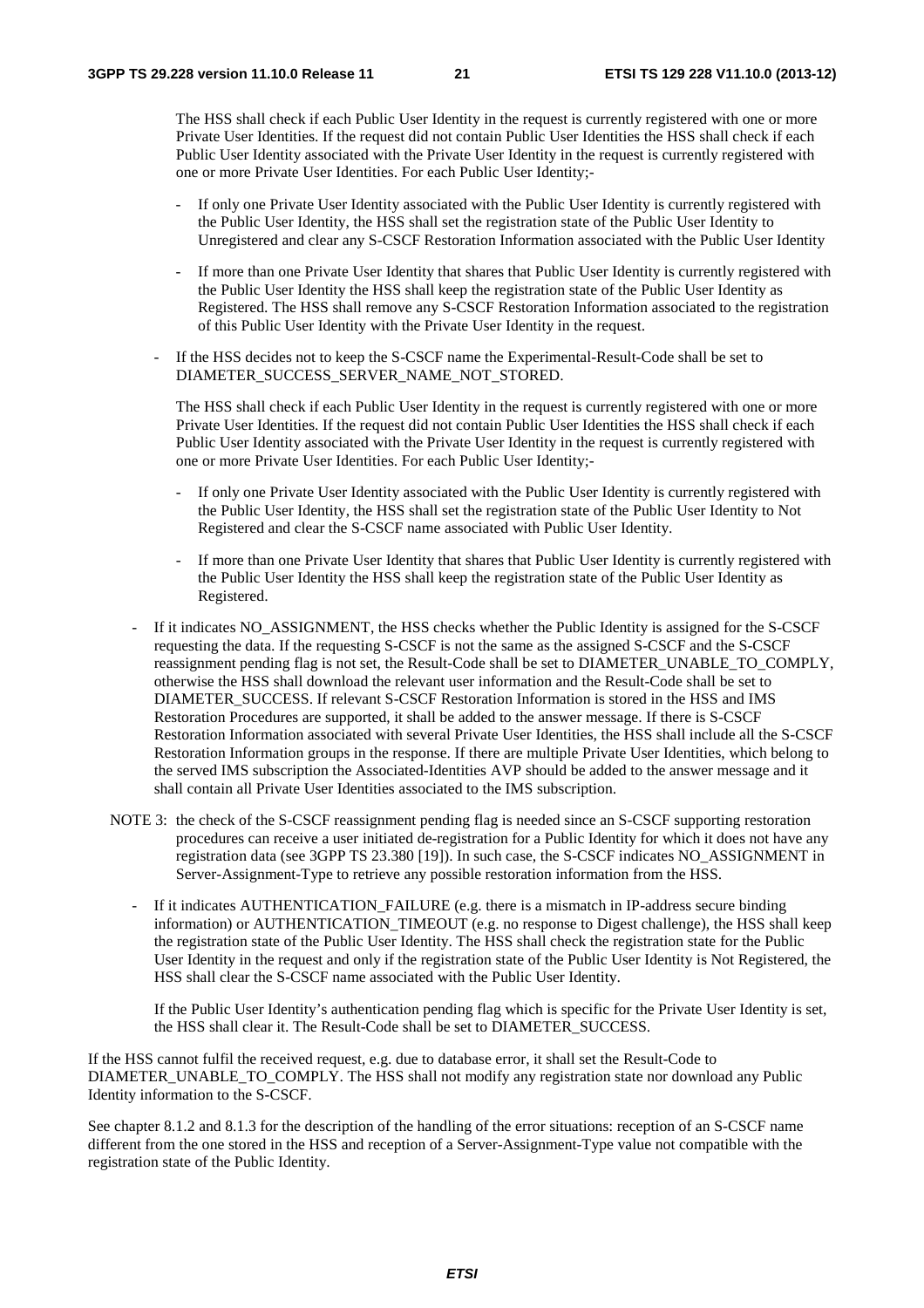The HSS shall check if each Public User Identity in the request is currently registered with one or more Private User Identities. If the request did not contain Public User Identities the HSS shall check if each Public User Identity associated with the Private User Identity in the request is currently registered with one or more Private User Identities. For each Public User Identity;-

  - If only one Private User Identity associated with the Public User Identity is currently registered with the Public User Identity, the HSS shall set the registration state of the Public User Identity to Unregistered and clear any S-CSCF Restoration Information associated with the Public User Identity
  - If more than one Private User Identity that shares that Public User Identity is currently registered with the Public User Identity the HSS shall keep the registration state of the Public User Identity as Registered. The HSS shall remove any S-CSCF Restoration Information associated to the registration of this Public User Identity with the Private User Identity in the request.

- If the HSS decides not to keep the S-CSCF name the Experimental-Result-Code shall be set to DIAMETER_SUCCESS_SERVER_NAME_NOT_STORED.

  The HSS shall check if each Public User Identity in the request is currently registered with one or more Private User Identities. If the request did not contain Public User Identities the HSS shall check if each Public User Identity associated with the Private User Identity in the request is currently registered with one or more Private User Identities. For each Public User Identity;-

  - If only one Private User Identity associated with the Public User Identity is currently registered with the Public User Identity, the HSS shall set the registration state of the Public User Identity to Not Registered and clear the S-CSCF name associated with Public User Identity.
  - If more than one Private User Identity that shares that Public User Identity is currently registered with the Public User Identity the HSS shall keep the registration state of the Public User Identity as Registered.

- If it indicates NO_ASSIGNMENT, the HSS checks whether the Public Identity is assigned for the S-CSCF requesting the data. If the requesting S-CSCF is not the same as the assigned S-CSCF and the S-CSCF reassignment pending flag is not set, the Result-Code shall be set to DIAMETER_UNABLE_TO_COMPLY, otherwise the HSS shall download the relevant user information and the Result-Code shall be set to DIAMETER_SUCCESS. If relevant S-CSCF Restoration Information is stored in the HSS and IMS Restoration Procedures are supported, it shall be added to the answer message. If there is S-CSCF Restoration Information associated with several Private User Identities, the HSS shall include all the S-CSCF Restoration Information groups in the response. If there are multiple Private User Identities, which belong to the served IMS subscription the Associated-Identities AVP should be added to the answer message and it shall contain all Private User Identities associated to the IMS subscription.

NOTE 3: the check of the S-CSCF reassignment pending flag is needed since an S-CSCF supporting restoration procedures can receive a user initiated de-registration for a Public Identity for which it does not have any registration data (see 3GPP TS 23.380 [19]). In such case, the S-CSCF indicates NO_ASSIGNMENT in Server-Assignment-Type to retrieve any possible restoration information from the HSS.

- If it indicates AUTHENTICATION_FAILURE (e.g. there is a mismatch in IP-address secure binding information) or AUTHENTICATION_TIMEOUT (e.g. no response to Digest challenge), the HSS shall keep the registration state of the Public User Identity. The HSS shall check the registration state for the Public User Identity in the request and only if the registration state of the Public User Identity is Not Registered, the HSS shall clear the S-CSCF name associated with the Public User Identity.

  If the Public User Identity's authentication pending flag which is specific for the Private User Identity is set, the HSS shall clear it. The Result-Code shall be set to DIAMETER_SUCCESS.

If the HSS cannot fulfil the received request, e.g. due to database error, it shall set the Result-Code to DIAMETER_UNABLE_TO_COMPLY. The HSS shall not modify any registration state nor download any Public Identity information to the S-CSCF.

See chapter 8.1.2 and 8.1.3 for the description of the handling of the error situations: reception of an S-CSCF name different from the one stored in the HSS and reception of a Server-Assignment-Type value not compatible with the registration state of the Public Identity.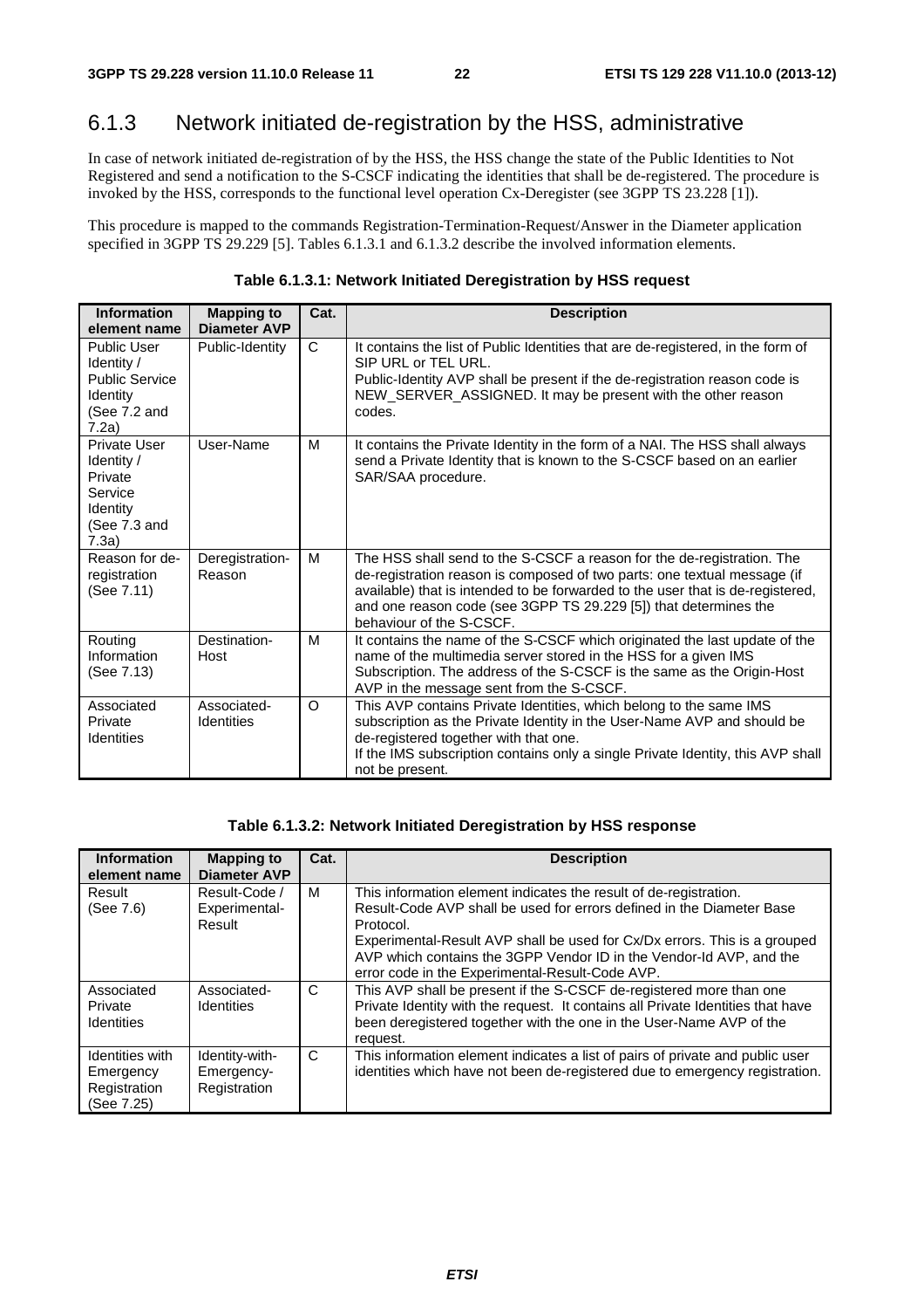## 6.1.3 Network initiated de-registration by the HSS, administrative

In case of network initiated de-registration of by the HSS, the HSS change the state of the Public Identities to Not Registered and send a notification to the S-CSCF indicating the identities that shall be de-registered. The procedure is invoked by the HSS, corresponds to the functional level operation Cx-Deregister (see 3GPP TS 23.228 [1]).

This procedure is mapped to the commands Registration-Termination-Request/Answer in the Diameter application specified in 3GPP TS 29.229 [5]. Tables 6.1.3.1 and 6.1.3.2 describe the involved information elements.

**Table 6.1.3.1: Network Initiated Deregistration by HSS request**

| Information element name | Mapping to Diameter AVP | Cat. | Description |
|---|---|---|---|
| Public User Identity / Public Service Identity (See 7.2 and 7.2a) | Public-Identity | C | It contains the list of Public Identities that are de-registered, in the form of SIP URL or TEL URL. Public-Identity AVP shall be present if the de-registration reason code is NEW_SERVER_ASSIGNED. It may be present with the other reason codes. |
| Private User Identity / Private Service Identity (See 7.3 and 7.3a) | User-Name | M | It contains the Private Identity in the form of a NAI. The HSS shall always send a Private Identity that is known to the S-CSCF based on an earlier SAR/SAA procedure. |
| Reason for de-registration (See 7.11) | Deregistration-Reason | M | The HSS shall send to the S-CSCF a reason for the de-registration. The de-registration reason is composed of two parts: one textual message (if available) that is intended to be forwarded to the user that is de-registered, and one reason code (see 3GPP TS 29.229 [5]) that determines the behaviour of the S-CSCF. |
| Routing Information (See 7.13) | Destination-Host | M | It contains the name of the S-CSCF which originated the last update of the name of the multimedia server stored in the HSS for a given IMS Subscription. The address of the S-CSCF is the same as the Origin-Host AVP in the message sent from the S-CSCF. |
| Associated Private Identities | Associated-Identities | O | This AVP contains Private Identities, which belong to the same IMS subscription as the Private Identity in the User-Name AVP and should be de-registered together with that one. If the IMS subscription contains only a single Private Identity, this AVP shall not be present. |

**Table 6.1.3.2: Network Initiated Deregistration by HSS response**

| Information element name | Mapping to Diameter AVP | Cat. | Description |
|---|---|---|---|
| Result (See 7.6) | Result-Code / Experimental-Result | M | This information element indicates the result of de-registration. Result-Code AVP shall be used for errors defined in the Diameter Base Protocol. Experimental-Result AVP shall be used for Cx/Dx errors. This is a grouped AVP which contains the 3GPP Vendor ID in the Vendor-Id AVP, and the error code in the Experimental-Result-Code AVP. |
| Associated Private Identities | Associated-Identities | C | This AVP shall be present if the S-CSCF de-registered more than one Private Identity with the request. It contains all Private Identities that have been deregistered together with the one in the User-Name AVP of the request. |
| Identities with Emergency Registration (See 7.25) | Identity-with-Emergency-Registration | C | This information element indicates a list of pairs of private and public user identities which have not been de-registered due to emergency registration. |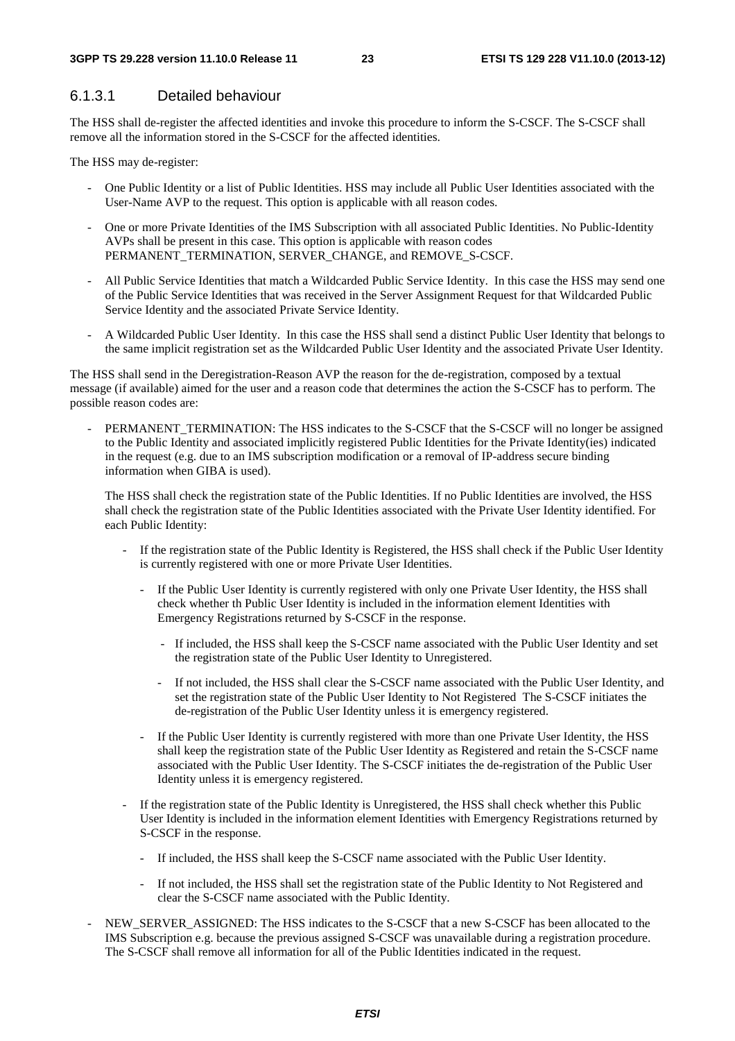#### 6.1.3.1 Detailed behaviour

The HSS shall de-register the affected identities and invoke this procedure to inform the S-CSCF. The S-CSCF shall remove all the information stored in the S-CSCF for the affected identities.

The HSS may de-register:

- One Public Identity or a list of Public Identities. HSS may include all Public User Identities associated with the User-Name AVP to the request. This option is applicable with all reason codes.
- One or more Private Identities of the IMS Subscription with all associated Public Identities. No Public-Identity AVPs shall be present in this case. This option is applicable with reason codes PERMANENT_TERMINATION, SERVER_CHANGE, and REMOVE_S-CSCF.
- All Public Service Identities that match a Wildcarded Public Service Identity. In this case the HSS may send one of the Public Service Identities that was received in the Server Assignment Request for that Wildcarded Public Service Identity and the associated Private Service Identity.
- A Wildcarded Public User Identity. In this case the HSS shall send a distinct Public User Identity that belongs to the same implicit registration set as the Wildcarded Public User Identity and the associated Private User Identity.

The HSS shall send in the Deregistration-Reason AVP the reason for the de-registration, composed by a textual message (if available) aimed for the user and a reason code that determines the action the S-CSCF has to perform. The possible reason codes are:

- PERMANENT_TERMINATION: The HSS indicates to the S-CSCF that the S-CSCF will no longer be assigned to the Public Identity and associated implicitly registered Public Identities for the Private Identity(ies) indicated in the request (e.g. due to an IMS subscription modification or a removal of IP-address secure binding information when GIBA is used).

  The HSS shall check the registration state of the Public Identities. If no Public Identities are involved, the HSS shall check the registration state of the Public Identities associated with the Private User Identity identified. For each Public Identity:

  - If the registration state of the Public Identity is Registered, the HSS shall check if the Public User Identity is currently registered with one or more Private User Identities.
    - If the Public User Identity is currently registered with only one Private User Identity, the HSS shall check whether th Public User Identity is included in the information element Identities with Emergency Registrations returned by S-CSCF in the response.
      - If included, the HSS shall keep the S-CSCF name associated with the Public User Identity and set the registration state of the Public User Identity to Unregistered.
      - If not included, the HSS shall clear the S-CSCF name associated with the Public User Identity, and set the registration state of the Public User Identity to Not Registered The S-CSCF initiates the de-registration of the Public User Identity unless it is emergency registered.
    - If the Public User Identity is currently registered with more than one Private User Identity, the HSS shall keep the registration state of the Public User Identity as Registered and retain the S-CSCF name associated with the Public User Identity. The S-CSCF initiates the de-registration of the Public User Identity unless it is emergency registered.
  - If the registration state of the Public Identity is Unregistered, the HSS shall check whether this Public User Identity is included in the information element Identities with Emergency Registrations returned by S-CSCF in the response.
    - If included, the HSS shall keep the S-CSCF name associated with the Public User Identity.
    - If not included, the HSS shall set the registration state of the Public Identity to Not Registered and clear the S-CSCF name associated with the Public Identity.
- NEW_SERVER_ASSIGNED: The HSS indicates to the S-CSCF that a new S-CSCF has been allocated to the IMS Subscription e.g. because the previous assigned S-CSCF was unavailable during a registration procedure. The S-CSCF shall remove all information for all of the Public Identities indicated in the request.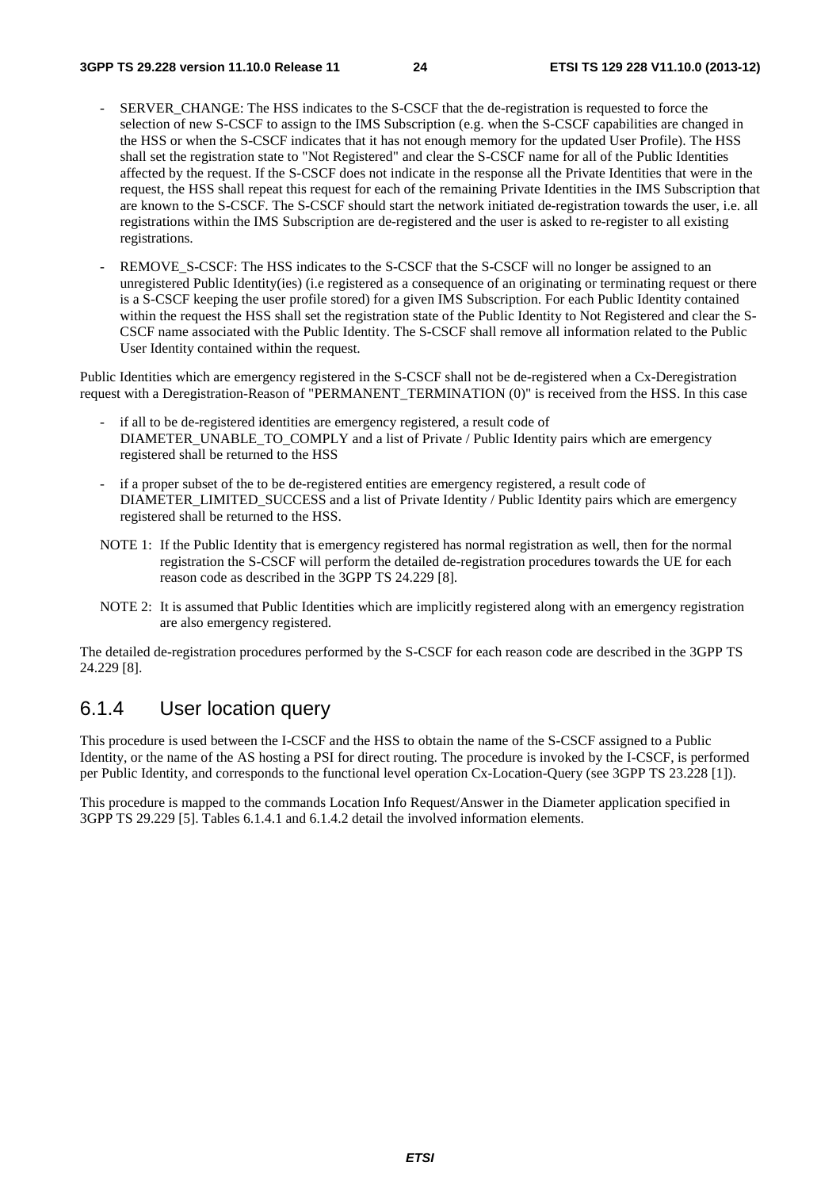- SERVER_CHANGE: The HSS indicates to the S-CSCF that the de-registration is requested to force the selection of new S-CSCF to assign to the IMS Subscription (e.g. when the S-CSCF capabilities are changed in the HSS or when the S-CSCF indicates that it has not enough memory for the updated User Profile). The HSS shall set the registration state to "Not Registered" and clear the S-CSCF name for all of the Public Identities affected by the request. If the S-CSCF does not indicate in the response all the Private Identities that were in the request, the HSS shall repeat this request for each of the remaining Private Identities in the IMS Subscription that are known to the S-CSCF. The S-CSCF should start the network initiated de-registration towards the user, i.e. all registrations within the IMS Subscription are de-registered and the user is asked to re-register to all existing registrations.

- REMOVE_S-CSCF: The HSS indicates to the S-CSCF that the S-CSCF will no longer be assigned to an unregistered Public Identity(ies) (i.e registered as a consequence of an originating or terminating request or there is a S-CSCF keeping the user profile stored) for a given IMS Subscription. For each Public Identity contained within the request the HSS shall set the registration state of the Public Identity to Not Registered and clear the S-CSCF name associated with the Public Identity. The S-CSCF shall remove all information related to the Public User Identity contained within the request.

Public Identities which are emergency registered in the S-CSCF shall not be de-registered when a Cx-Deregistration request with a Deregistration-Reason of "PERMANENT_TERMINATION (0)" is received from the HSS. In this case

- if all to be de-registered identities are emergency registered, a result code of DIAMETER_UNABLE_TO_COMPLY and a list of Private / Public Identity pairs which are emergency registered shall be returned to the HSS

- if a proper subset of the to be de-registered entities are emergency registered, a result code of DIAMETER_LIMITED_SUCCESS and a list of Private Identity / Public Identity pairs which are emergency registered shall be returned to the HSS.

NOTE 1: If the Public Identity that is emergency registered has normal registration as well, then for the normal registration the S-CSCF will perform the detailed de-registration procedures towards the UE for each reason code as described in the 3GPP TS 24.229 [8].

NOTE 2: It is assumed that Public Identities which are implicitly registered along with an emergency registration are also emergency registered.

The detailed de-registration procedures performed by the S-CSCF for each reason code are described in the 3GPP TS 24.229 [8].

### 6.1.4 User location query

This procedure is used between the I-CSCF and the HSS to obtain the name of the S-CSCF assigned to a Public Identity, or the name of the AS hosting a PSI for direct routing. The procedure is invoked by the I-CSCF, is performed per Public Identity, and corresponds to the functional level operation Cx-Location-Query (see 3GPP TS 23.228 [1]).

This procedure is mapped to the commands Location Info Request/Answer in the Diameter application specified in 3GPP TS 29.229 [5]. Tables 6.1.4.1 and 6.1.4.2 detail the involved information elements.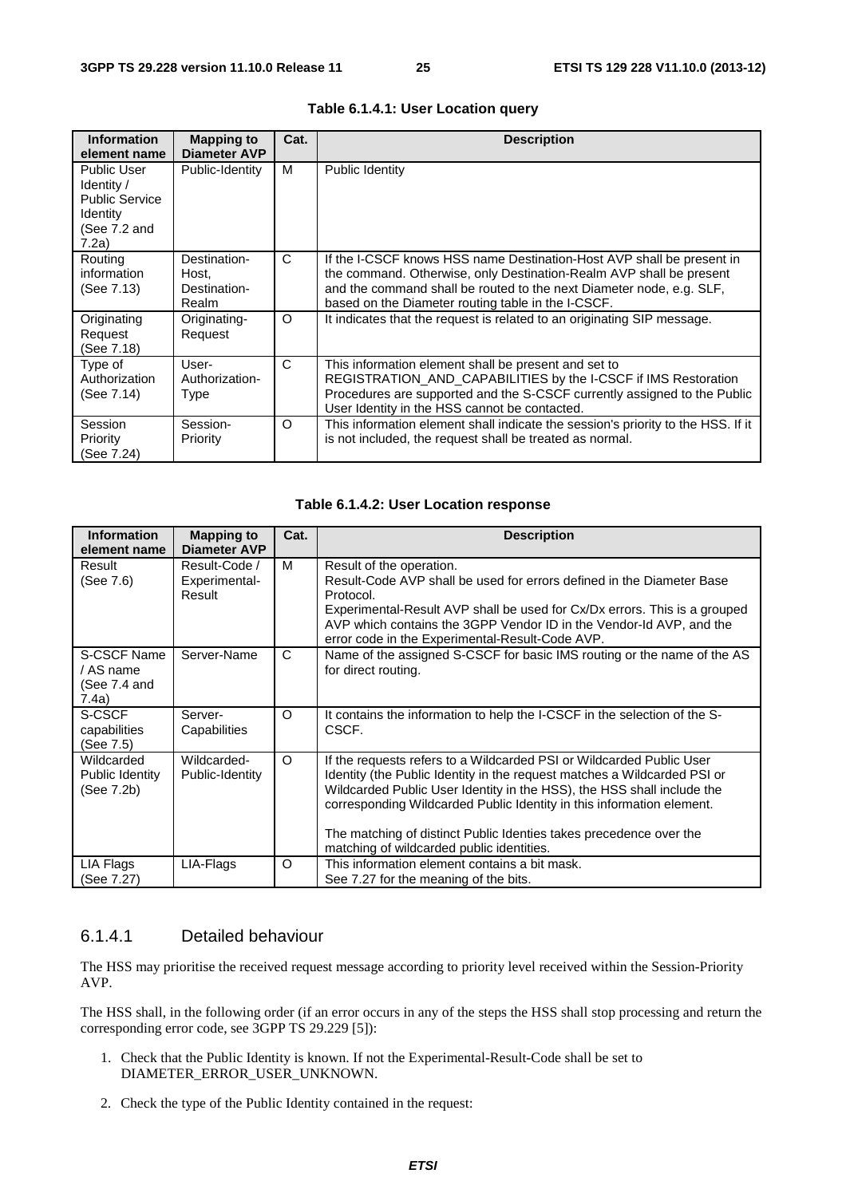**Table 6.1.4.1: User Location query**

| Information element name | Mapping to Diameter AVP | Cat. | Description |
|---|---|---|---|
| Public User Identity / Public Service Identity (See 7.2 and 7.2a) | Public-Identity | M | Public Identity |
| Routing information (See 7.13) | Destination-Host, Destination-Realm | C | If the I-CSCF knows HSS name Destination-Host AVP shall be present in the command. Otherwise, only Destination-Realm AVP shall be present and the command shall be routed to the next Diameter node, e.g. SLF, based on the Diameter routing table in the I-CSCF. |
| Originating Request (See 7.18) | Originating-Request | O | It indicates that the request is related to an originating SIP message. |
| Type of Authorization (See 7.14) | User-Authorization-Type | C | This information element shall be present and set to REGISTRATION_AND_CAPABILITIES by the I-CSCF if IMS Restoration Procedures are supported and the S-CSCF currently assigned to the Public User Identity in the HSS cannot be contacted. |
| Session Priority (See 7.24) | Session-Priority | O | This information element shall indicate the session's priority to the HSS. If it is not included, the request shall be treated as normal. |

**Table 6.1.4.2: User Location response**

| Information element name | Mapping to Diameter AVP | Cat. | Description |
|---|---|---|---|
| Result (See 7.6) | Result-Code / Experimental-Result | M | Result of the operation.<br>Result-Code AVP shall be used for errors defined in the Diameter Base Protocol.<br>Experimental-Result AVP shall be used for Cx/Dx errors. This is a grouped AVP which contains the 3GPP Vendor ID in the Vendor-Id AVP, and the error code in the Experimental-Result-Code AVP. |
| S-CSCF Name / AS name (See 7.4 and 7.4a) | Server-Name | C | Name of the assigned S-CSCF for basic IMS routing or the name of the AS for direct routing. |
| S-CSCF capabilities (See 7.5) | Server-Capabilities | O | It contains the information to help the I-CSCF in the selection of the S-CSCF. |
| Wildcarded Public Identity (See 7.2b) | Wildcarded-Public-Identity | O | If the requests refers to a Wildcarded PSI or Wildcarded Public User Identity (the Public Identity in the request matches a Wildcarded PSI or Wildcarded Public User Identity in the HSS), the HSS shall include the corresponding Wildcarded Public Identity in this information element.<br><br>The matching of distinct Public Identies takes precedence over the matching of wildcarded public identities. |
| LIA Flags (See 7.27) | LIA-Flags | O | This information element contains a bit mask.<br>See 7.27 for the meaning of the bits. |

### 6.1.4.1 Detailed behaviour

The HSS may prioritise the received request message according to priority level received within the Session-Priority AVP.

The HSS shall, in the following order (if an error occurs in any of the steps the HSS shall stop processing and return the corresponding error code, see 3GPP TS 29.229 [5]):

1. Check that the Public Identity is known. If not the Experimental-Result-Code shall be set to DIAMETER_ERROR_USER_UNKNOWN.

2. Check the type of the Public Identity contained in the request: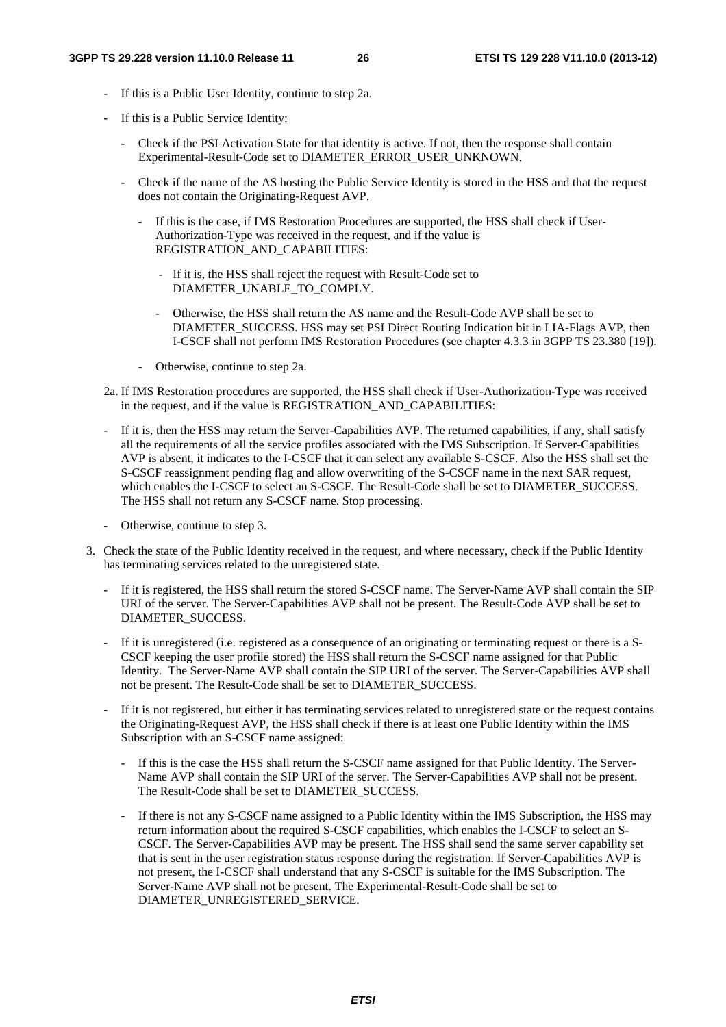- If this is a Public User Identity, continue to step 2a.
- If this is a Public Service Identity:
  - Check if the PSI Activation State for that identity is active. If not, then the response shall contain Experimental-Result-Code set to DIAMETER_ERROR_USER_UNKNOWN.
  - Check if the name of the AS hosting the Public Service Identity is stored in the HSS and that the request does not contain the Originating-Request AVP.
    - If this is the case, if IMS Restoration Procedures are supported, the HSS shall check if User-Authorization-Type was received in the request, and if the value is REGISTRATION_AND_CAPABILITIES:
      - If it is, the HSS shall reject the request with Result-Code set to DIAMETER_UNABLE_TO_COMPLY.
      - Otherwise, the HSS shall return the AS name and the Result-Code AVP shall be set to DIAMETER_SUCCESS. HSS may set PSI Direct Routing Indication bit in LIA-Flags AVP, then I-CSCF shall not perform IMS Restoration Procedures (see chapter 4.3.3 in 3GPP TS 23.380 [19]).
    - Otherwise, continue to step 2a.

2a. If IMS Restoration procedures are supported, the HSS shall check if User-Authorization-Type was received in the request, and if the value is REGISTRATION_AND_CAPABILITIES:

- If it is, then the HSS may return the Server-Capabilities AVP. The returned capabilities, if any, shall satisfy all the requirements of all the service profiles associated with the IMS Subscription. If Server-Capabilities AVP is absent, it indicates to the I-CSCF that it can select any available S-CSCF. Also the HSS shall set the S-CSCF reassignment pending flag and allow overwriting of the S-CSCF name in the next SAR request, which enables the I-CSCF to select an S-CSCF. The Result-Code shall be set to DIAMETER_SUCCESS. The HSS shall not return any S-CSCF name. Stop processing.
- Otherwise, continue to step 3.

3. Check the state of the Public Identity received in the request, and where necessary, check if the Public Identity has terminating services related to the unregistered state.
   - If it is registered, the HSS shall return the stored S-CSCF name. The Server-Name AVP shall contain the SIP URI of the server. The Server-Capabilities AVP shall not be present. The Result-Code AVP shall be set to DIAMETER_SUCCESS.
   - If it is unregistered (i.e. registered as a consequence of an originating or terminating request or there is a S-CSCF keeping the user profile stored) the HSS shall return the S-CSCF name assigned for that Public Identity. The Server-Name AVP shall contain the SIP URI of the server. The Server-Capabilities AVP shall not be present. The Result-Code shall be set to DIAMETER_SUCCESS.
   - If it is not registered, but either it has terminating services related to unregistered state or the request contains the Originating-Request AVP, the HSS shall check if there is at least one Public Identity within the IMS Subscription with an S-CSCF name assigned:
     - If this is the case the HSS shall return the S-CSCF name assigned for that Public Identity. The Server-Name AVP shall contain the SIP URI of the server. The Server-Capabilities AVP shall not be present. The Result-Code shall be set to DIAMETER_SUCCESS.
     - If there is not any S-CSCF name assigned to a Public Identity within the IMS Subscription, the HSS may return information about the required S-CSCF capabilities, which enables the I-CSCF to select an S-CSCF. The Server-Capabilities AVP may be present. The HSS shall send the same server capability set that is sent in the user registration status response during the registration. If Server-Capabilities AVP is not present, the I-CSCF shall understand that any S-CSCF is suitable for the IMS Subscription. The Server-Name AVP shall not be present. The Experimental-Result-Code shall be set to DIAMETER_UNREGISTERED_SERVICE.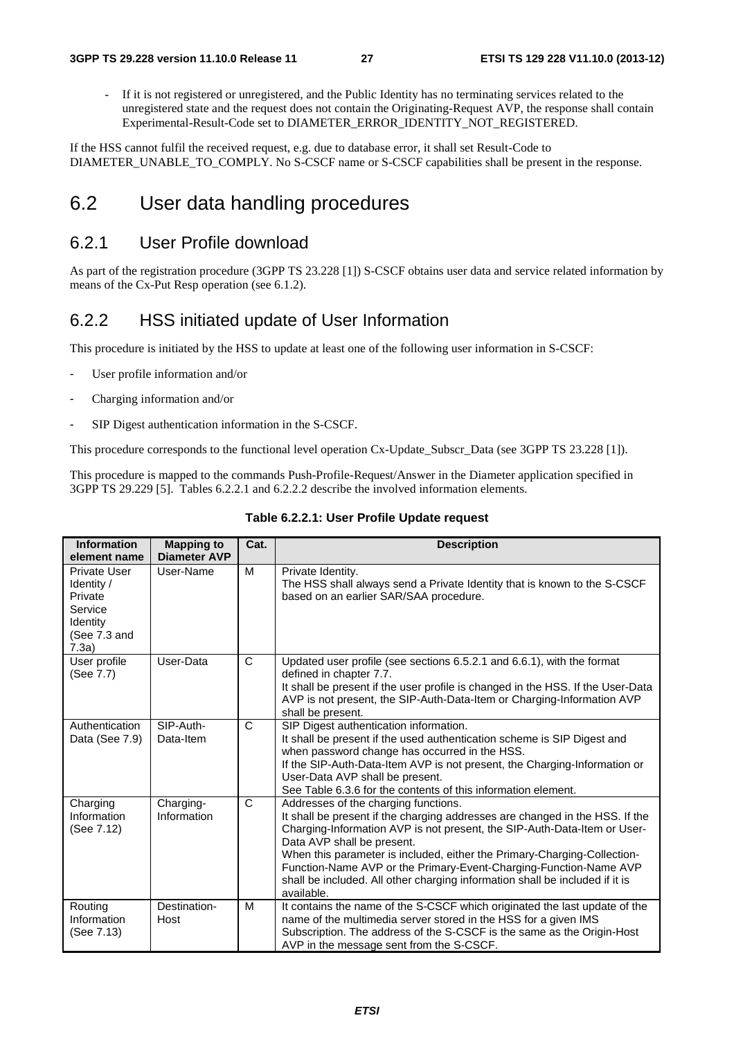- If it is not registered or unregistered, and the Public Identity has no terminating services related to the unregistered state and the request does not contain the Originating-Request AVP, the response shall contain Experimental-Result-Code set to DIAMETER_ERROR_IDENTITY_NOT_REGISTERED.

If the HSS cannot fulfil the received request, e.g. due to database error, it shall set Result-Code to DIAMETER_UNABLE_TO_COMPLY. No S-CSCF name or S-CSCF capabilities shall be present in the response.

# 6.2 User data handling procedures

## 6.2.1 User Profile download

As part of the registration procedure (3GPP TS 23.228 [1]) S-CSCF obtains user data and service related information by means of the Cx-Put Resp operation (see 6.1.2).

## 6.2.2 HSS initiated update of User Information

This procedure is initiated by the HSS to update at least one of the following user information in S-CSCF:

- User profile information and/or
- Charging information and/or
- SIP Digest authentication information in the S-CSCF.

This procedure corresponds to the functional level operation Cx-Update_Subscr_Data (see 3GPP TS 23.228 [1]).

This procedure is mapped to the commands Push-Profile-Request/Answer in the Diameter application specified in 3GPP TS 29.229 [5]. Tables 6.2.2.1 and 6.2.2.2 describe the involved information elements.

**Table 6.2.2.1: User Profile Update request**

| Information element name | Mapping to Diameter AVP | Cat. | Description |
|---|---|---|---|
| Private User Identity / Private Service Identity (See 7.3 and 7.3a) | User-Name | M | Private Identity. The HSS shall always send a Private Identity that is known to the S-CSCF based on an earlier SAR/SAA procedure. |
| User profile (See 7.7) | User-Data | C | Updated user profile (see sections 6.5.2.1 and 6.6.1), with the format defined in chapter 7.7. It shall be present if the user profile is changed in the HSS. If the User-Data AVP is not present, the SIP-Auth-Data-Item or Charging-Information AVP shall be present. |
| Authentication Data (See 7.9) | SIP-Auth-Data-Item | C | SIP Digest authentication information. It shall be present if the used authentication scheme is SIP Digest and when password change has occurred in the HSS. If the SIP-Auth-Data-Item AVP is not present, the Charging-Information or User-Data AVP shall be present. See Table 6.3.6 for the contents of this information element. |
| Charging Information (See 7.12) | Charging-Information | C | Addresses of the charging functions. It shall be present if the charging addresses are changed in the HSS. If the Charging-Information AVP is not present, the SIP-Auth-Data-Item or User-Data AVP shall be present. When this parameter is included, either the Primary-Charging-Collection-Function-Name AVP or the Primary-Event-Charging-Function-Name AVP shall be included. All other charging information shall be included if it is available. |
| Routing Information (See 7.13) | Destination-Host | M | It contains the name of the S-CSCF which originated the last update of the name of the multimedia server stored in the HSS for a given IMS Subscription. The address of the S-CSCF is the same as the Origin-Host AVP in the message sent from the S-CSCF. |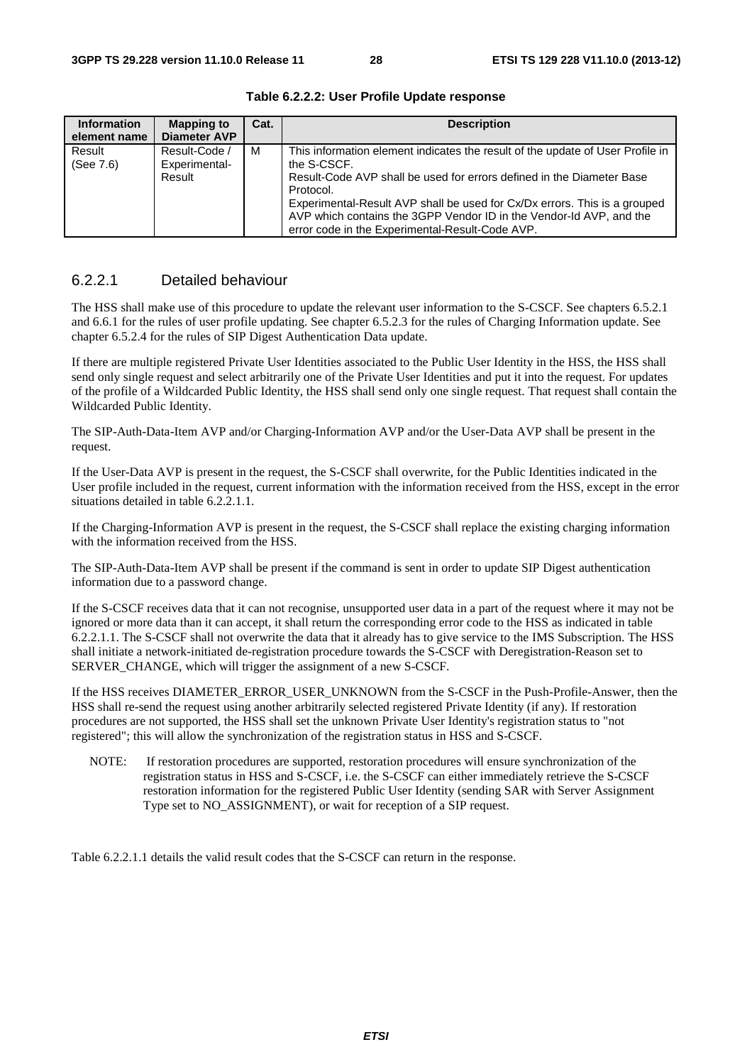**Table 6.2.2.2: User Profile Update response**

| Information element name | Mapping to Diameter AVP | Cat. | Description |
| --- | --- | --- | --- |
| Result (See 7.6) | Result-Code / Experimental-Result | M | This information element indicates the result of the update of User Profile in the S-CSCF. Result-Code AVP shall be used for errors defined in the Diameter Base Protocol. Experimental-Result AVP shall be used for Cx/Dx errors. This is a grouped AVP which contains the 3GPP Vendor ID in the Vendor-Id AVP, and the error code in the Experimental-Result-Code AVP. |

### 6.2.2.1 Detailed behaviour

The HSS shall make use of this procedure to update the relevant user information to the S-CSCF. See chapters 6.5.2.1 and 6.6.1 for the rules of user profile updating. See chapter 6.5.2.3 for the rules of Charging Information update. See chapter 6.5.2.4 for the rules of SIP Digest Authentication Data update.

If there are multiple registered Private User Identities associated to the Public User Identity in the HSS, the HSS shall send only single request and select arbitrarily one of the Private User Identities and put it into the request. For updates of the profile of a Wildcarded Public Identity, the HSS shall send only one single request. That request shall contain the Wildcarded Public Identity.

The SIP-Auth-Data-Item AVP and/or Charging-Information AVP and/or the User-Data AVP shall be present in the request.

If the User-Data AVP is present in the request, the S-CSCF shall overwrite, for the Public Identities indicated in the User profile included in the request, current information with the information received from the HSS, except in the error situations detailed in table 6.2.2.1.1.

If the Charging-Information AVP is present in the request, the S-CSCF shall replace the existing charging information with the information received from the HSS.

The SIP-Auth-Data-Item AVP shall be present if the command is sent in order to update SIP Digest authentication information due to a password change.

If the S-CSCF receives data that it can not recognise, unsupported user data in a part of the request where it may not be ignored or more data than it can accept, it shall return the corresponding error code to the HSS as indicated in table 6.2.2.1.1. The S-CSCF shall not overwrite the data that it already has to give service to the IMS Subscription. The HSS shall initiate a network-initiated de-registration procedure towards the S-CSCF with Deregistration-Reason set to SERVER_CHANGE, which will trigger the assignment of a new S-CSCF.

If the HSS receives DIAMETER_ERROR_USER_UNKNOWN from the S-CSCF in the Push-Profile-Answer, then the HSS shall re-send the request using another arbitrarily selected registered Private Identity (if any). If restoration procedures are not supported, the HSS shall set the unknown Private User Identity's registration status to "not registered"; this will allow the synchronization of the registration status in HSS and S-CSCF.

NOTE: If restoration procedures are supported, restoration procedures will ensure synchronization of the registration status in HSS and S-CSCF, i.e. the S-CSCF can either immediately retrieve the S-CSCF restoration information for the registered Public User Identity (sending SAR with Server Assignment Type set to NO_ASSIGNMENT), or wait for reception of a SIP request.

Table 6.2.2.1.1 details the valid result codes that the S-CSCF can return in the response.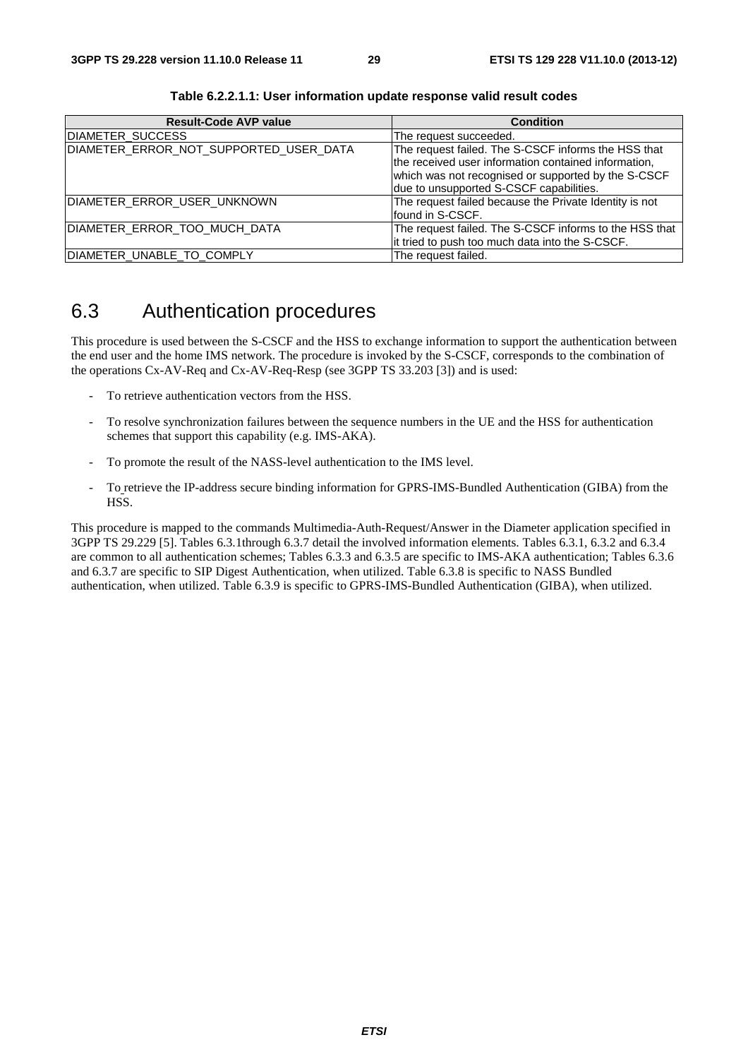**Table 6.2.2.1.1: User information update response valid result codes**

| Result-Code AVP value | Condition |
|---|---|
| DIAMETER_SUCCESS | The request succeeded. |
| DIAMETER_ERROR_NOT_SUPPORTED_USER_DATA | The request failed. The S-CSCF informs the HSS that the received user information contained information, which was not recognised or supported by the S-CSCF due to unsupported S-CSCF capabilities. |
| DIAMETER_ERROR_USER_UNKNOWN | The request failed because the Private Identity is not found in S-CSCF. |
| DIAMETER_ERROR_TOO_MUCH_DATA | The request failed. The S-CSCF informs to the HSS that it tried to push too much data into the S-CSCF. |
| DIAMETER_UNABLE_TO_COMPLY | The request failed. |

## 6.3 Authentication procedures

This procedure is used between the S-CSCF and the HSS to exchange information to support the authentication between the end user and the home IMS network. The procedure is invoked by the S-CSCF, corresponds to the combination of the operations Cx-AV-Req and Cx-AV-Req-Resp (see 3GPP TS 33.203 [3]) and is used:

- To retrieve authentication vectors from the HSS.
- To resolve synchronization failures between the sequence numbers in the UE and the HSS for authentication schemes that support this capability (e.g. IMS-AKA).
- To promote the result of the NASS-level authentication to the IMS level.
- To retrieve the IP-address secure binding information for GPRS-IMS-Bundled Authentication (GIBA) from the HSS.

This procedure is mapped to the commands Multimedia-Auth-Request/Answer in the Diameter application specified in 3GPP TS 29.229 [5]. Tables 6.3.1through 6.3.7 detail the involved information elements. Tables 6.3.1, 6.3.2 and 6.3.4 are common to all authentication schemes; Tables 6.3.3 and 6.3.5 are specific to IMS-AKA authentication; Tables 6.3.6 and 6.3.7 are specific to SIP Digest Authentication, when utilized. Table 6.3.8 is specific to NASS Bundled authentication, when utilized. Table 6.3.9 is specific to GPRS-IMS-Bundled Authentication (GIBA), when utilized.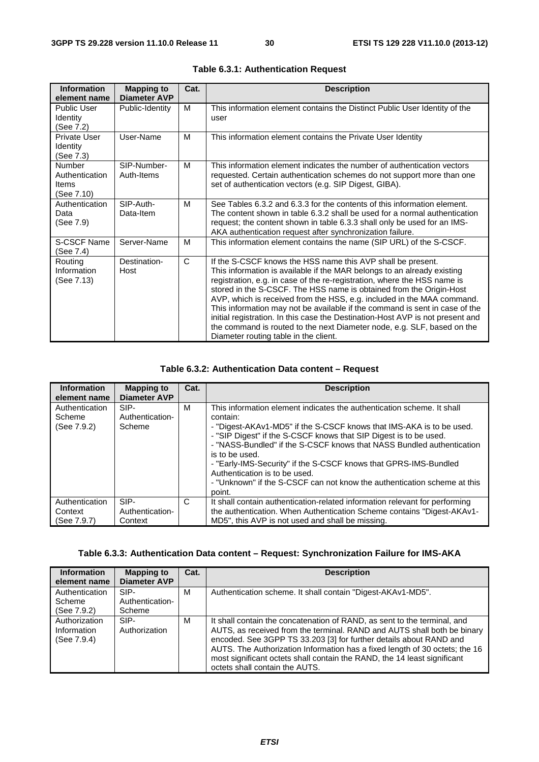**Table 6.3.1: Authentication Request**

| Information element name | Mapping to Diameter AVP | Cat. | Description |
|---|---|---|---|
| Public User Identity (See 7.2) | Public-Identity | M | This information element contains the Distinct Public User Identity of the user |
| Private User Identity (See 7.3) | User-Name | M | This information element contains the Private User Identity |
| Number Authentication Items (See 7.10) | SIP-Number-Auth-Items | M | This information element indicates the number of authentication vectors requested. Certain authentication schemes do not support more than one set of authentication vectors (e.g. SIP Digest, GIBA). |
| Authentication Data (See 7.9) | SIP-Auth-Data-Item | M | See Tables 6.3.2 and 6.3.3 for the contents of this information element. The content shown in table 6.3.2 shall be used for a normal authentication request; the content shown in table 6.3.3 shall only be used for an IMS-AKA authentication request after synchronization failure. |
| S-CSCF Name (See 7.4) | Server-Name | M | This information element contains the name (SIP URL) of the S-CSCF. |
| Routing Information (See 7.13) | Destination-Host | C | If the S-CSCF knows the HSS name this AVP shall be present. This information is available if the MAR belongs to an already existing registration, e.g. in case of the re-registration, where the HSS name is stored in the S-CSCF. The HSS name is obtained from the Origin-Host AVP, which is received from the HSS, e.g. included in the MAA command. This information may not be available if the command is sent in case of the initial registration. In this case the Destination-Host AVP is not present and the command is routed to the next Diameter node, e.g. SLF, based on the Diameter routing table in the client. |

**Table 6.3.2: Authentication Data content – Request**

| Information element name | Mapping to Diameter AVP | Cat. | Description |
|---|---|---|---|
| Authentication Scheme (See 7.9.2) | SIP-Authentication-Scheme | M | This information element indicates the authentication scheme. It shall contain:<br>- "Digest-AKAv1-MD5" if the S-CSCF knows that IMS-AKA is to be used.<br>- "SIP Digest" if the S-CSCF knows that SIP Digest is to be used.<br>- "NASS-Bundled" if the S-CSCF knows that NASS Bundled authentication is to be used.<br>- "Early-IMS-Security" if the S-CSCF knows that GPRS-IMS-Bundled Authentication is to be used.<br>- "Unknown" if the S-CSCF can not know the authentication scheme at this point. |
| Authentication Context (See 7.9.7) | SIP-Authentication-Context | C | It shall contain authentication-related information relevant for performing the authentication. When Authentication Scheme contains "Digest-AKAv1-MD5", this AVP is not used and shall be missing. |

**Table 6.3.3: Authentication Data content – Request: Synchronization Failure for IMS-AKA**

| Information element name | Mapping to Diameter AVP | Cat. | Description |
|---|---|---|---|
| Authentication Scheme (See 7.9.2) | SIP-Authentication-Scheme | M | Authentication scheme. It shall contain "Digest-AKAv1-MD5". |
| Authorization Information (See 7.9.4) | SIP-Authorization | M | It shall contain the concatenation of RAND, as sent to the terminal, and AUTS, as received from the terminal. RAND and AUTS shall both be binary encoded. See 3GPP TS 33.203 [3] for further details about RAND and AUTS. The Authorization Information has a fixed length of 30 octets; the 16 most significant octets shall contain the RAND, the 14 least significant octets shall contain the AUTS. |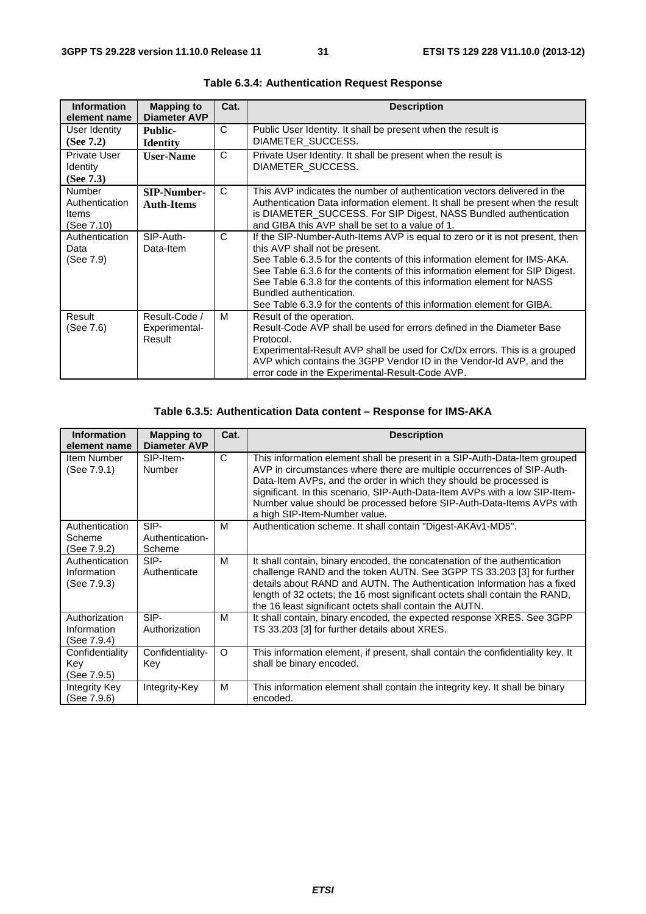**Table 6.3.4: Authentication Request Response**

| Information element name | Mapping to Diameter AVP | Cat. | Description |
|---|---|---|---|
| User Identity **(See 7.2)** | **Public-Identity** | C | Public User Identity. It shall be present when the result is DIAMETER_SUCCESS. |
| Private User Identity **(See 7.3)** | **User-Name** | C | Private User Identity. It shall be present when the result is DIAMETER_SUCCESS. |
| Number Authentication Items (See 7.10) | **SIP-Number-Auth-Items** | C | This AVP indicates the number of authentication vectors delivered in the Authentication Data information element. It shall be present when the result is DIAMETER_SUCCESS. For SIP Digest, NASS Bundled authentication and GIBA this AVP shall be set to a value of 1. |
| Authentication Data (See 7.9) | SIP-Auth-Data-Item | C | If the SIP-Number-Auth-Items AVP is equal to zero or it is not present, then this AVP shall not be present.<br>See Table 6.3.5 for the contents of this information element for IMS-AKA.<br>See Table 6.3.6 for the contents of this information element for SIP Digest.<br>See Table 6.3.8 for the contents of this information element for NASS Bundled authentication.<br>See Table 6.3.9 for the contents of this information element for GIBA. |
| Result (See 7.6) | Result-Code / Experimental-Result | M | Result of the operation.<br>Result-Code AVP shall be used for errors defined in the Diameter Base Protocol.<br>Experimental-Result AVP shall be used for Cx/Dx errors. This is a grouped AVP which contains the 3GPP Vendor ID in the Vendor-Id AVP, and the error code in the Experimental-Result-Code AVP. |

**Table 6.3.5: Authentication Data content – Response for IMS-AKA**

| Information element name | Mapping to Diameter AVP | Cat. | Description |
|---|---|---|---|
| Item Number (See 7.9.1) | SIP-Item-Number | C | This information element shall be present in a SIP-Auth-Data-Item grouped AVP in circumstances where there are multiple occurrences of SIP-Auth-Data-Item AVPs, and the order in which they should be processed is significant. In this scenario, SIP-Auth-Data-Item AVPs with a low SIP-Item-Number value should be processed before SIP-Auth-Data-Items AVPs with a high SIP-Item-Number value. |
| Authentication Scheme (See 7.9.2) | SIP-Authentication-Scheme | M | Authentication scheme. It shall contain "Digest-AKAv1-MD5". |
| Authentication Information (See 7.9.3) | SIP-Authenticate | M | It shall contain, binary encoded, the concatenation of the authentication challenge RAND and the token AUTN. See 3GPP TS 33.203 [3] for further details about RAND and AUTN. The Authentication Information has a fixed length of 32 octets; the 16 most significant octets shall contain the RAND, the 16 least significant octets shall contain the AUTN. |
| Authorization Information (See 7.9.4) | SIP-Authorization | M | It shall contain, binary encoded, the expected response XRES. See 3GPP TS 33.203 [3] for further details about XRES. |
| Confidentiality Key (See 7.9.5) | Confidentiality-Key | O | This information element, if present, shall contain the confidentiality key. It shall be binary encoded. |
| Integrity Key (See 7.9.6) | Integrity-Key | M | This information element shall contain the integrity key. It shall be binary encoded. |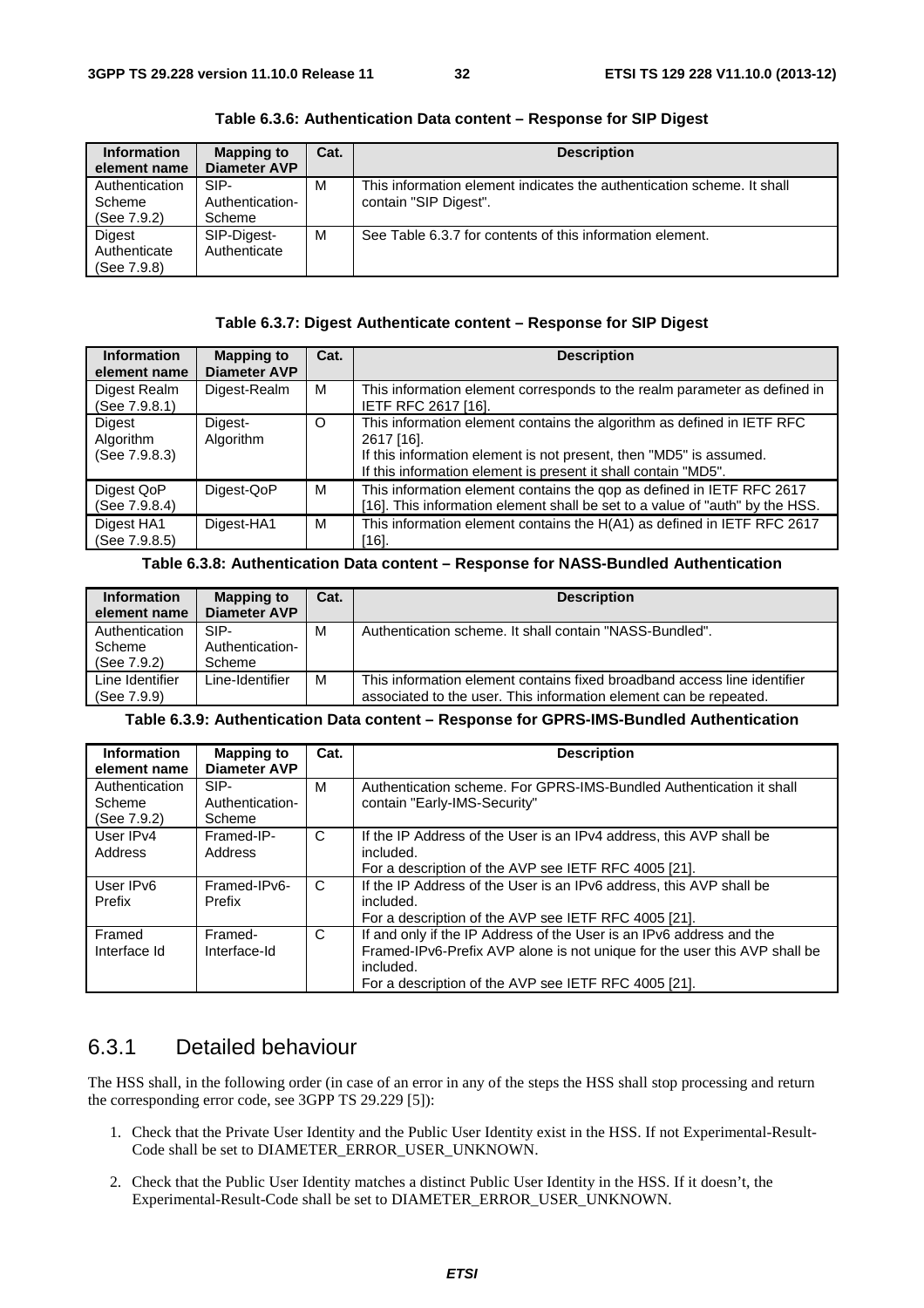**Table 6.3.6: Authentication Data content – Response for SIP Digest**

| Information element name | Mapping to Diameter AVP | Cat. | Description |
|---|---|---|---|
| Authentication Scheme (See 7.9.2) | SIP-Authentication-Scheme | M | This information element indicates the authentication scheme. It shall contain "SIP Digest". |
| Digest Authenticate (See 7.9.8) | SIP-Digest-Authenticate | M | See Table 6.3.7 for contents of this information element. |

**Table 6.3.7: Digest Authenticate content – Response for SIP Digest**

| Information element name | Mapping to Diameter AVP | Cat. | Description |
|---|---|---|---|
| Digest Realm (See 7.9.8.1) | Digest-Realm | M | This information element corresponds to the realm parameter as defined in IETF RFC 2617 [16]. |
| Digest Algorithm (See 7.9.8.3) | Digest-Algorithm | O | This information element contains the algorithm as defined in IETF RFC 2617 [16].<br>If this information element is not present, then "MD5" is assumed.<br>If this information element is present it shall contain "MD5". |
| Digest QoP (See 7.9.8.4) | Digest-QoP | M | This information element contains the qop as defined in IETF RFC 2617 [16]. This information element shall be set to a value of "auth" by the HSS. |
| Digest HA1 (See 7.9.8.5) | Digest-HA1 | M | This information element contains the H(A1) as defined in IETF RFC 2617 [16]. |

**Table 6.3.8: Authentication Data content – Response for NASS-Bundled Authentication**

| Information element name | Mapping to Diameter AVP | Cat. | Description |
|---|---|---|---|
| Authentication Scheme (See 7.9.2) | SIP-Authentication-Scheme | M | Authentication scheme. It shall contain "NASS-Bundled". |
| Line Identifier (See 7.9.9) | Line-Identifier | M | This information element contains fixed broadband access line identifier associated to the user. This information element can be repeated. |

**Table 6.3.9: Authentication Data content – Response for GPRS-IMS-Bundled Authentication**

| Information element name | Mapping to Diameter AVP | Cat. | Description |
|---|---|---|---|
| Authentication Scheme (See 7.9.2) | SIP-Authentication-Scheme | M | Authentication scheme. For GPRS-IMS-Bundled Authentication it shall contain "Early-IMS-Security" |
| User IPv4 Address | Framed-IP-Address | C | If the IP Address of the User is an IPv4 address, this AVP shall be included.<br>For a description of the AVP see IETF RFC 4005 [21]. |
| User IPv6 Prefix | Framed-IPv6-Prefix | C | If the IP Address of the User is an IPv6 address, this AVP shall be included.<br>For a description of the AVP see IETF RFC 4005 [21]. |
| Framed Interface Id | Framed-Interface-Id | C | If and only if the IP Address of the User is an IPv6 address and the Framed-IPv6-Prefix AVP alone is not unique for the user this AVP shall be included.<br>For a description of the AVP see IETF RFC 4005 [21]. |

### 6.3.1 Detailed behaviour

The HSS shall, in the following order (in case of an error in any of the steps the HSS shall stop processing and return the corresponding error code, see 3GPP TS 29.229 [5]):

1. Check that the Private User Identity and the Public User Identity exist in the HSS. If not Experimental-Result-Code shall be set to DIAMETER_ERROR_USER_UNKNOWN.

2. Check that the Public User Identity matches a distinct Public User Identity in the HSS. If it doesn't, the Experimental-Result-Code shall be set to DIAMETER_ERROR_USER_UNKNOWN.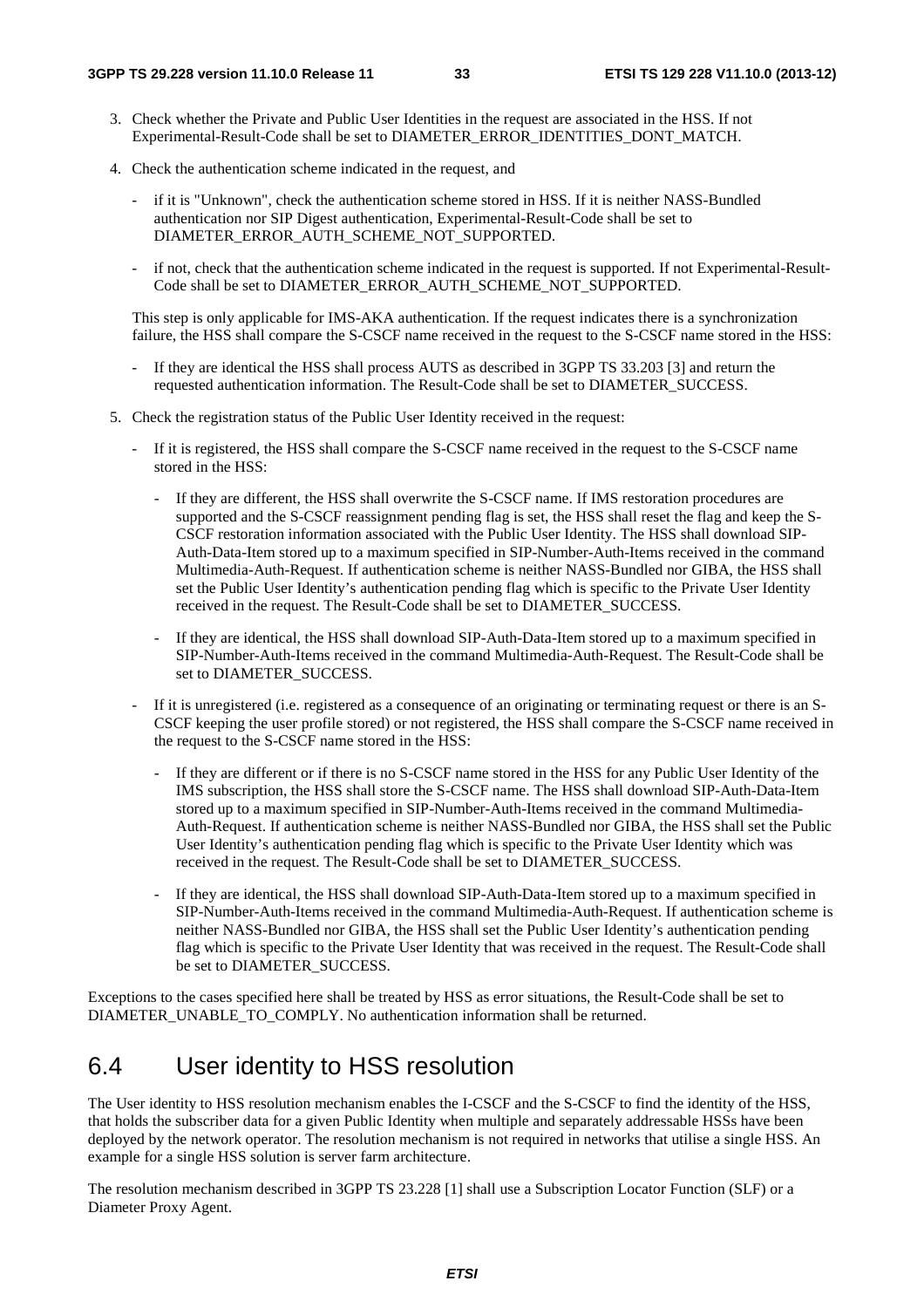3. Check whether the Private and Public User Identities in the request are associated in the HSS. If not Experimental-Result-Code shall be set to DIAMETER_ERROR_IDENTITIES_DONT_MATCH.

4. Check the authentication scheme indicated in the request, and

   - if it is "Unknown", check the authentication scheme stored in HSS. If it is neither NASS-Bundled authentication nor SIP Digest authentication, Experimental-Result-Code shall be set to DIAMETER_ERROR_AUTH_SCHEME_NOT_SUPPORTED.

   - if not, check that the authentication scheme indicated in the request is supported. If not Experimental-Result-Code shall be set to DIAMETER_ERROR_AUTH_SCHEME_NOT_SUPPORTED.

   This step is only applicable for IMS-AKA authentication. If the request indicates there is a synchronization failure, the HSS shall compare the S-CSCF name received in the request to the S-CSCF name stored in the HSS:

   - If they are identical the HSS shall process AUTS as described in 3GPP TS 33.203 [3] and return the requested authentication information. The Result-Code shall be set to DIAMETER_SUCCESS.

5. Check the registration status of the Public User Identity received in the request:

   - If it is registered, the HSS shall compare the S-CSCF name received in the request to the S-CSCF name stored in the HSS:

     - If they are different, the HSS shall overwrite the S-CSCF name. If IMS restoration procedures are supported and the S-CSCF reassignment pending flag is set, the HSS shall reset the flag and keep the S-CSCF restoration information associated with the Public User Identity. The HSS shall download SIP-Auth-Data-Item stored up to a maximum specified in SIP-Number-Auth-Items received in the command Multimedia-Auth-Request. If authentication scheme is neither NASS-Bundled nor GIBA, the HSS shall set the Public User Identity's authentication pending flag which is specific to the Private User Identity received in the request. The Result-Code shall be set to DIAMETER_SUCCESS.

     - If they are identical, the HSS shall download SIP-Auth-Data-Item stored up to a maximum specified in SIP-Number-Auth-Items received in the command Multimedia-Auth-Request. The Result-Code shall be set to DIAMETER_SUCCESS.

   - If it is unregistered (i.e. registered as a consequence of an originating or terminating request or there is an S-CSCF keeping the user profile stored) or not registered, the HSS shall compare the S-CSCF name received in the request to the S-CSCF name stored in the HSS:

     - If they are different or if there is no S-CSCF name stored in the HSS for any Public User Identity of the IMS subscription, the HSS shall store the S-CSCF name. The HSS shall download SIP-Auth-Data-Item stored up to a maximum specified in SIP-Number-Auth-Items received in the command Multimedia-Auth-Request. If authentication scheme is neither NASS-Bundled nor GIBA, the HSS shall set the Public User Identity's authentication pending flag which is specific to the Private User Identity which was received in the request. The Result-Code shall be set to DIAMETER_SUCCESS.

     - If they are identical, the HSS shall download SIP-Auth-Data-Item stored up to a maximum specified in SIP-Number-Auth-Items received in the command Multimedia-Auth-Request. If authentication scheme is neither NASS-Bundled nor GIBA, the HSS shall set the Public User Identity's authentication pending flag which is specific to the Private User Identity that was received in the request. The Result-Code shall be set to DIAMETER_SUCCESS.

Exceptions to the cases specified here shall be treated by HSS as error situations, the Result-Code shall be set to DIAMETER_UNABLE_TO_COMPLY. No authentication information shall be returned.

# 6.4 User identity to HSS resolution

The User identity to HSS resolution mechanism enables the I-CSCF and the S-CSCF to find the identity of the HSS, that holds the subscriber data for a given Public Identity when multiple and separately addressable HSSs have been deployed by the network operator. The resolution mechanism is not required in networks that utilise a single HSS. An example for a single HSS solution is server farm architecture.

The resolution mechanism described in 3GPP TS 23.228 [1] shall use a Subscription Locator Function (SLF) or a Diameter Proxy Agent.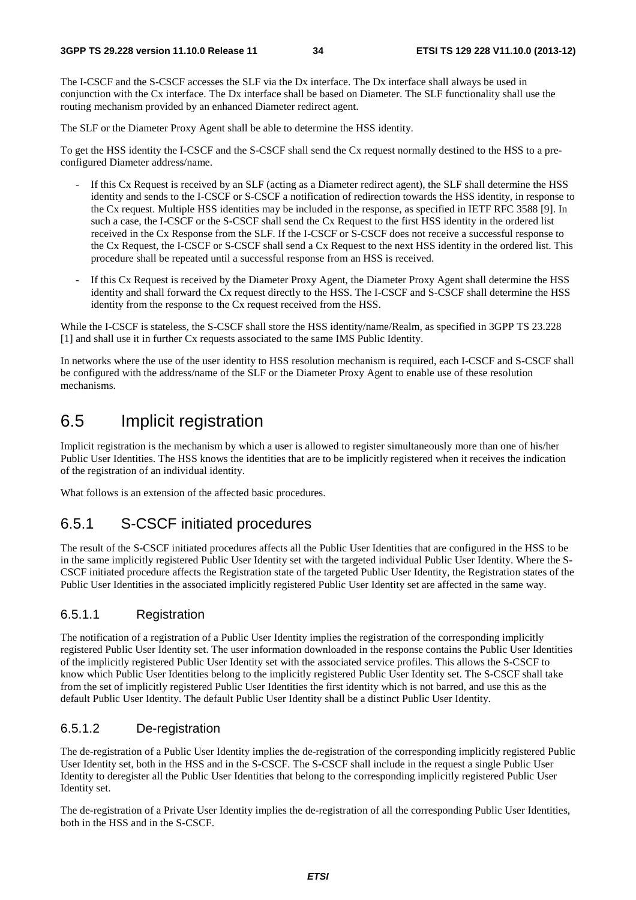The I-CSCF and the S-CSCF accesses the SLF via the Dx interface. The Dx interface shall always be used in conjunction with the Cx interface. The Dx interface shall be based on Diameter. The SLF functionality shall use the routing mechanism provided by an enhanced Diameter redirect agent.

The SLF or the Diameter Proxy Agent shall be able to determine the HSS identity.

To get the HSS identity the I-CSCF and the S-CSCF shall send the Cx request normally destined to the HSS to a pre-configured Diameter address/name.

- If this Cx Request is received by an SLF (acting as a Diameter redirect agent), the SLF shall determine the HSS identity and sends to the I-CSCF or S-CSCF a notification of redirection towards the HSS identity, in response to the Cx request. Multiple HSS identities may be included in the response, as specified in IETF RFC 3588 [9]. In such a case, the I-CSCF or the S-CSCF shall send the Cx Request to the first HSS identity in the ordered list received in the Cx Response from the SLF. If the I-CSCF or S-CSCF does not receive a successful response to the Cx Request, the I-CSCF or S-CSCF shall send a Cx Request to the next HSS identity in the ordered list. This procedure shall be repeated until a successful response from an HSS is received.
- If this Cx Request is received by the Diameter Proxy Agent, the Diameter Proxy Agent shall determine the HSS identity and shall forward the Cx request directly to the HSS. The I-CSCF and S-CSCF shall determine the HSS identity from the response to the Cx request received from the HSS.

While the I-CSCF is stateless, the S-CSCF shall store the HSS identity/name/Realm, as specified in 3GPP TS 23.228 [1] and shall use it in further Cx requests associated to the same IMS Public Identity.

In networks where the use of the user identity to HSS resolution mechanism is required, each I-CSCF and S-CSCF shall be configured with the address/name of the SLF or the Diameter Proxy Agent to enable use of these resolution mechanisms.

# 6.5 Implicit registration

Implicit registration is the mechanism by which a user is allowed to register simultaneously more than one of his/her Public User Identities. The HSS knows the identities that are to be implicitly registered when it receives the indication of the registration of an individual identity.

What follows is an extension of the affected basic procedures.

## 6.5.1 S-CSCF initiated procedures

The result of the S-CSCF initiated procedures affects all the Public User Identities that are configured in the HSS to be in the same implicitly registered Public User Identity set with the targeted individual Public User Identity. Where the S-CSCF initiated procedure affects the Registration state of the targeted Public User Identity, the Registration states of the Public User Identities in the associated implicitly registered Public User Identity set are affected in the same way.

### 6.5.1.1 Registration

The notification of a registration of a Public User Identity implies the registration of the corresponding implicitly registered Public User Identity set. The user information downloaded in the response contains the Public User Identities of the implicitly registered Public User Identity set with the associated service profiles. This allows the S-CSCF to know which Public User Identities belong to the implicitly registered Public User Identity set. The S-CSCF shall take from the set of implicitly registered Public User Identities the first identity which is not barred, and use this as the default Public User Identity. The default Public User Identity shall be a distinct Public User Identity.

### 6.5.1.2 De-registration

The de-registration of a Public User Identity implies the de-registration of the corresponding implicitly registered Public User Identity set, both in the HSS and in the S-CSCF. The S-CSCF shall include in the request a single Public User Identity to deregister all the Public User Identities that belong to the corresponding implicitly registered Public User Identity set.

The de-registration of a Private User Identity implies the de-registration of all the corresponding Public User Identities, both in the HSS and in the S-CSCF.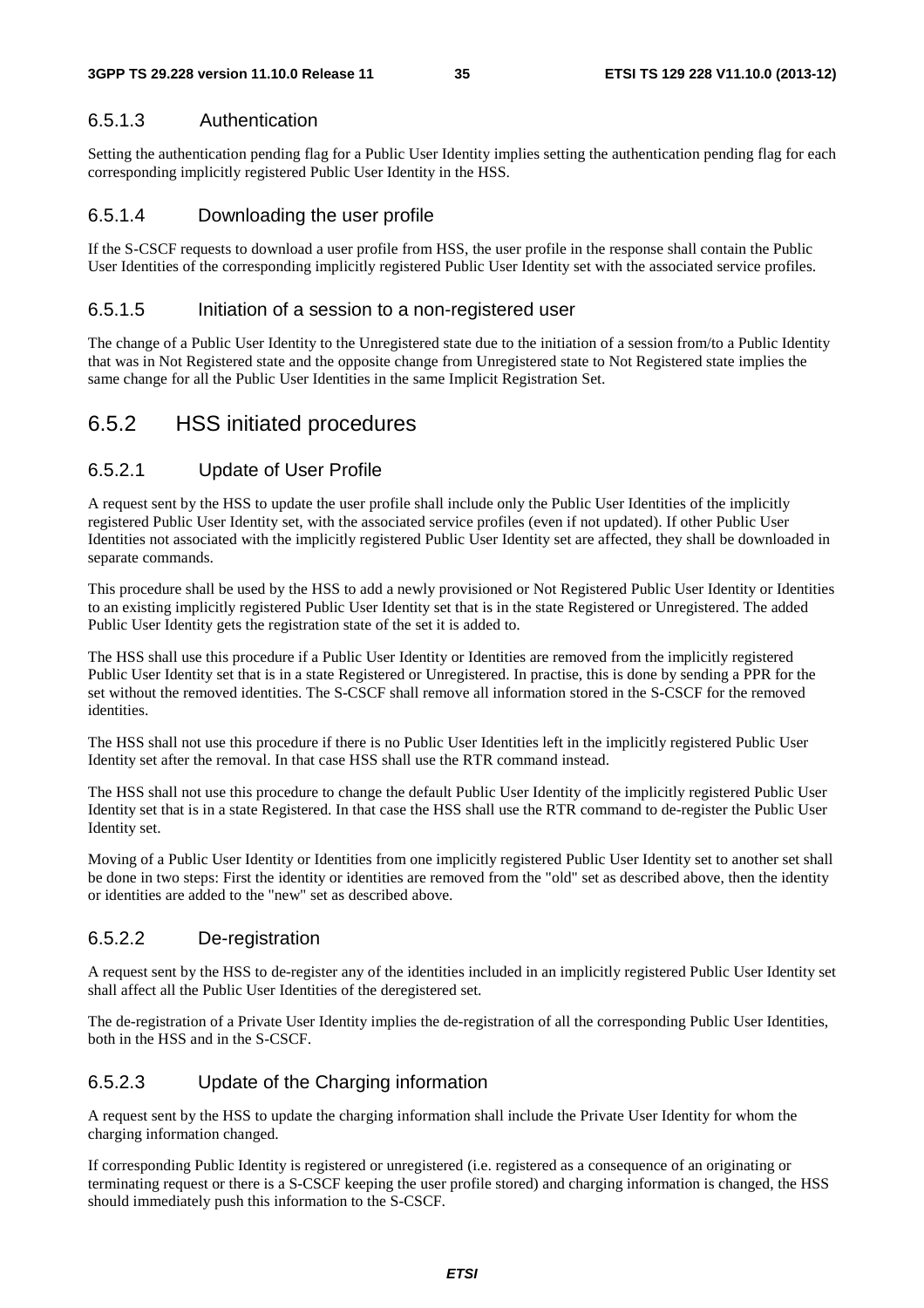#### 6.5.1.3 Authentication

Setting the authentication pending flag for a Public User Identity implies setting the authentication pending flag for each corresponding implicitly registered Public User Identity in the HSS.

#### 6.5.1.4 Downloading the user profile

If the S-CSCF requests to download a user profile from HSS, the user profile in the response shall contain the Public User Identities of the corresponding implicitly registered Public User Identity set with the associated service profiles.

#### 6.5.1.5 Initiation of a session to a non-registered user

The change of a Public User Identity to the Unregistered state due to the initiation of a session from/to a Public Identity that was in Not Registered state and the opposite change from Unregistered state to Not Registered state implies the same change for all the Public User Identities in the same Implicit Registration Set.

### 6.5.2 HSS initiated procedures

#### 6.5.2.1 Update of User Profile

A request sent by the HSS to update the user profile shall include only the Public User Identities of the implicitly registered Public User Identity set, with the associated service profiles (even if not updated). If other Public User Identities not associated with the implicitly registered Public User Identity set are affected, they shall be downloaded in separate commands.

This procedure shall be used by the HSS to add a newly provisioned or Not Registered Public User Identity or Identities to an existing implicitly registered Public User Identity set that is in the state Registered or Unregistered. The added Public User Identity gets the registration state of the set it is added to.

The HSS shall use this procedure if a Public User Identity or Identities are removed from the implicitly registered Public User Identity set that is in a state Registered or Unregistered. In practise, this is done by sending a PPR for the set without the removed identities. The S-CSCF shall remove all information stored in the S-CSCF for the removed identities.

The HSS shall not use this procedure if there is no Public User Identities left in the implicitly registered Public User Identity set after the removal. In that case HSS shall use the RTR command instead.

The HSS shall not use this procedure to change the default Public User Identity of the implicitly registered Public User Identity set that is in a state Registered. In that case the HSS shall use the RTR command to de-register the Public User Identity set.

Moving of a Public User Identity or Identities from one implicitly registered Public User Identity set to another set shall be done in two steps: First the identity or identities are removed from the "old" set as described above, then the identity or identities are added to the "new" set as described above.

#### 6.5.2.2 De-registration

A request sent by the HSS to de-register any of the identities included in an implicitly registered Public User Identity set shall affect all the Public User Identities of the deregistered set.

The de-registration of a Private User Identity implies the de-registration of all the corresponding Public User Identities, both in the HSS and in the S-CSCF.

#### 6.5.2.3 Update of the Charging information

A request sent by the HSS to update the charging information shall include the Private User Identity for whom the charging information changed.

If corresponding Public Identity is registered or unregistered (i.e. registered as a consequence of an originating or terminating request or there is a S-CSCF keeping the user profile stored) and charging information is changed, the HSS should immediately push this information to the S-CSCF.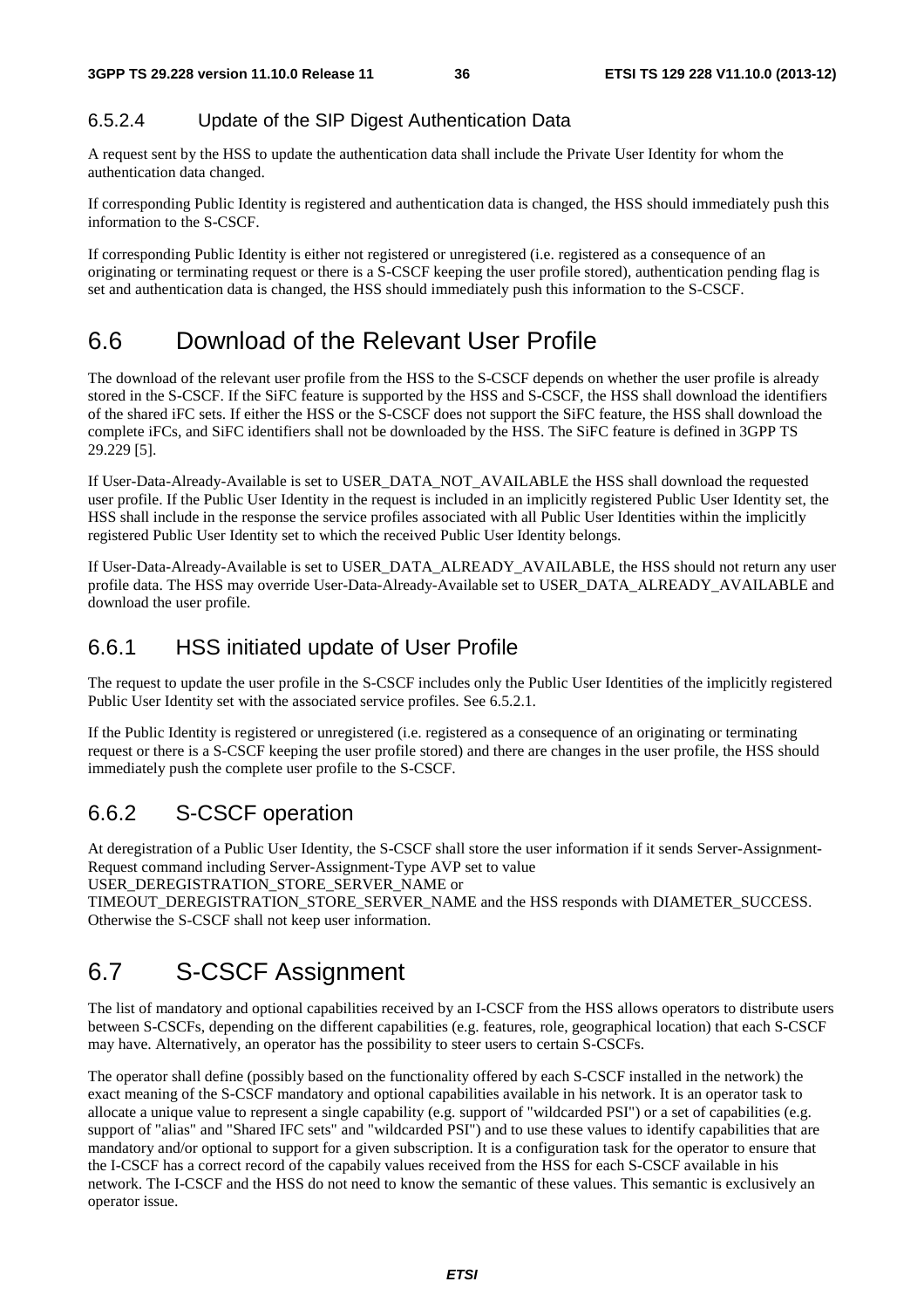#### 6.5.2.4 Update of the SIP Digest Authentication Data

A request sent by the HSS to update the authentication data shall include the Private User Identity for whom the authentication data changed.

If corresponding Public Identity is registered and authentication data is changed, the HSS should immediately push this information to the S-CSCF.

If corresponding Public Identity is either not registered or unregistered (i.e. registered as a consequence of an originating or terminating request or there is a S-CSCF keeping the user profile stored), authentication pending flag is set and authentication data is changed, the HSS should immediately push this information to the S-CSCF.

## 6.6 Download of the Relevant User Profile

The download of the relevant user profile from the HSS to the S-CSCF depends on whether the user profile is already stored in the S-CSCF. If the SiFC feature is supported by the HSS and S-CSCF, the HSS shall download the identifiers of the shared iFC sets. If either the HSS or the S-CSCF does not support the SiFC feature, the HSS shall download the complete iFCs, and SiFC identifiers shall not be downloaded by the HSS. The SiFC feature is defined in 3GPP TS 29.229 [5].

If User-Data-Already-Available is set to USER_DATA_NOT_AVAILABLE the HSS shall download the requested user profile. If the Public User Identity in the request is included in an implicitly registered Public User Identity set, the HSS shall include in the response the service profiles associated with all Public User Identities within the implicitly registered Public User Identity set to which the received Public User Identity belongs.

If User-Data-Already-Available is set to USER_DATA_ALREADY_AVAILABLE, the HSS should not return any user profile data. The HSS may override User-Data-Already-Available set to USER_DATA_ALREADY_AVAILABLE and download the user profile.

### 6.6.1 HSS initiated update of User Profile

The request to update the user profile in the S-CSCF includes only the Public User Identities of the implicitly registered Public User Identity set with the associated service profiles. See 6.5.2.1.

If the Public Identity is registered or unregistered (i.e. registered as a consequence of an originating or terminating request or there is a S-CSCF keeping the user profile stored) and there are changes in the user profile, the HSS should immediately push the complete user profile to the S-CSCF.

### 6.6.2 S-CSCF operation

At deregistration of a Public User Identity, the S-CSCF shall store the user information if it sends Server-Assignment-Request command including Server-Assignment-Type AVP set to value USER_DEREGISTRATION_STORE_SERVER_NAME or TIMEOUT_DEREGISTRATION_STORE_SERVER_NAME and the HSS responds with DIAMETER_SUCCESS. Otherwise the S-CSCF shall not keep user information.

## 6.7 S-CSCF Assignment

The list of mandatory and optional capabilities received by an I-CSCF from the HSS allows operators to distribute users between S-CSCFs, depending on the different capabilities (e.g. features, role, geographical location) that each S-CSCF may have. Alternatively, an operator has the possibility to steer users to certain S-CSCFs.

The operator shall define (possibly based on the functionality offered by each S-CSCF installed in the network) the exact meaning of the S-CSCF mandatory and optional capabilities available in his network. It is an operator task to allocate a unique value to represent a single capability (e.g. support of "wildcarded PSI") or a set of capabilities (e.g. support of "alias" and "Shared IFC sets" and "wildcarded PSI") and to use these values to identify capabilities that are mandatory and/or optional to support for a given subscription. It is a configuration task for the operator to ensure that the I-CSCF has a correct record of the capabily values received from the HSS for each S-CSCF available in his network. The I-CSCF and the HSS do not need to know the semantic of these values. This semantic is exclusively an operator issue.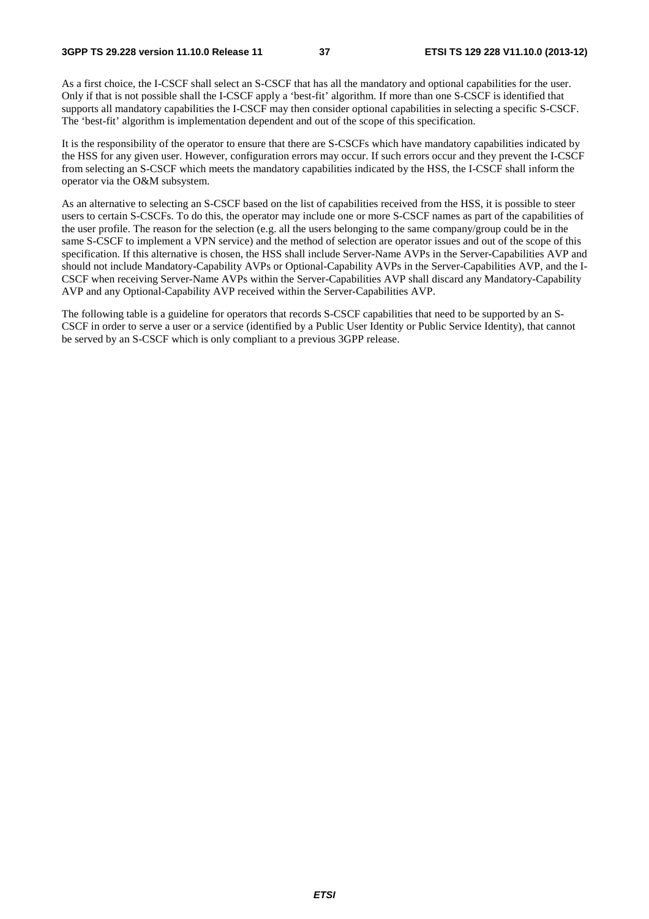As a first choice, the I-CSCF shall select an S-CSCF that has all the mandatory and optional capabilities for the user. Only if that is not possible shall the I-CSCF apply a 'best-fit' algorithm. If more than one S-CSCF is identified that supports all mandatory capabilities the I-CSCF may then consider optional capabilities in selecting a specific S-CSCF. The 'best-fit' algorithm is implementation dependent and out of the scope of this specification.

It is the responsibility of the operator to ensure that there are S-CSCFs which have mandatory capabilities indicated by the HSS for any given user. However, configuration errors may occur. If such errors occur and they prevent the I-CSCF from selecting an S-CSCF which meets the mandatory capabilities indicated by the HSS, the I-CSCF shall inform the operator via the O&M subsystem.

As an alternative to selecting an S-CSCF based on the list of capabilities received from the HSS, it is possible to steer users to certain S-CSCFs. To do this, the operator may include one or more S-CSCF names as part of the capabilities of the user profile. The reason for the selection (e.g. all the users belonging to the same company/group could be in the same S-CSCF to implement a VPN service) and the method of selection are operator issues and out of the scope of this specification. If this alternative is chosen, the HSS shall include Server-Name AVPs in the Server-Capabilities AVP and should not include Mandatory-Capability AVPs or Optional-Capability AVPs in the Server-Capabilities AVP, and the I-CSCF when receiving Server-Name AVPs within the Server-Capabilities AVP shall discard any Mandatory-Capability AVP and any Optional-Capability AVP received within the Server-Capabilities AVP.

The following table is a guideline for operators that records S-CSCF capabilities that need to be supported by an S-CSCF in order to serve a user or a service (identified by a Public User Identity or Public Service Identity), that cannot be served by an S-CSCF which is only compliant to a previous 3GPP release.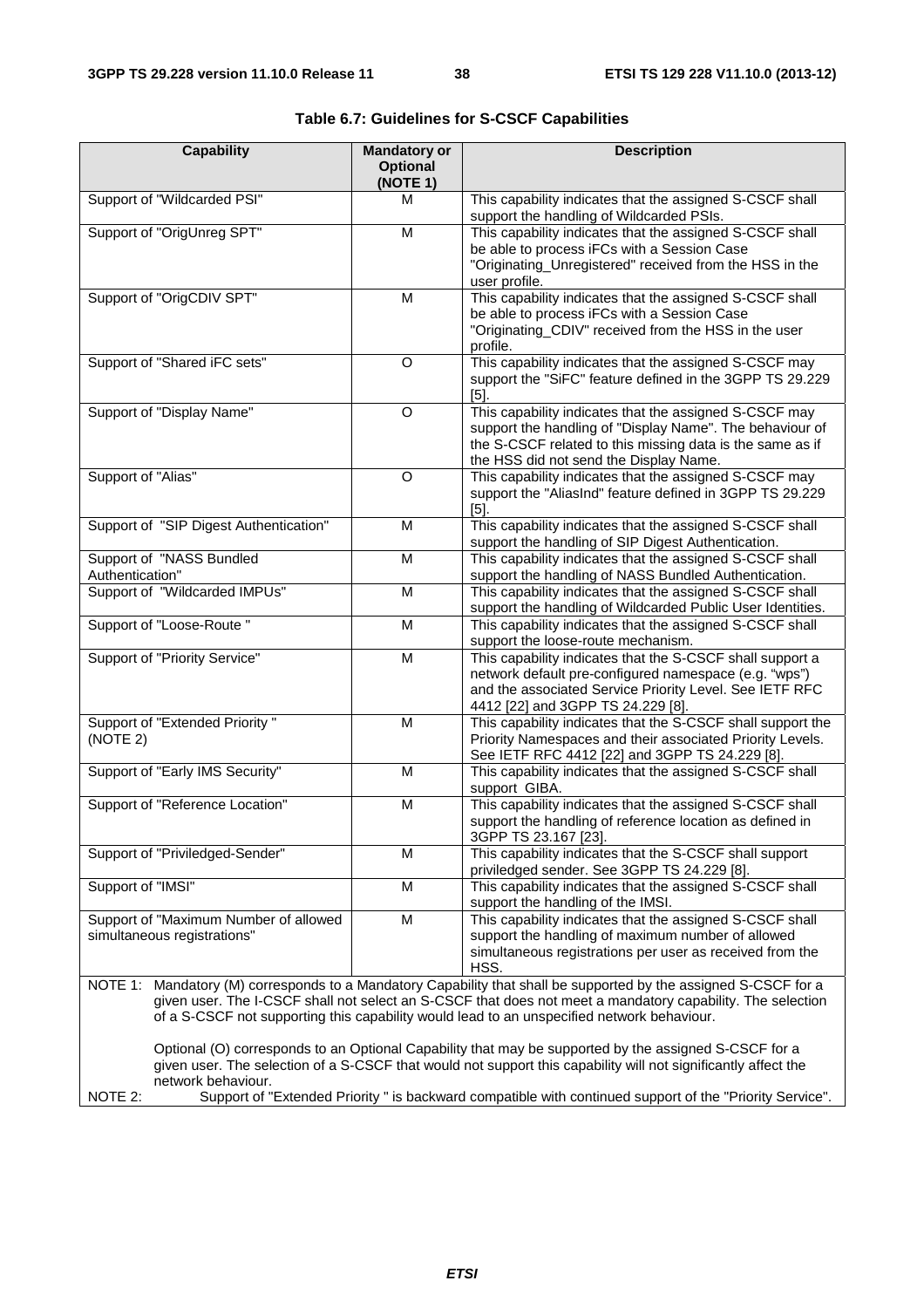**Table 6.7: Guidelines for S-CSCF Capabilities**

| Capability | Mandatory or Optional (NOTE 1) | Description |
|---|---|---|
| Support of "Wildcarded PSI" | M | This capability indicates that the assigned S-CSCF shall support the handling of Wildcarded PSIs. |
| Support of "OrigUnreg SPT" | M | This capability indicates that the assigned S-CSCF shall be able to process iFCs with a Session Case "Originating_Unregistered" received from the HSS in the user profile. |
| Support of "OrigCDIV SPT" | M | This capability indicates that the assigned S-CSCF shall be able to process iFCs with a Session Case "Originating_CDIV" received from the HSS in the user profile. |
| Support of "Shared iFC sets" | O | This capability indicates that the assigned S-CSCF may support the "SiFC" feature defined in the 3GPP TS 29.229 [5]. |
| Support of "Display Name" | O | This capability indicates that the assigned S-CSCF may support the handling of "Display Name". The behaviour of the S-CSCF related to this missing data is the same as if the HSS did not send the Display Name. |
| Support of "Alias" | O | This capability indicates that the assigned S-CSCF may support the "AliasInd" feature defined in 3GPP TS 29.229 [5]. |
| Support of "SIP Digest Authentication" | M | This capability indicates that the assigned S-CSCF shall support the handling of SIP Digest Authentication. |
| Support of "NASS Bundled Authentication" | M | This capability indicates that the assigned S-CSCF shall support the handling of NASS Bundled Authentication. |
| Support of "Wildcarded IMPUs" | M | This capability indicates that the assigned S-CSCF shall support the handling of Wildcarded Public User Identities. |
| Support of "Loose-Route " | M | This capability indicates that the assigned S-CSCF shall support the loose-route mechanism. |
| Support of "Priority Service" | M | This capability indicates that the S-CSCF shall support a network default pre-configured namespace (e.g. "wps") and the associated Service Priority Level. See IETF RFC 4412 [22] and 3GPP TS 24.229 [8]. |
| Support of "Extended Priority " (NOTE 2) | M | This capability indicates that the S-CSCF shall support the Priority Namespaces and their associated Priority Levels. See IETF RFC 4412 [22] and 3GPP TS 24.229 [8]. |
| Support of "Early IMS Security" | M | This capability indicates that the assigned S-CSCF shall support GIBA. |
| Support of "Reference Location" | M | This capability indicates that the assigned S-CSCF shall support the handling of reference location as defined in 3GPP TS 23.167 [23]. |
| Support of "Priviledged-Sender" | M | This capability indicates that the S-CSCF shall support priviledged sender. See 3GPP TS 24.229 [8]. |
| Support of "IMSI" | M | This capability indicates that the assigned S-CSCF shall support the handling of the IMSI. |
| Support of "Maximum Number of allowed simultaneous registrations" | M | This capability indicates that the assigned S-CSCF shall support the handling of maximum number of allowed simultaneous registrations per user as received from the HSS. |

NOTE 1: Mandatory (M) corresponds to a Mandatory Capability that shall be supported by the assigned S-CSCF for a given user. The I-CSCF shall not select an S-CSCF that does not meet a mandatory capability. The selection of a S-CSCF not supporting this capability would lead to an unspecified network behaviour.

Optional (O) corresponds to an Optional Capability that may be supported by the assigned S-CSCF for a given user. The selection of a S-CSCF that would not support this capability will not significantly affect the network behaviour.

NOTE 2: Support of "Extended Priority " is backward compatible with continued support of the "Priority Service".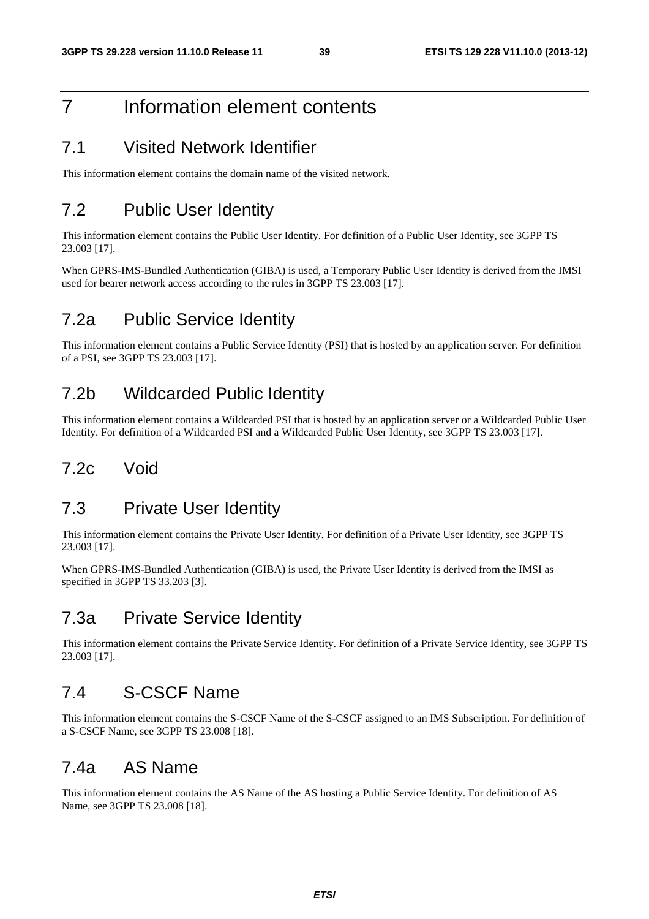# 7 Information element contents

## 7.1 Visited Network Identifier

This information element contains the domain name of the visited network.

## 7.2 Public User Identity

This information element contains the Public User Identity. For definition of a Public User Identity, see 3GPP TS 23.003 [17].

When GPRS-IMS-Bundled Authentication (GIBA) is used, a Temporary Public User Identity is derived from the IMSI used for bearer network access according to the rules in 3GPP TS 23.003 [17].

## 7.2a Public Service Identity

This information element contains a Public Service Identity (PSI) that is hosted by an application server. For definition of a PSI, see 3GPP TS 23.003 [17].

## 7.2b Wildcarded Public Identity

This information element contains a Wildcarded PSI that is hosted by an application server or a Wildcarded Public User Identity. For definition of a Wildcarded PSI and a Wildcarded Public User Identity, see 3GPP TS 23.003 [17].

## 7.2c Void

## 7.3 Private User Identity

This information element contains the Private User Identity. For definition of a Private User Identity, see 3GPP TS 23.003 [17].

When GPRS-IMS-Bundled Authentication (GIBA) is used, the Private User Identity is derived from the IMSI as specified in 3GPP TS 33.203 [3].

## 7.3a Private Service Identity

This information element contains the Private Service Identity. For definition of a Private Service Identity, see 3GPP TS 23.003 [17].

## 7.4 S-CSCF Name

This information element contains the S-CSCF Name of the S-CSCF assigned to an IMS Subscription. For definition of a S-CSCF Name, see 3GPP TS 23.008 [18].

## 7.4a AS Name

This information element contains the AS Name of the AS hosting a Public Service Identity. For definition of AS Name, see 3GPP TS 23.008 [18].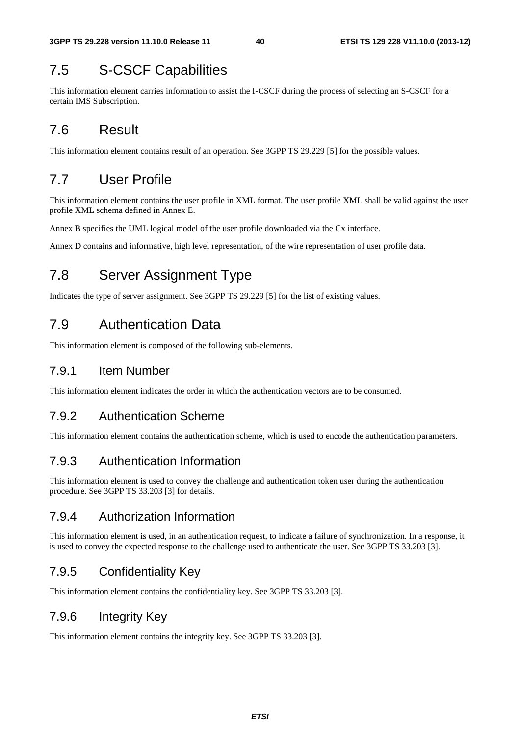## 7.5 S-CSCF Capabilities

This information element carries information to assist the I-CSCF during the process of selecting an S-CSCF for a certain IMS Subscription.

## 7.6 Result

This information element contains result of an operation. See 3GPP TS 29.229 [5] for the possible values.

## 7.7 User Profile

This information element contains the user profile in XML format. The user profile XML shall be valid against the user profile XML schema defined in Annex E.

Annex B specifies the UML logical model of the user profile downloaded via the Cx interface.

Annex D contains and informative, high level representation, of the wire representation of user profile data.

## 7.8 Server Assignment Type

Indicates the type of server assignment. See 3GPP TS 29.229 [5] for the list of existing values.

## 7.9 Authentication Data

This information element is composed of the following sub-elements.

### 7.9.1 Item Number

This information element indicates the order in which the authentication vectors are to be consumed.

### 7.9.2 Authentication Scheme

This information element contains the authentication scheme, which is used to encode the authentication parameters.

### 7.9.3 Authentication Information

This information element is used to convey the challenge and authentication token user during the authentication procedure. See 3GPP TS 33.203 [3] for details.

### 7.9.4 Authorization Information

This information element is used, in an authentication request, to indicate a failure of synchronization. In a response, it is used to convey the expected response to the challenge used to authenticate the user. See 3GPP TS 33.203 [3].

### 7.9.5 Confidentiality Key

This information element contains the confidentiality key. See 3GPP TS 33.203 [3].

### 7.9.6 Integrity Key

This information element contains the integrity key. See 3GPP TS 33.203 [3].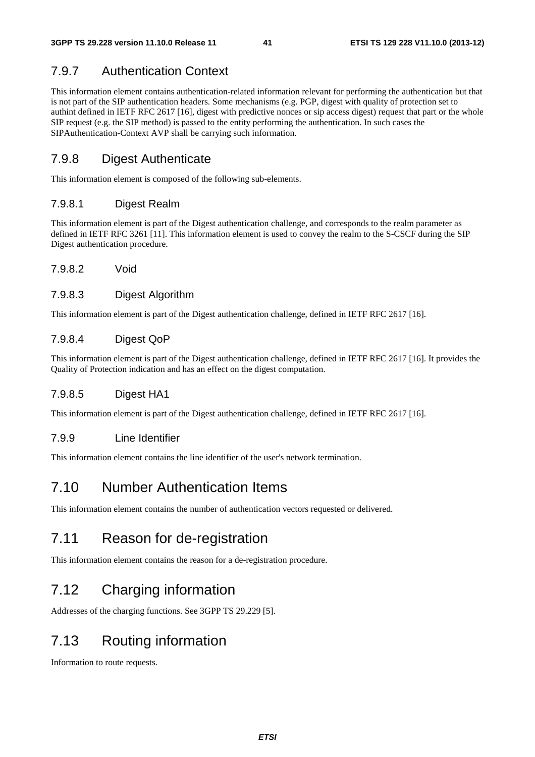### 7.9.7 Authentication Context

This information element contains authentication-related information relevant for performing the authentication but that is not part of the SIP authentication headers. Some mechanisms (e.g. PGP, digest with quality of protection set to authint defined in IETF RFC 2617 [16], digest with predictive nonces or sip access digest) request that part or the whole SIP request (e.g. the SIP method) is passed to the entity performing the authentication. In such cases the SIPAuthentication-Context AVP shall be carrying such information.

### 7.9.8 Digest Authenticate

This information element is composed of the following sub-elements.

#### 7.9.8.1 Digest Realm

This information element is part of the Digest authentication challenge, and corresponds to the realm parameter as defined in IETF RFC 3261 [11]. This information element is used to convey the realm to the S-CSCF during the SIP Digest authentication procedure.

#### 7.9.8.2 Void

#### 7.9.8.3 Digest Algorithm

This information element is part of the Digest authentication challenge, defined in IETF RFC 2617 [16].

#### 7.9.8.4 Digest QoP

This information element is part of the Digest authentication challenge, defined in IETF RFC 2617 [16]. It provides the Quality of Protection indication and has an effect on the digest computation.

#### 7.9.8.5 Digest HA1

This information element is part of the Digest authentication challenge, defined in IETF RFC 2617 [16].

#### 7.9.9 Line Identifier

This information element contains the line identifier of the user's network termination.

## 7.10 Number Authentication Items

This information element contains the number of authentication vectors requested or delivered.

## 7.11 Reason for de-registration

This information element contains the reason for a de-registration procedure.

## 7.12 Charging information

Addresses of the charging functions. See 3GPP TS 29.229 [5].

## 7.13 Routing information

Information to route requests.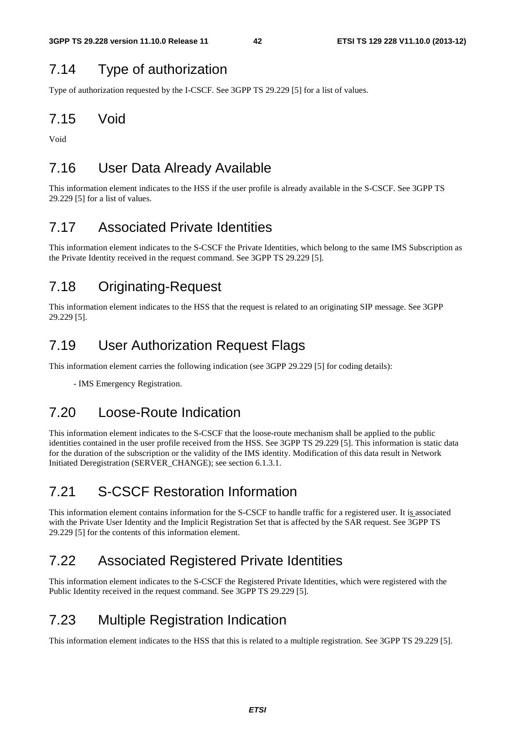## 7.14 Type of authorization

Type of authorization requested by the I-CSCF. See 3GPP TS 29.229 [5] for a list of values.

## 7.15 Void

Void

## 7.16 User Data Already Available

This information element indicates to the HSS if the user profile is already available in the S-CSCF. See 3GPP TS 29.229 [5] for a list of values.

## 7.17 Associated Private Identities

This information element indicates to the S-CSCF the Private Identities, which belong to the same IMS Subscription as the Private Identity received in the request command. See 3GPP TS 29.229 [5].

## 7.18 Originating-Request

This information element indicates to the HSS that the request is related to an originating SIP message. See 3GPP 29.229 [5].

## 7.19 User Authorization Request Flags

This information element carries the following indication (see 3GPP 29.229 [5] for coding details):

- IMS Emergency Registration.

## 7.20 Loose-Route Indication

This information element indicates to the S-CSCF that the loose-route mechanism shall be applied to the public identities contained in the user profile received from the HSS. See 3GPP TS 29.229 [5]. This information is static data for the duration of the subscription or the validity of the IMS identity. Modification of this data result in Network Initiated Deregistration (SERVER_CHANGE); see section 6.1.3.1.

## 7.21 S-CSCF Restoration Information

This information element contains information for the S-CSCF to handle traffic for a registered user. It is associated with the Private User Identity and the Implicit Registration Set that is affected by the SAR request. See 3GPP TS 29.229 [5] for the contents of this information element.

## 7.22 Associated Registered Private Identities

This information element indicates to the S-CSCF the Registered Private Identities, which were registered with the Public Identity received in the request command. See 3GPP TS 29.229 [5].

## 7.23 Multiple Registration Indication

This information element indicates to the HSS that this is related to a multiple registration. See 3GPP TS 29.229 [5].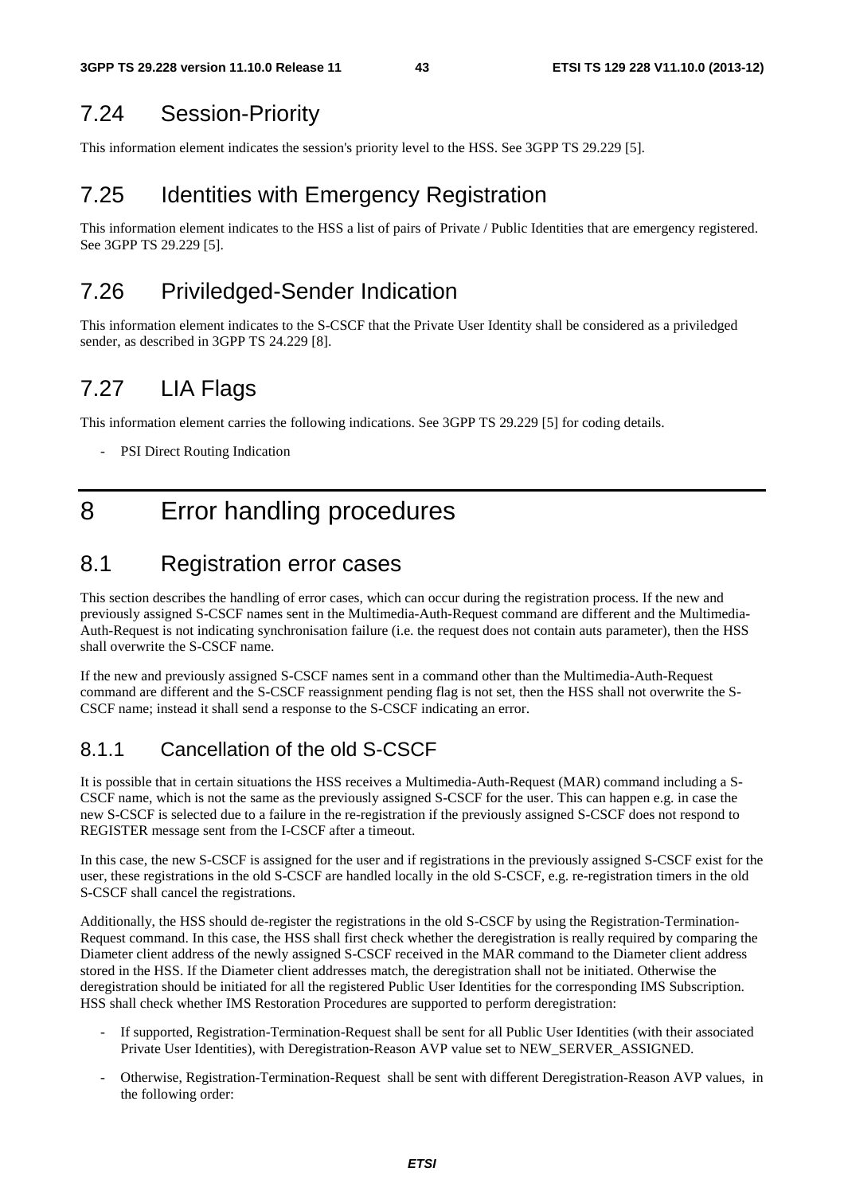## 7.24 Session-Priority

This information element indicates the session's priority level to the HSS. See 3GPP TS 29.229 [5].

## 7.25 Identities with Emergency Registration

This information element indicates to the HSS a list of pairs of Private / Public Identities that are emergency registered. See 3GPP TS 29.229 [5].

## 7.26 Priviledged-Sender Indication

This information element indicates to the S-CSCF that the Private User Identity shall be considered as a priviledged sender, as described in 3GPP TS 24.229 [8].

## 7.27 LIA Flags

This information element carries the following indications. See 3GPP TS 29.229 [5] for coding details.

- PSI Direct Routing Indication

# 8 Error handling procedures

## 8.1 Registration error cases

This section describes the handling of error cases, which can occur during the registration process. If the new and previously assigned S-CSCF names sent in the Multimedia-Auth-Request command are different and the Multimedia-Auth-Request is not indicating synchronisation failure (i.e. the request does not contain auts parameter), then the HSS shall overwrite the S-CSCF name.

If the new and previously assigned S-CSCF names sent in a command other than the Multimedia-Auth-Request command are different and the S-CSCF reassignment pending flag is not set, then the HSS shall not overwrite the S-CSCF name; instead it shall send a response to the S-CSCF indicating an error.

### 8.1.1 Cancellation of the old S-CSCF

It is possible that in certain situations the HSS receives a Multimedia-Auth-Request (MAR) command including a S-CSCF name, which is not the same as the previously assigned S-CSCF for the user. This can happen e.g. in case the new S-CSCF is selected due to a failure in the re-registration if the previously assigned S-CSCF does not respond to REGISTER message sent from the I-CSCF after a timeout.

In this case, the new S-CSCF is assigned for the user and if registrations in the previously assigned S-CSCF exist for the user, these registrations in the old S-CSCF are handled locally in the old S-CSCF, e.g. re-registration timers in the old S-CSCF shall cancel the registrations.

Additionally, the HSS should de-register the registrations in the old S-CSCF by using the Registration-Termination-Request command. In this case, the HSS shall first check whether the deregistration is really required by comparing the Diameter client address of the newly assigned S-CSCF received in the MAR command to the Diameter client address stored in the HSS. If the Diameter client addresses match, the deregistration shall not be initiated. Otherwise the deregistration should be initiated for all the registered Public User Identities for the corresponding IMS Subscription. HSS shall check whether IMS Restoration Procedures are supported to perform deregistration:

- If supported, Registration-Termination-Request shall be sent for all Public User Identities (with their associated Private User Identities), with Deregistration-Reason AVP value set to NEW_SERVER_ASSIGNED.
- Otherwise, Registration-Termination-Request shall be sent with different Deregistration-Reason AVP values, in the following order: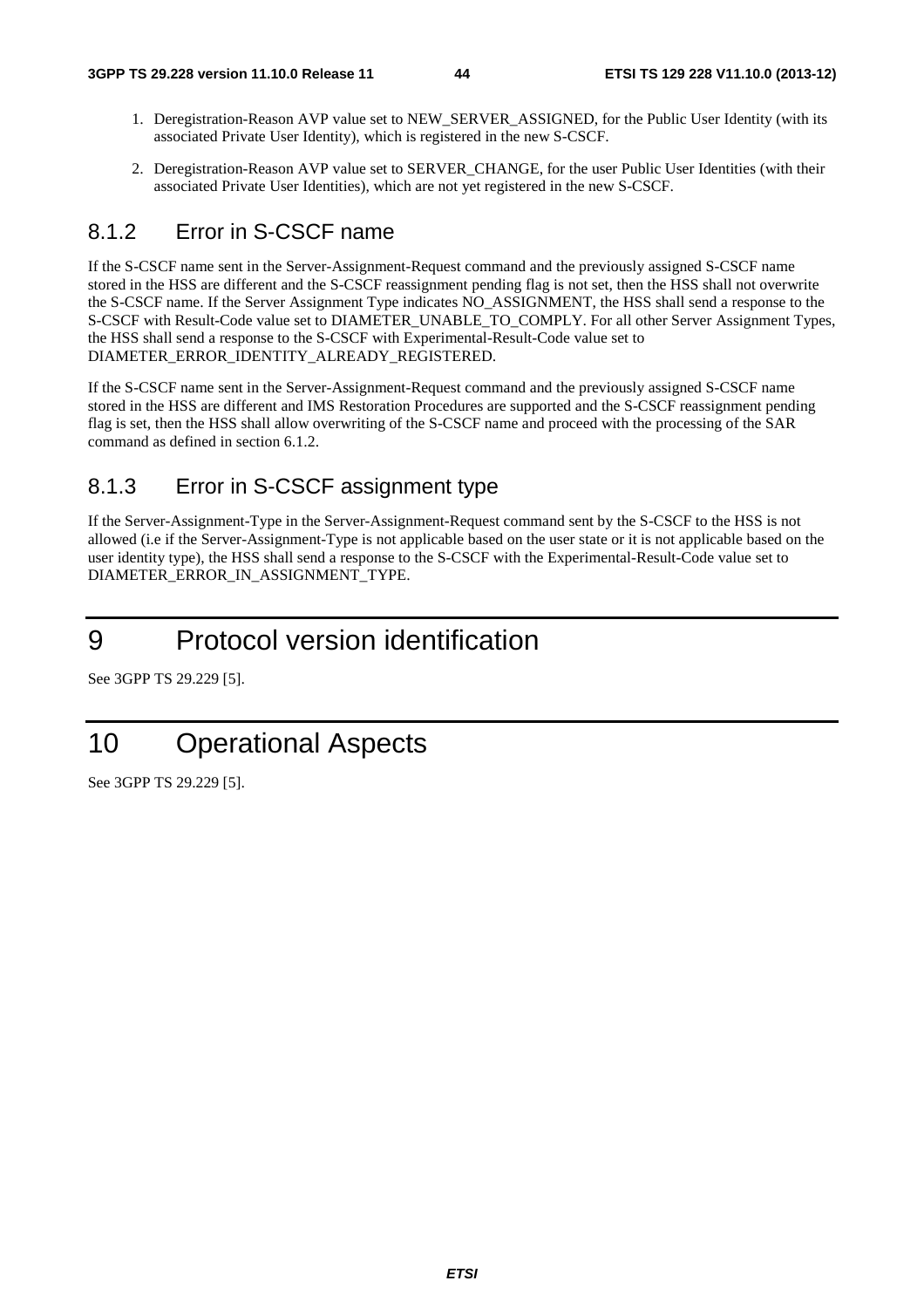1. Deregistration-Reason AVP value set to NEW_SERVER_ASSIGNED, for the Public User Identity (with its associated Private User Identity), which is registered in the new S-CSCF.
2. Deregistration-Reason AVP value set to SERVER_CHANGE, for the user Public User Identities (with their associated Private User Identities), which are not yet registered in the new S-CSCF.

### 8.1.2 Error in S-CSCF name

If the S-CSCF name sent in the Server-Assignment-Request command and the previously assigned S-CSCF name stored in the HSS are different and the S-CSCF reassignment pending flag is not set, then the HSS shall not overwrite the S-CSCF name. If the Server Assignment Type indicates NO_ASSIGNMENT, the HSS shall send a response to the S-CSCF with Result-Code value set to DIAMETER_UNABLE_TO_COMPLY. For all other Server Assignment Types, the HSS shall send a response to the S-CSCF with Experimental-Result-Code value set to DIAMETER_ERROR_IDENTITY_ALREADY_REGISTERED.

If the S-CSCF name sent in the Server-Assignment-Request command and the previously assigned S-CSCF name stored in the HSS are different and IMS Restoration Procedures are supported and the S-CSCF reassignment pending flag is set, then the HSS shall allow overwriting of the S-CSCF name and proceed with the processing of the SAR command as defined in section 6.1.2.

### 8.1.3 Error in S-CSCF assignment type

If the Server-Assignment-Type in the Server-Assignment-Request command sent by the S-CSCF to the HSS is not allowed (i.e if the Server-Assignment-Type is not applicable based on the user state or it is not applicable based on the user identity type), the HSS shall send a response to the S-CSCF with the Experimental-Result-Code value set to DIAMETER_ERROR_IN_ASSIGNMENT_TYPE.

# 9 Protocol version identification

See 3GPP TS 29.229 [5].

# 10 Operational Aspects

See 3GPP TS 29.229 [5].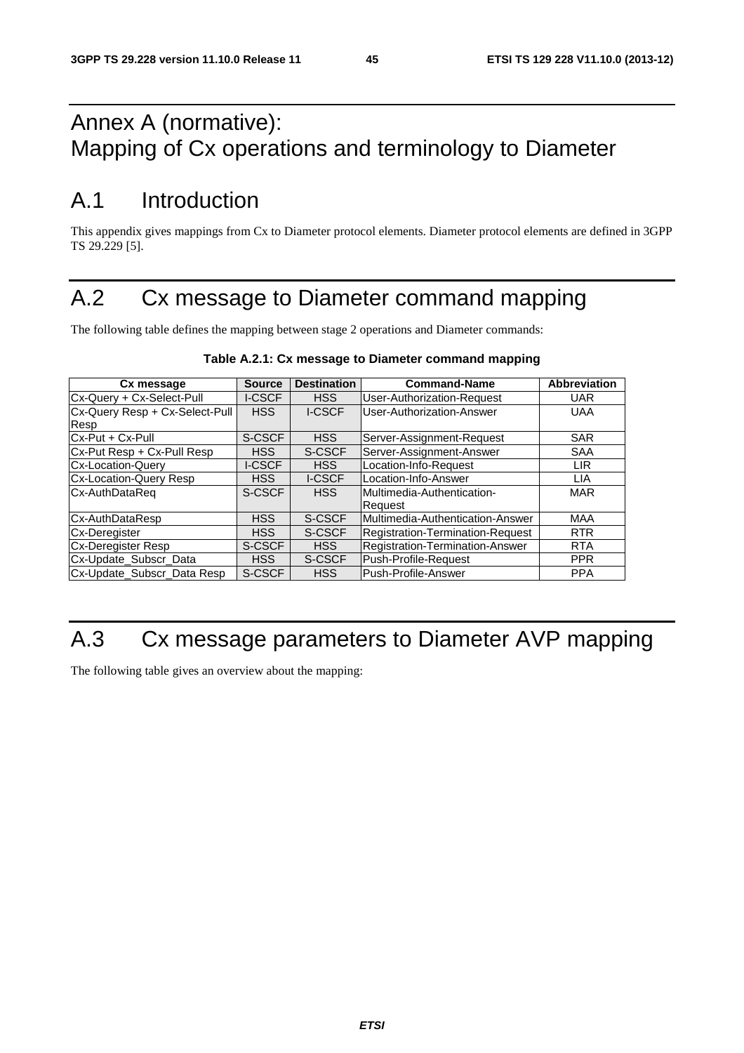# Annex A (normative): Mapping of Cx operations and terminology to Diameter

# A.1 Introduction

This appendix gives mappings from Cx to Diameter protocol elements. Diameter protocol elements are defined in 3GPP TS 29.229 [5].

# A.2 Cx message to Diameter command mapping

The following table defines the mapping between stage 2 operations and Diameter commands:

**Table A.2.1: Cx message to Diameter command mapping**

| Cx message | Source | Destination | Command-Name | Abbreviation |
|---|---|---|---|---|
| Cx-Query + Cx-Select-Pull | I-CSCF | HSS | User-Authorization-Request | UAR |
| Cx-Query Resp + Cx-Select-Pull Resp | HSS | I-CSCF | User-Authorization-Answer | UAA |
| Cx-Put + Cx-Pull | S-CSCF | HSS | Server-Assignment-Request | SAR |
| Cx-Put Resp + Cx-Pull Resp | HSS | S-CSCF | Server-Assignment-Answer | SAA |
| Cx-Location-Query | I-CSCF | HSS | Location-Info-Request | LIR |
| Cx-Location-Query Resp | HSS | I-CSCF | Location-Info-Answer | LIA |
| Cx-AuthDataReq | S-CSCF | HSS | Multimedia-Authentication-Request | MAR |
| Cx-AuthDataResp | HSS | S-CSCF | Multimedia-Authentication-Answer | MAA |
| Cx-Deregister | HSS | S-CSCF | Registration-Termination-Request | RTR |
| Cx-Deregister Resp | S-CSCF | HSS | Registration-Termination-Answer | RTA |
| Cx-Update_Subscr_Data | HSS | S-CSCF | Push-Profile-Request | PPR |
| Cx-Update_Subscr_Data Resp | S-CSCF | HSS | Push-Profile-Answer | PPA |

# A.3 Cx message parameters to Diameter AVP mapping

The following table gives an overview about the mapping: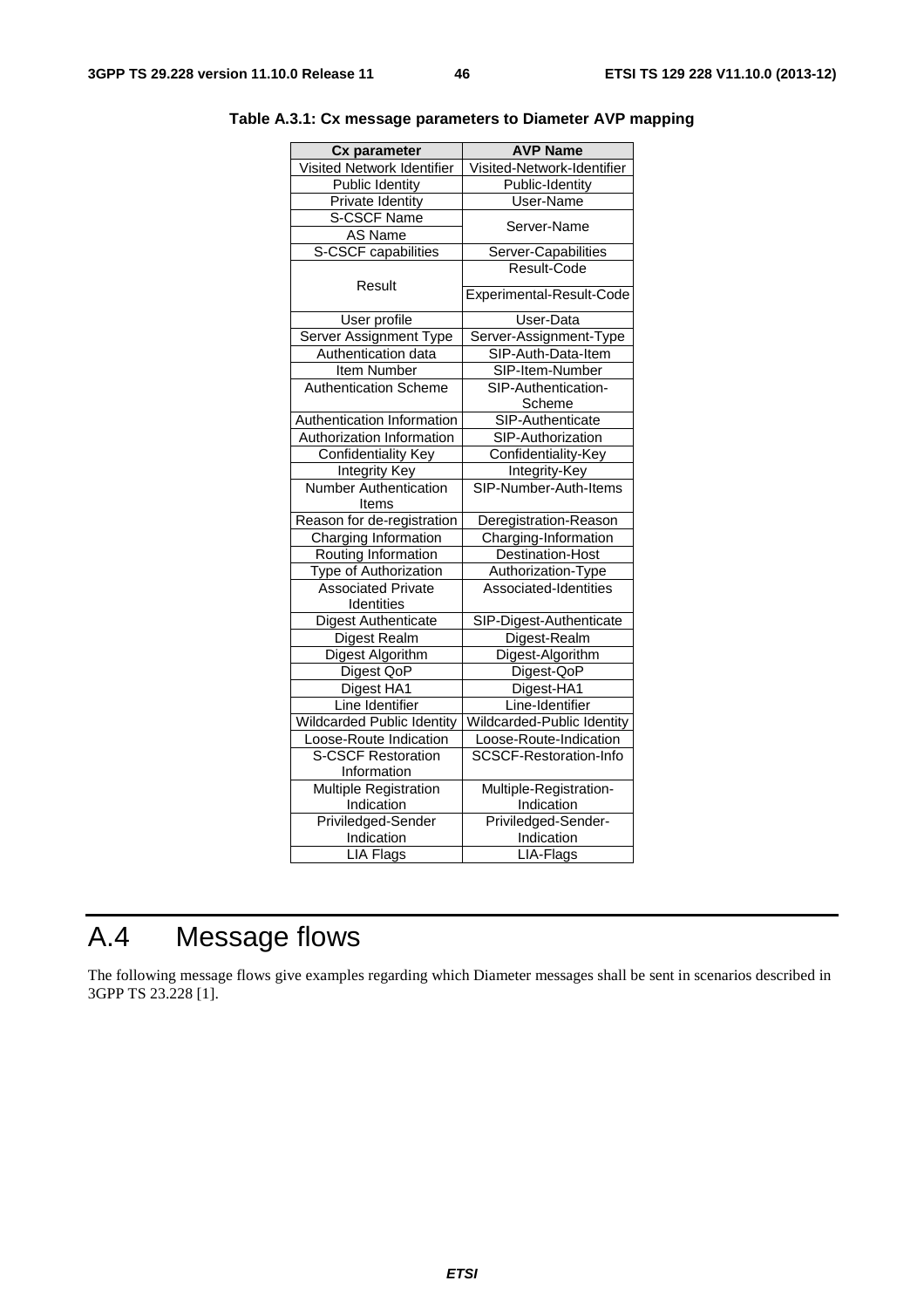**Table A.3.1: Cx message parameters to Diameter AVP mapping**

| Cx parameter | AVP Name |
|---|---|
| Visited Network Identifier | Visited-Network-Identifier |
| Public Identity | Public-Identity |
| Private Identity | User-Name |
| S-CSCF Name | Server-Name |
| AS Name | |
| S-CSCF capabilities | Server-Capabilities |
| Result | Result-Code |
| | Experimental-Result-Code |
| User profile | User-Data |
| Server Assignment Type | Server-Assignment-Type |
| Authentication data | SIP-Auth-Data-Item |
| Item Number | SIP-Item-Number |
| Authentication Scheme | SIP-Authentication-Scheme |
| Authentication Information | SIP-Authenticate |
| Authorization Information | SIP-Authorization |
| Confidentiality Key | Confidentiality-Key |
| Integrity Key | Integrity-Key |
| Number Authentication Items | SIP-Number-Auth-Items |
| Reason for de-registration | Deregistration-Reason |
| Charging Information | Charging-Information |
| Routing Information | Destination-Host |
| Type of Authorization | Authorization-Type |
| Associated Private Identities | Associated-Identities |
| Digest Authenticate | SIP-Digest-Authenticate |
| Digest Realm | Digest-Realm |
| Digest Algorithm | Digest-Algorithm |
| Digest QoP | Digest-QoP |
| Digest HA1 | Digest-HA1 |
| Line Identifier | Line-Identifier |
| Wildcarded Public Identity | Wildcarded-Public Identity |
| Loose-Route Indication | Loose-Route-Indication |
| S-CSCF Restoration Information | SCSCF-Restoration-Info |
| Multiple Registration Indication | Multiple-Registration-Indication |
| Priviledged-Sender Indication | Priviledged-Sender-Indication |
| LIA Flags | LIA-Flags |

# A.4 Message flows

The following message flows give examples regarding which Diameter messages shall be sent in scenarios described in 3GPP TS 23.228 [1].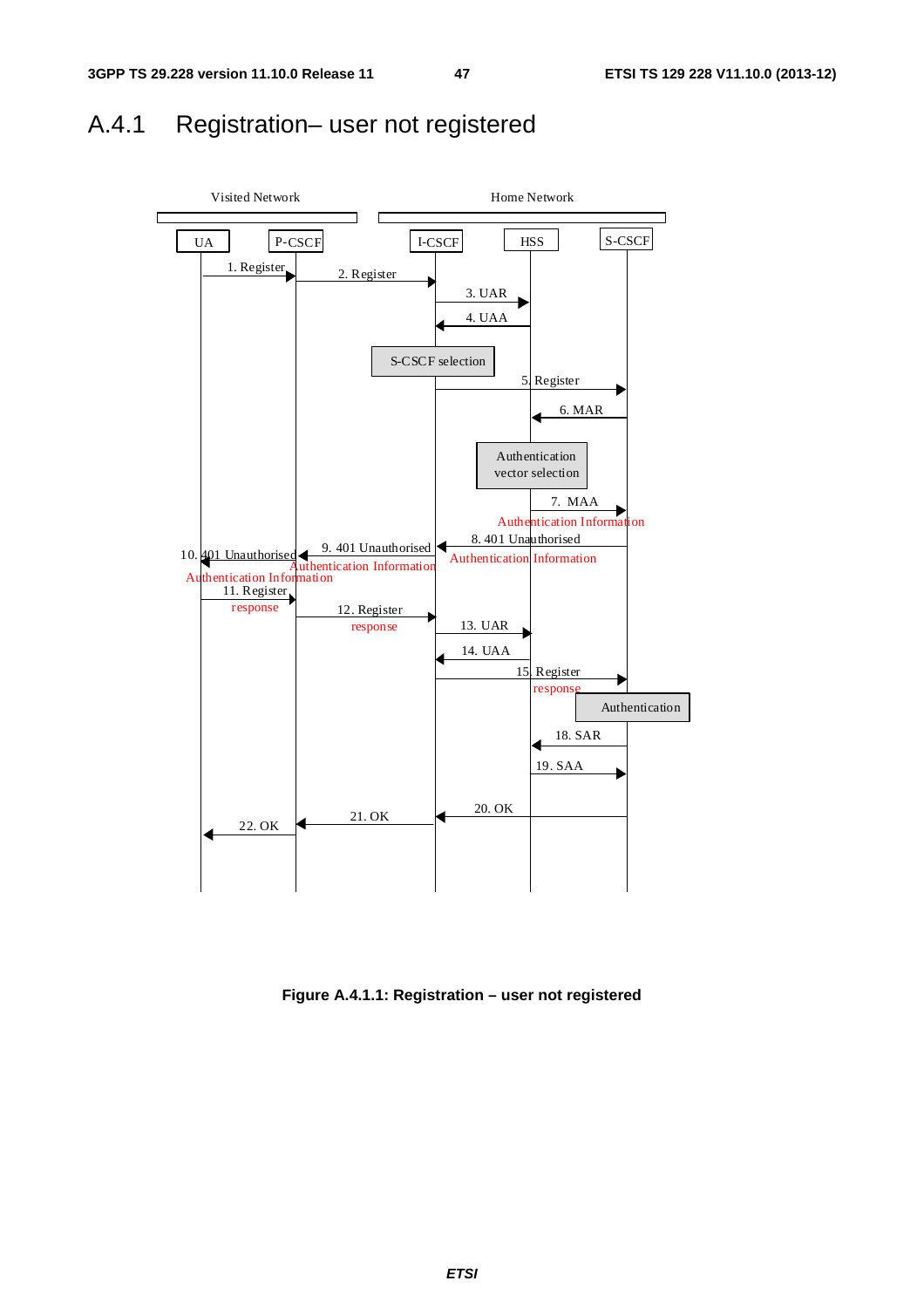## A.4.1 Registration– user not registered

Visited Network

Home Network

UA

P-CSCF

I-CSCF

HSS

S-CSCF

1. Register

2. Register

3. UAR

4. UAA

S-CSCF selection

5. Register

6. MAR

Authentication vector selection

7. MAA

Authentication Information

8. 401 Unauthorised

Authentication Information

9. 401 Unauthorised

Authentication Information

10. 401 Unauthorised

Authentication Information

11. Register

response

12. Register

response

13. UAR

14. UAA

15. Register

response

Authentication

18. SAR

19. SAA

20. OK

21. OK

22. OK

**Figure A.4.1.1: Registration – user not registered**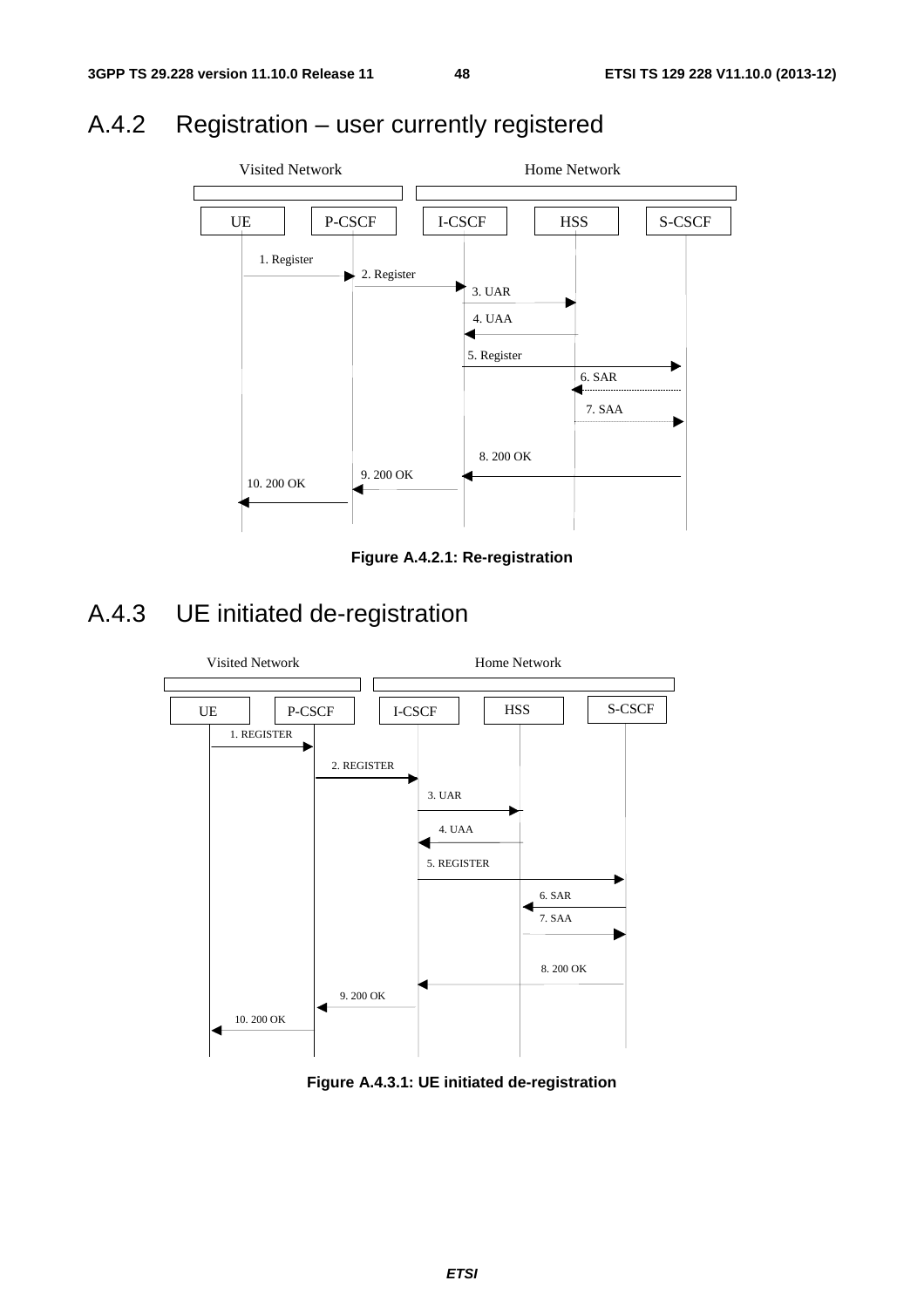## A.4.2 Registration – user currently registered

Visited Network | Home Network

UE | P-CSCF | I-CSCF | HSS | S-CSCF

1. Register
2. Register
3. UAR
4. UAA
5. Register
6. SAR
7. SAA
8. 200 OK
9. 200 OK
10. 200 OK

**Figure A.4.2.1: Re-registration**

## A.4.3 UE initiated de-registration

Visited Network | Home Network

UE | P-CSCF | I-CSCF | HSS | S-CSCF

1. REGISTER
2. REGISTER
3. UAR
4. UAA
5. REGISTER
6. SAR
7. SAA
8. 200 OK
9. 200 OK
10. 200 OK

**Figure A.4.3.1: UE initiated de-registration**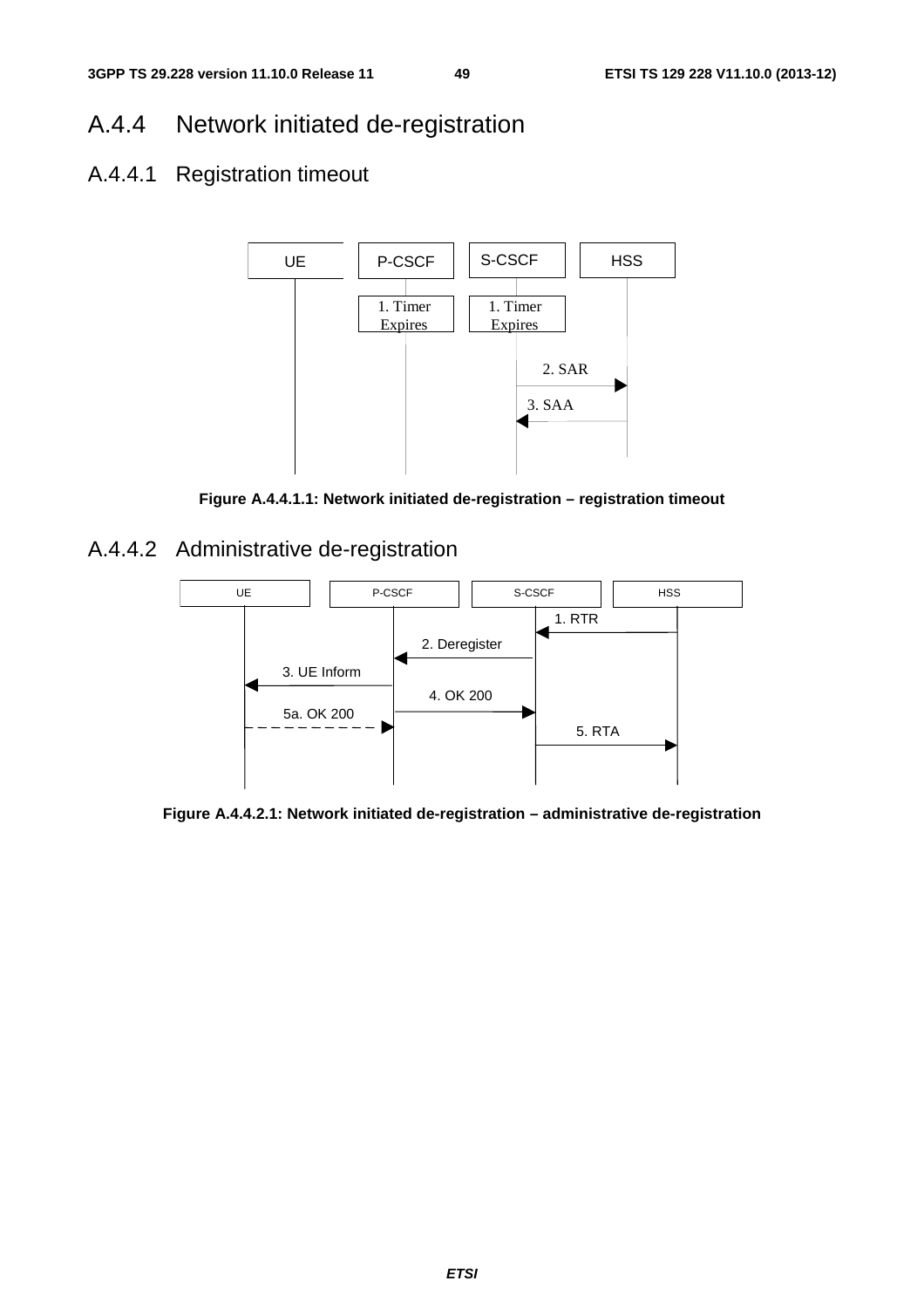## A.4.4 Network initiated de-registration

### A.4.4.1 Registration timeout

**Figure A.4.4.1.1: Network initiated de-registration – registration timeout**

### A.4.4.2 Administrative de-registration

**Figure A.4.4.2.1: Network initiated de-registration – administrative de-registration**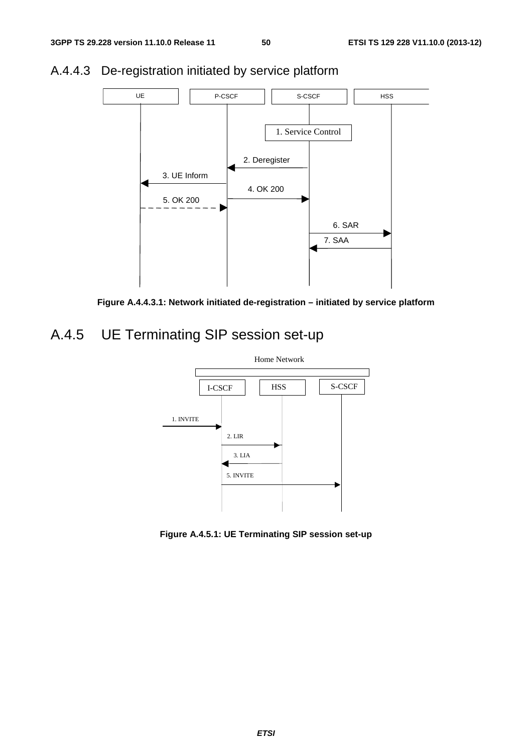### A.4.4.3 De-registration initiated by service platform

Figure A.4.4.3.1: Network initiated de-registration – initiated by service platform

## A.4.5 UE Terminating SIP session set-up

Figure A.4.5.1: UE Terminating SIP session set-up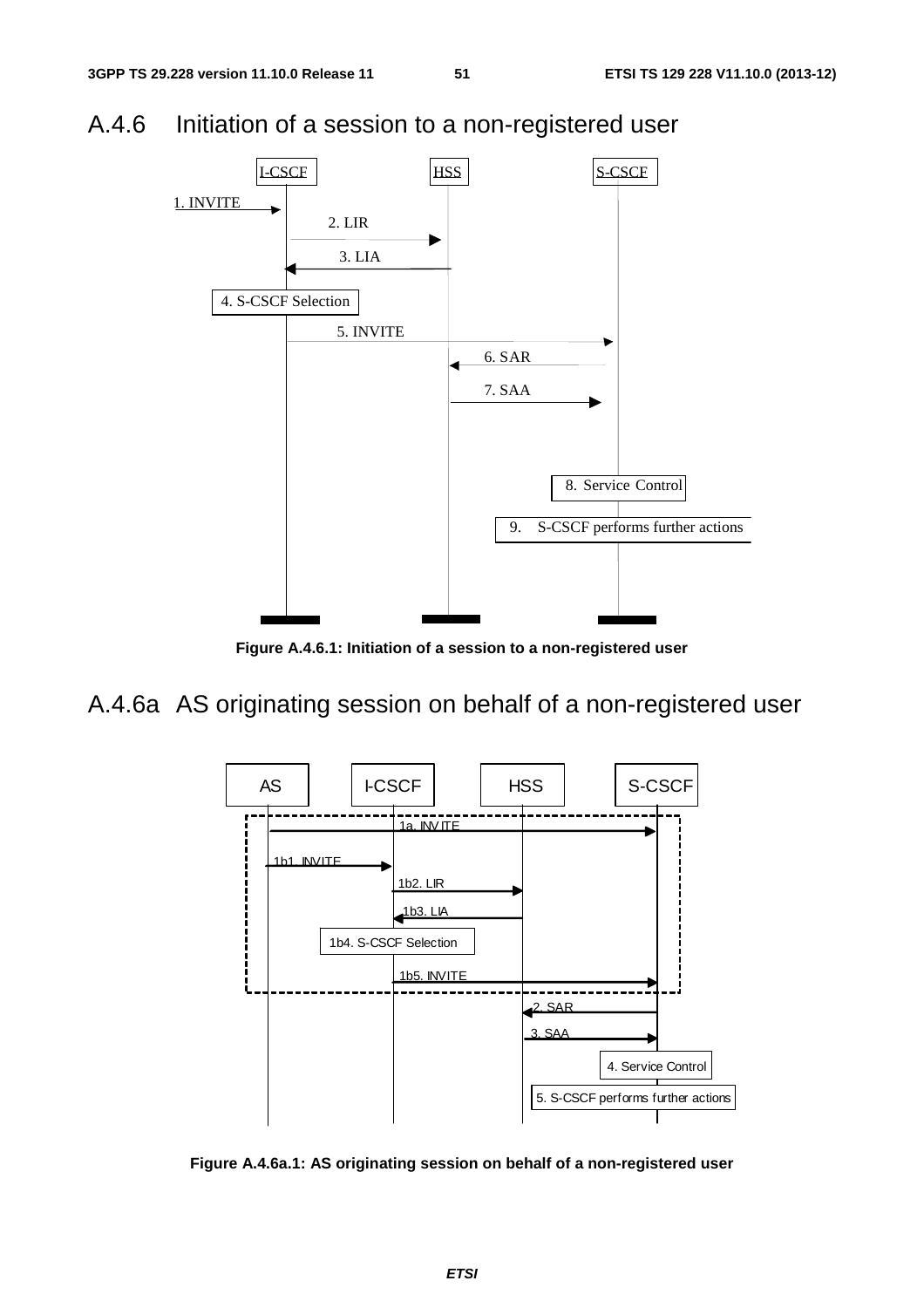## A.4.6 Initiation of a session to a non-registered user

Figure A.4.6.1: Initiation of a session to a non-registered user

## A.4.6a AS originating session on behalf of a non-registered user

Figure A.4.6a.1: AS originating session on behalf of a non-registered user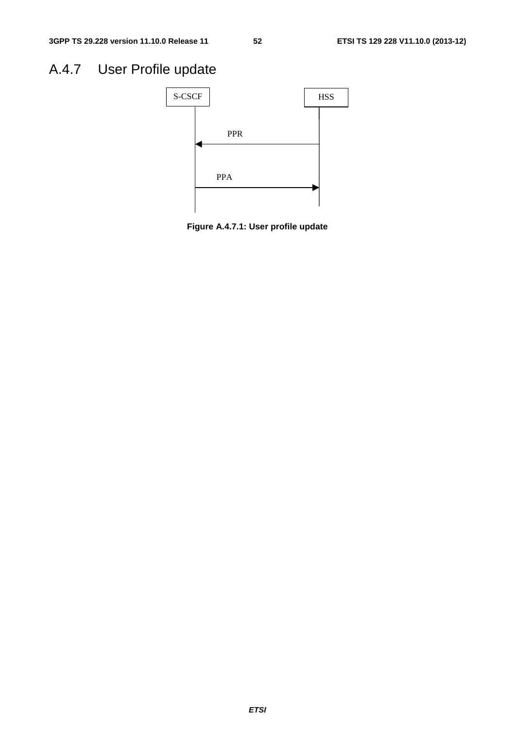# A.4.7 User Profile update

S-CSCF HSS

PPR

PPA

**Figure A.4.7.1: User profile update**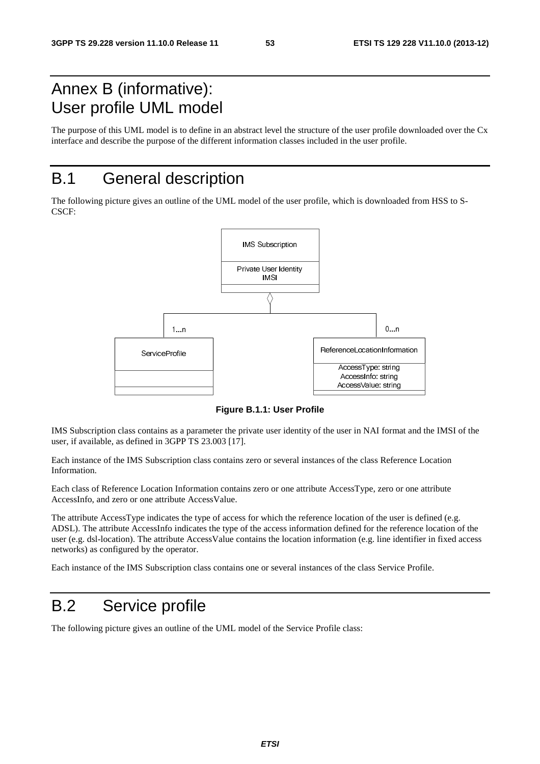# Annex B (informative): User profile UML model

The purpose of this UML model is to define in an abstract level the structure of the user profile downloaded over the Cx interface and describe the purpose of the different information classes included in the user profile.

# B.1 General description

The following picture gives an outline of the UML model of the user profile, which is downloaded from HSS to S-CSCF:

**Figure B.1.1: User Profile**

IMS Subscription class contains as a parameter the private user identity of the user in NAI format and the IMSI of the user, if available, as defined in 3GPP TS 23.003 [17].

Each instance of the IMS Subscription class contains zero or several instances of the class Reference Location Information.

Each class of Reference Location Information contains zero or one attribute AccessType, zero or one attribute AccessInfo, and zero or one attribute AccessValue.

The attribute AccessType indicates the type of access for which the reference location of the user is defined (e.g. ADSL). The attribute AccessInfo indicates the type of the access information defined for the reference location of the user (e.g. dsl-location). The attribute AccessValue contains the location information (e.g. line identifier in fixed access networks) as configured by the operator.

Each instance of the IMS Subscription class contains one or several instances of the class Service Profile.

# B.2 Service profile

The following picture gives an outline of the UML model of the Service Profile class: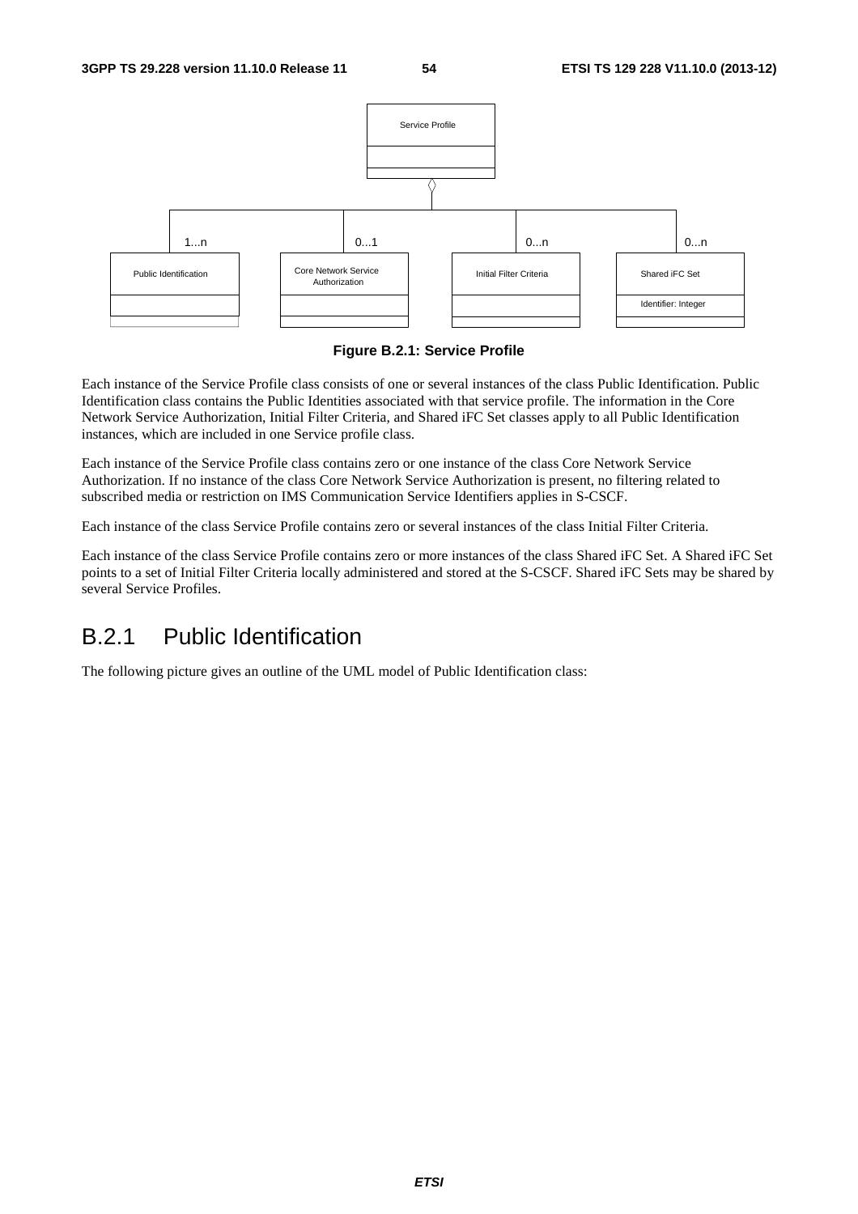Figure B.2.1: Service Profile

Each instance of the Service Profile class consists of one or several instances of the class Public Identification. Public Identification class contains the Public Identities associated with that service profile. The information in the Core Network Service Authorization, Initial Filter Criteria, and Shared iFC Set classes apply to all Public Identification instances, which are included in one Service profile class.

Each instance of the Service Profile class contains zero or one instance of the class Core Network Service Authorization. If no instance of the class Core Network Service Authorization is present, no filtering related to subscribed media or restriction on IMS Communication Service Identifiers applies in S-CSCF.

Each instance of the class Service Profile contains zero or several instances of the class Initial Filter Criteria.

Each instance of the class Service Profile contains zero or more instances of the class Shared iFC Set. A Shared iFC Set points to a set of Initial Filter Criteria locally administered and stored at the S-CSCF. Shared iFC Sets may be shared by several Service Profiles.

## B.2.1 Public Identification

The following picture gives an outline of the UML model of Public Identification class: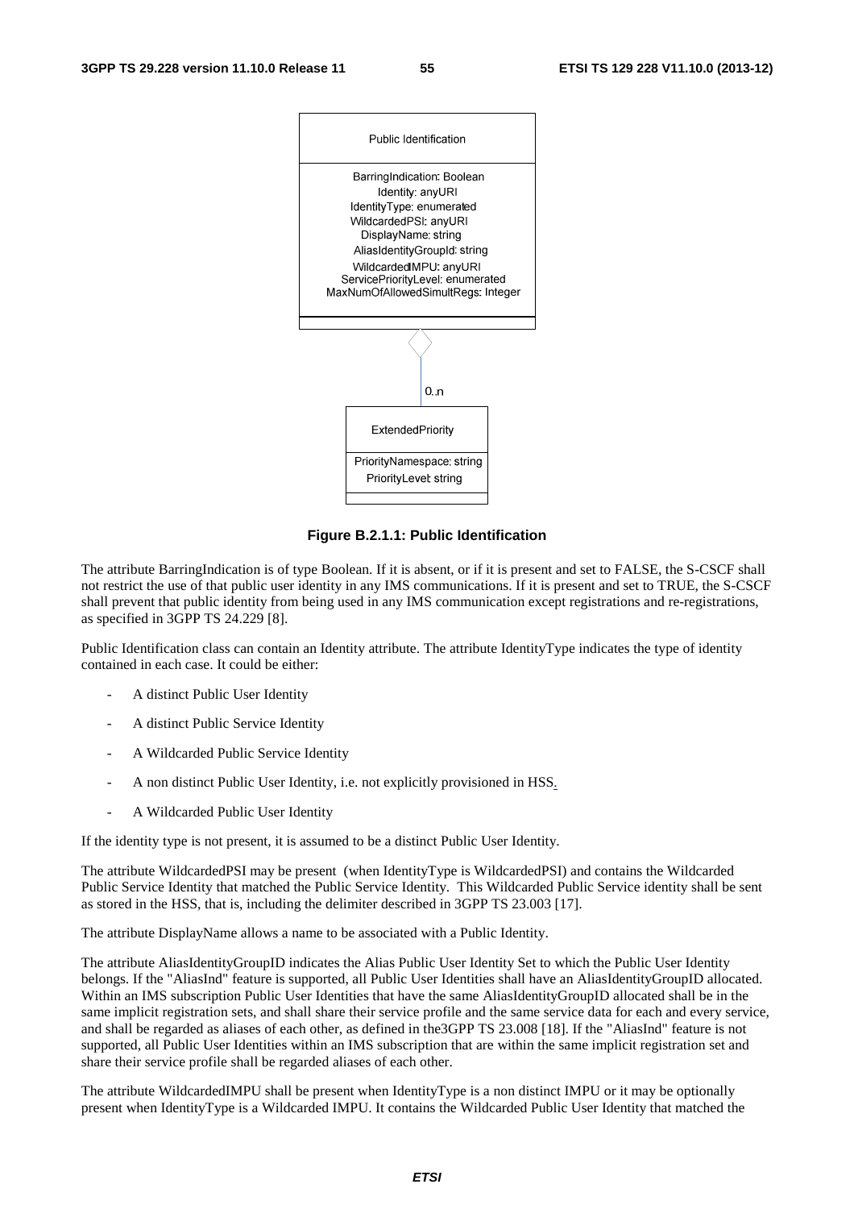| Public Identification |
| --- |
| BarringIndication: Boolean<br>Identity: anyURI<br>IdentityType: enumerated<br>WildcardedPSI: anyURI<br>DisplayName: string<br>AliasIdentityGroupId: string<br>WildcardedIMPU: anyURI<br>ServicePriorityLevel: enumerated<br>MaxNumOfAllowedSimultRegs: Integer |

0..n

| ExtendedPriority |
| --- |
| PriorityNamespace: string<br>PriorityLevel: string |

**Figure B.2.1.1: Public Identification**

The attribute BarringIndication is of type Boolean. If it is absent, or if it is present and set to FALSE, the S-CSCF shall not restrict the use of that public user identity in any IMS communications. If it is present and set to TRUE, the S-CSCF shall prevent that public identity from being used in any IMS communication except registrations and re-registrations, as specified in 3GPP TS 24.229 [8].

Public Identification class can contain an Identity attribute. The attribute IdentityType indicates the type of identity contained in each case. It could be either:

- A distinct Public User Identity
- A distinct Public Service Identity
- A Wildcarded Public Service Identity
- A non distinct Public User Identity, i.e. not explicitly provisioned in HSS.
- A Wildcarded Public User Identity

If the identity type is not present, it is assumed to be a distinct Public User Identity.

The attribute WildcardedPSI may be present (when IdentityType is WildcardedPSI) and contains the Wildcarded Public Service Identity that matched the Public Service Identity. This Wildcarded Public Service identity shall be sent as stored in the HSS, that is, including the delimiter described in 3GPP TS 23.003 [17].

The attribute DisplayName allows a name to be associated with a Public Identity.

The attribute AliasIdentityGroupID indicates the Alias Public User Identity Set to which the Public User Identity belongs. If the "AliasInd" feature is supported, all Public User Identities shall have an AliasIdentityGroupID allocated. Within an IMS subscription Public User Identities that have the same AliasIdentityGroupID allocated shall be in the same implicit registration sets, and shall share their service profile and the same service data for each and every service, and shall be regarded as aliases of each other, as defined in the3GPP TS 23.008 [18]. If the "AliasInd" feature is not supported, all Public User Identities within an IMS subscription that are within the same implicit registration set and share their service profile shall be regarded aliases of each other.

The attribute WildcardedIMPU shall be present when IdentityType is a non distinct IMPU or it may be optionally present when IdentityType is a Wildcarded IMPU. It contains the Wildcarded Public User Identity that matched the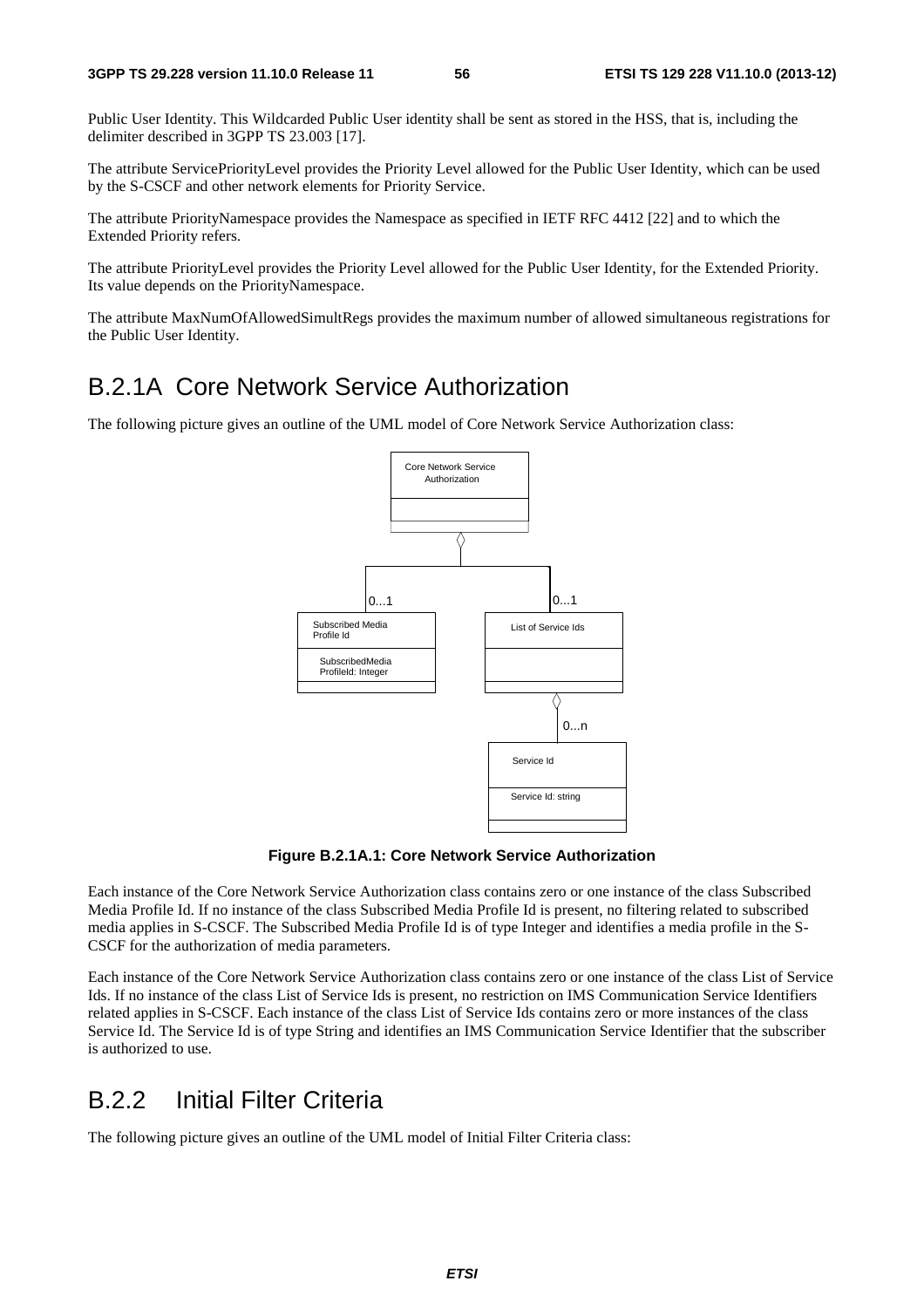Public User Identity. This Wildcarded Public User identity shall be sent as stored in the HSS, that is, including the delimiter described in 3GPP TS 23.003 [17].

The attribute ServicePriorityLevel provides the Priority Level allowed for the Public User Identity, which can be used by the S-CSCF and other network elements for Priority Service.

The attribute PriorityNamespace provides the Namespace as specified in IETF RFC 4412 [22] and to which the Extended Priority refers.

The attribute PriorityLevel provides the Priority Level allowed for the Public User Identity, for the Extended Priority. Its value depends on the PriorityNamespace.

The attribute MaxNumOfAllowedSimultRegs provides the maximum number of allowed simultaneous registrations for the Public User Identity.

## B.2.1A Core Network Service Authorization

The following picture gives an outline of the UML model of Core Network Service Authorization class:

**Figure B.2.1A.1: Core Network Service Authorization**

Each instance of the Core Network Service Authorization class contains zero or one instance of the class Subscribed Media Profile Id. If no instance of the class Subscribed Media Profile Id is present, no filtering related to subscribed media applies in S-CSCF. The Subscribed Media Profile Id is of type Integer and identifies a media profile in the S-CSCF for the authorization of media parameters.

Each instance of the Core Network Service Authorization class contains zero or one instance of the class List of Service Ids. If no instance of the class List of Service Ids is present, no restriction on IMS Communication Service Identifiers related applies in S-CSCF. Each instance of the class List of Service Ids contains zero or more instances of the class Service Id. The Service Id is of type String and identifies an IMS Communication Service Identifier that the subscriber is authorized to use.

## B.2.2 Initial Filter Criteria

The following picture gives an outline of the UML model of Initial Filter Criteria class: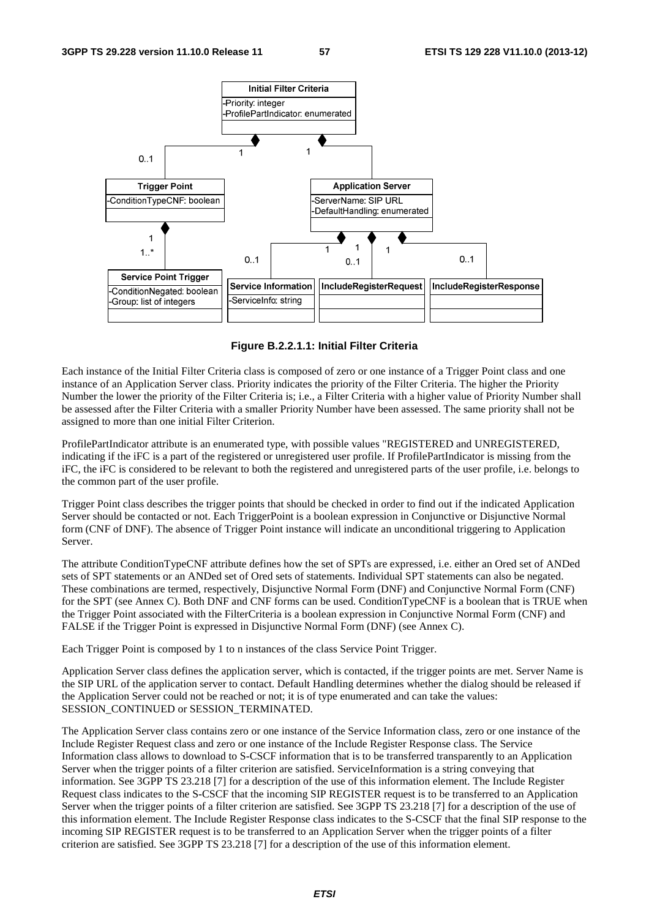**Figure B.2.2.1.1: Initial Filter Criteria**

Each instance of the Initial Filter Criteria class is composed of zero or one instance of a Trigger Point class and one instance of an Application Server class. Priority indicates the priority of the Filter Criteria. The higher the Priority Number the lower the priority of the Filter Criteria is; i.e., a Filter Criteria with a higher value of Priority Number shall be assessed after the Filter Criteria with a smaller Priority Number have been assessed. The same priority shall not be assigned to more than one initial Filter Criterion.

ProfilePartIndicator attribute is an enumerated type, with possible values "REGISTERED and UNREGISTERED, indicating if the iFC is a part of the registered or unregistered user profile. If ProfilePartIndicator is missing from the iFC, the iFC is considered to be relevant to both the registered and unregistered parts of the user profile, i.e. belongs to the common part of the user profile.

Trigger Point class describes the trigger points that should be checked in order to find out if the indicated Application Server should be contacted or not. Each TriggerPoint is a boolean expression in Conjunctive or Disjunctive Normal form (CNF of DNF). The absence of Trigger Point instance will indicate an unconditional triggering to Application Server.

The attribute ConditionTypeCNF attribute defines how the set of SPTs are expressed, i.e. either an Ored set of ANDed sets of SPT statements or an ANDed set of Ored sets of statements. Individual SPT statements can also be negated. These combinations are termed, respectively, Disjunctive Normal Form (DNF) and Conjunctive Normal Form (CNF) for the SPT (see Annex C). Both DNF and CNF forms can be used. ConditionTypeCNF is a boolean that is TRUE when the Trigger Point associated with the FilterCriteria is a boolean expression in Conjunctive Normal Form (CNF) and FALSE if the Trigger Point is expressed in Disjunctive Normal Form (DNF) (see Annex C).

Each Trigger Point is composed by 1 to n instances of the class Service Point Trigger.

Application Server class defines the application server, which is contacted, if the trigger points are met. Server Name is the SIP URL of the application server to contact. Default Handling determines whether the dialog should be released if the Application Server could not be reached or not; it is of type enumerated and can take the values: SESSION_CONTINUED or SESSION_TERMINATED.

The Application Server class contains zero or one instance of the Service Information class, zero or one instance of the Include Register Request class and zero or one instance of the Include Register Response class. The Service Information class allows to download to S-CSCF information that is to be transferred transparently to an Application Server when the trigger points of a filter criterion are satisfied. ServiceInformation is a string conveying that information. See 3GPP TS 23.218 [7] for a description of the use of this information element. The Include Register Request class indicates to the S-CSCF that the incoming SIP REGISTER request is to be transferred to an Application Server when the trigger points of a filter criterion are satisfied. See 3GPP TS 23.218 [7] for a description of the use of this information element. The Include Register Response class indicates to the S-CSCF that the final SIP response to the incoming SIP REGISTER request is to be transferred to an Application Server when the trigger points of a filter criterion are satisfied. See 3GPP TS 23.218 [7] for a description of the use of this information element.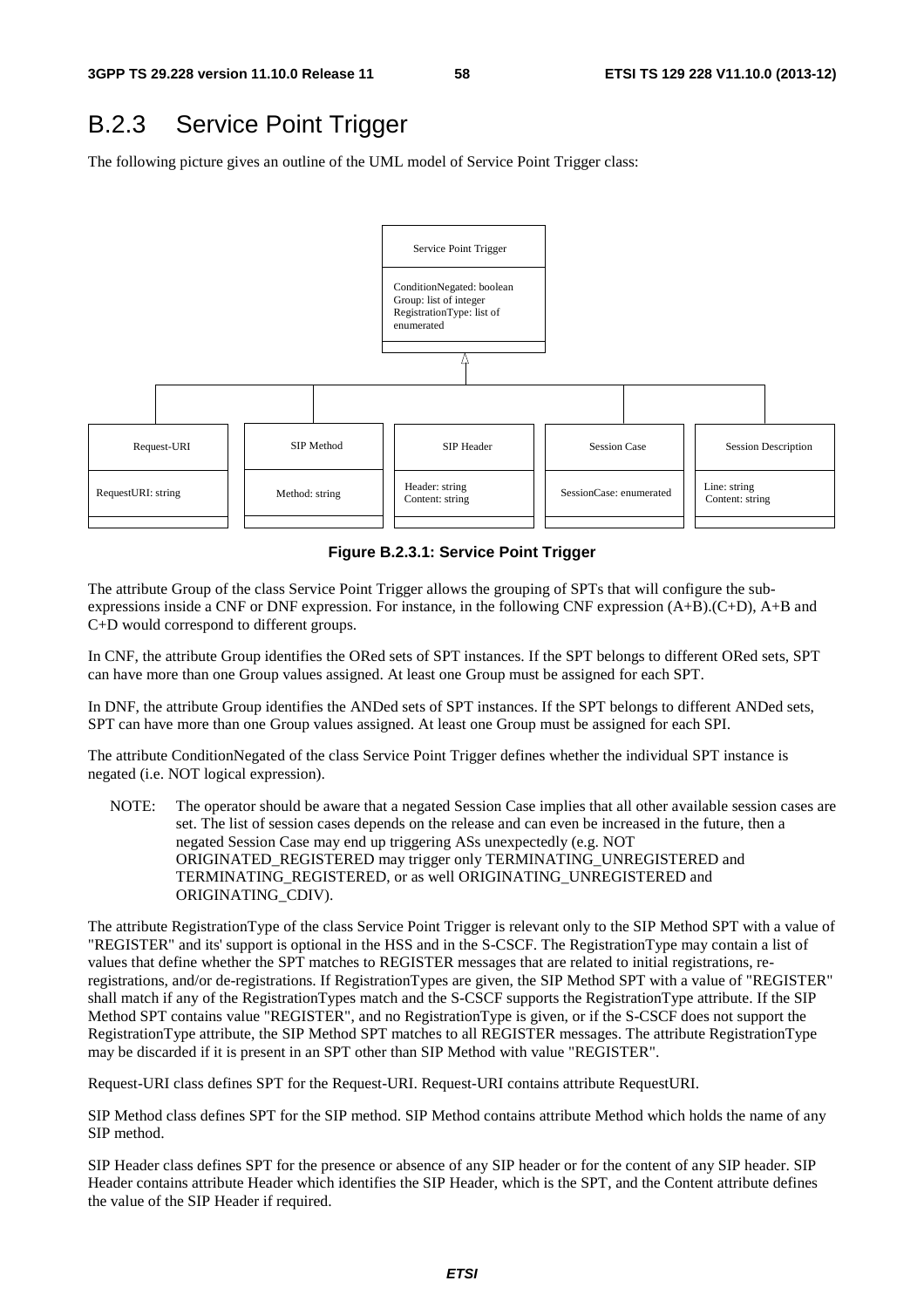## B.2.3 Service Point Trigger

The following picture gives an outline of the UML model of Service Point Trigger class:

Service Point Trigger

ConditionNegated: boolean
Group: list of integer
RegistrationType: list of enumerated

| Request-URI | SIP Method | SIP Header | Session Case | Session Description |
|---|---|---|---|---|
| RequestURI: string | Method: string | Header: string<br>Content: string | SessionCase: enumerated | Line: string<br>Content: string |

**Figure B.2.3.1: Service Point Trigger**

The attribute Group of the class Service Point Trigger allows the grouping of SPTs that will configure the sub-expressions inside a CNF or DNF expression. For instance, in the following CNF expression (A+B).(C+D), A+B and C+D would correspond to different groups.

In CNF, the attribute Group identifies the ORed sets of SPT instances. If the SPT belongs to different ORed sets, SPT can have more than one Group values assigned. At least one Group must be assigned for each SPT.

In DNF, the attribute Group identifies the ANDed sets of SPT instances. If the SPT belongs to different ANDed sets, SPT can have more than one Group values assigned. At least one Group must be assigned for each SPI.

The attribute ConditionNegated of the class Service Point Trigger defines whether the individual SPT instance is negated (i.e. NOT logical expression).

NOTE: The operator should be aware that a negated Session Case implies that all other available session cases are set. The list of session cases depends on the release and can even be increased in the future, then a negated Session Case may end up triggering ASs unexpectedly (e.g. NOT ORIGINATED_REGISTERED may trigger only TERMINATING_UNREGISTERED and TERMINATING_REGISTERED, or as well ORIGINATING_UNREGISTERED and ORIGINATING_CDIV).

The attribute RegistrationType of the class Service Point Trigger is relevant only to the SIP Method SPT with a value of "REGISTER" and its' support is optional in the HSS and in the S-CSCF. The RegistrationType may contain a list of values that define whether the SPT matches to REGISTER messages that are related to initial registrations, re-registrations, and/or de-registrations. If RegistrationTypes are given, the SIP Method SPT with a value of "REGISTER" shall match if any of the RegistrationTypes match and the S-CSCF supports the RegistrationType attribute. If the SIP Method SPT contains value "REGISTER", and no RegistrationType is given, or if the S-CSCF does not support the RegistrationType attribute, the SIP Method SPT matches to all REGISTER messages. The attribute RegistrationType may be discarded if it is present in an SPT other than SIP Method with value "REGISTER".

Request-URI class defines SPT for the Request-URI. Request-URI contains attribute RequestURI.

SIP Method class defines SPT for the SIP method. SIP Method contains attribute Method which holds the name of any SIP method.

SIP Header class defines SPT for the presence or absence of any SIP header or for the content of any SIP header. SIP Header contains attribute Header which identifies the SIP Header, which is the SPT, and the Content attribute defines the value of the SIP Header if required.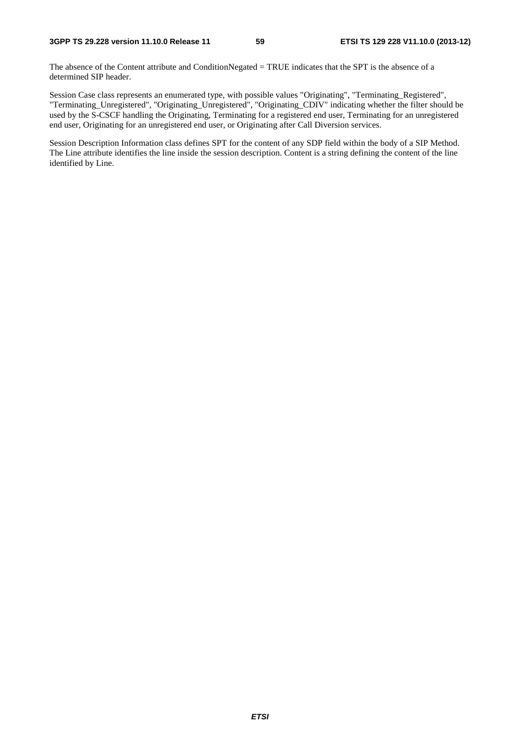The absence of the Content attribute and ConditionNegated = TRUE indicates that the SPT is the absence of a determined SIP header.

Session Case class represents an enumerated type, with possible values "Originating", "Terminating_Registered", "Terminating_Unregistered", "Originating_Unregistered", "Originating_CDIV" indicating whether the filter should be used by the S-CSCF handling the Originating, Terminating for a registered end user, Terminating for an unregistered end user, Originating for an unregistered end user, or Originating after Call Diversion services.

Session Description Information class defines SPT for the content of any SDP field within the body of a SIP Method. The Line attribute identifies the line inside the session description. Content is a string defining the content of the line identified by Line.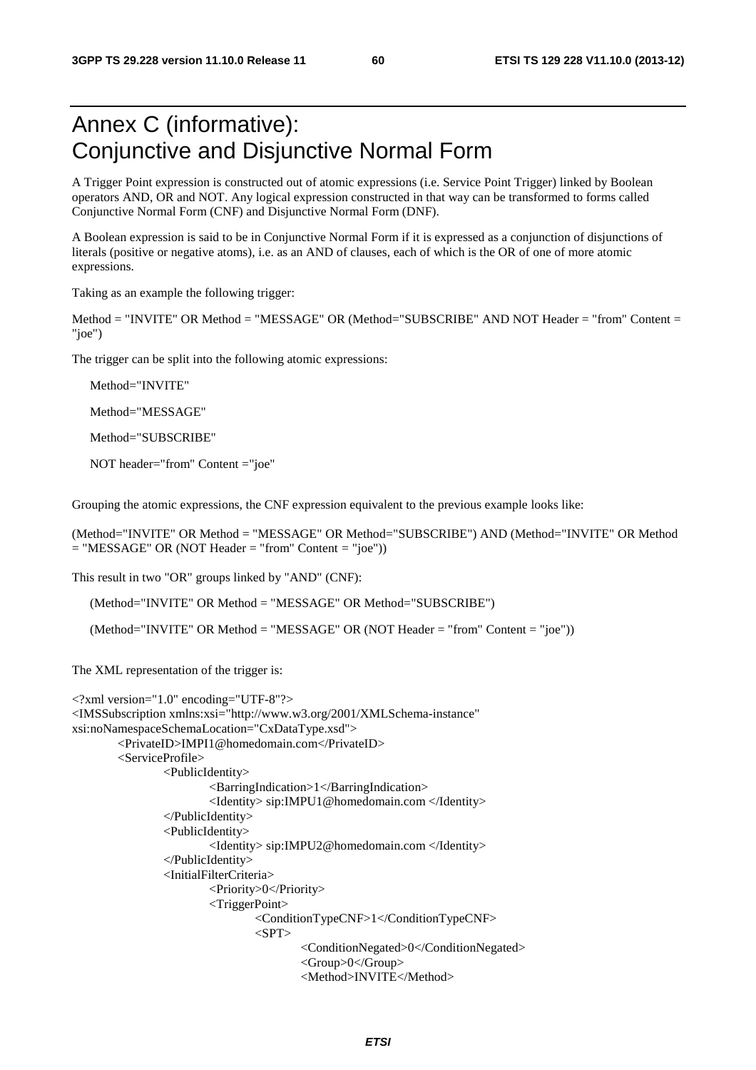# Annex C (informative): Conjunctive and Disjunctive Normal Form

A Trigger Point expression is constructed out of atomic expressions (i.e. Service Point Trigger) linked by Boolean operators AND, OR and NOT. Any logical expression constructed in that way can be transformed to forms called Conjunctive Normal Form (CNF) and Disjunctive Normal Form (DNF).

A Boolean expression is said to be in Conjunctive Normal Form if it is expressed as a conjunction of disjunctions of literals (positive or negative atoms), i.e. as an AND of clauses, each of which is the OR of one of more atomic expressions.

Taking as an example the following trigger:

Method = "INVITE" OR Method = "MESSAGE" OR (Method="SUBSCRIBE" AND NOT Header = "from" Content = "joe")

The trigger can be split into the following atomic expressions:

Method="INVITE"

Method="MESSAGE"

Method="SUBSCRIBE"

NOT header="from" Content ="joe"

Grouping the atomic expressions, the CNF expression equivalent to the previous example looks like:

(Method="INVITE" OR Method = "MESSAGE" OR Method="SUBSCRIBE") AND (Method="INVITE" OR Method = "MESSAGE" OR (NOT Header = "from" Content = "joe"))

This result in two "OR" groups linked by "AND" (CNF):

(Method="INVITE" OR Method = "MESSAGE" OR Method="SUBSCRIBE")

(Method="INVITE" OR Method = "MESSAGE" OR (NOT Header = "from" Content = "joe"))

The XML representation of the trigger is:

```
<?xml version="1.0" encoding="UTF-8"?>
<IMSSubscription xmlns:xsi="http://www.w3.org/2001/XMLSchema-instance"
xsi:noNamespaceSchemaLocation="CxDataType.xsd">
	<PrivateID>IMPI1@homedomain.com</PrivateID>
	<ServiceProfile>
		<PublicIdentity>
			<BarringIndication>1</BarringIndication>
			<Identity> sip:IMPU1@homedomain.com </Identity>
		</PublicIdentity>
		<PublicIdentity>
			<Identity> sip:IMPU2@homedomain.com </Identity>
		</PublicIdentity>
		<InitialFilterCriteria>
			<Priority>0</Priority>
			<TriggerPoint>
				<ConditionTypeCNF>1</ConditionTypeCNF>
				<SPT>
					<ConditionNegated>0</ConditionNegated>
					<Group>0</Group>
					<Method>INVITE</Method>
```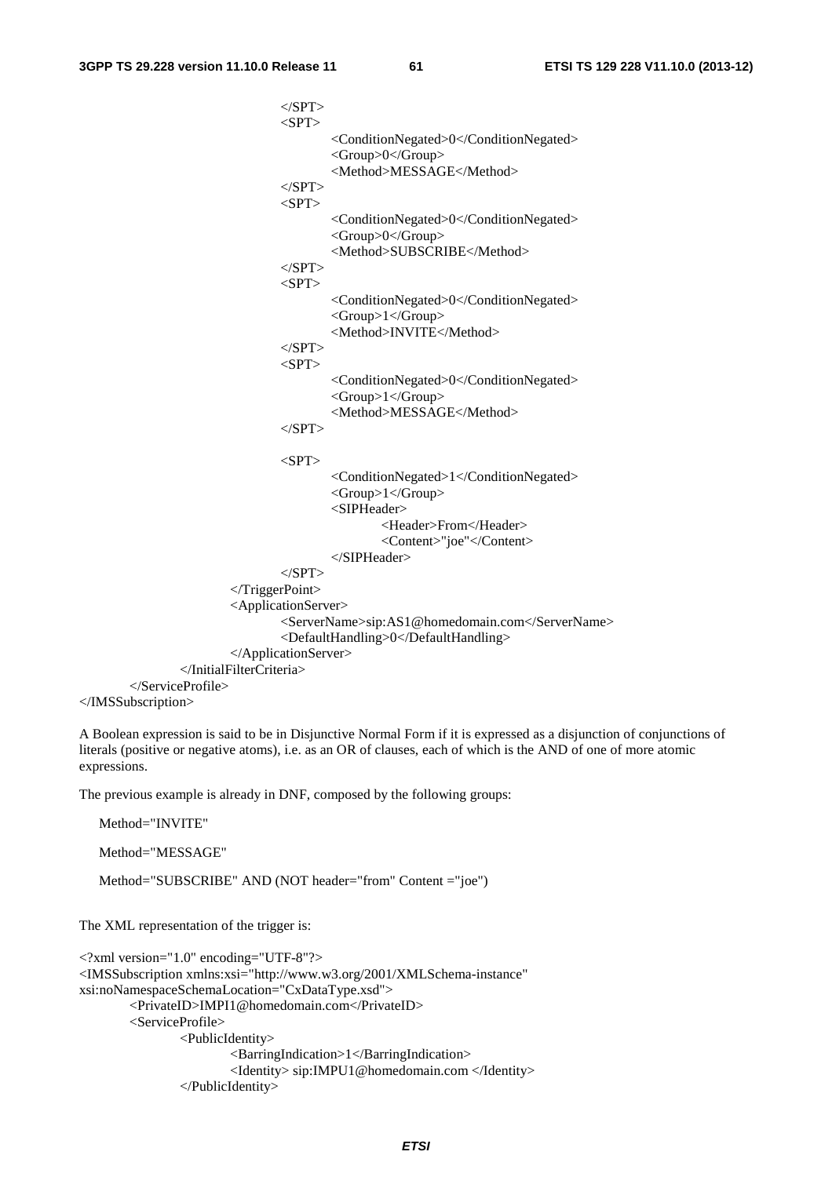```
                                        </SPT>
                                        <SPT>
                                                <ConditionNegated>0</ConditionNegated>
                                                <Group>0</Group>
                                                <Method>MESSAGE</Method>
                                        </SPT>
                                        <SPT>
                                                <ConditionNegated>0</ConditionNegated>
                                                <Group>0</Group>
                                                <Method>SUBSCRIBE</Method>
                                        </SPT>
                                        <SPT>
                                                <ConditionNegated>0</ConditionNegated>
                                                <Group>1</Group>
                                                <Method>INVITE</Method>
                                        </SPT>
                                        <SPT>
                                                <ConditionNegated>0</ConditionNegated>
                                                <Group>1</Group>
                                                <Method>MESSAGE</Method>
                                        </SPT>

                                        <SPT>
                                                <ConditionNegated>1</ConditionNegated>
                                                <Group>1</Group>
                                                <SIPHeader>
                                                        <Header>From</Header>
                                                        <Content>"joe"</Content>
                                                </SIPHeader>
                                        </SPT>
                                </TriggerPoint>
                                <ApplicationServer>
                                        <ServerName>sip:AS1@homedomain.com</ServerName>
                                        <DefaultHandling>0</DefaultHandling>
                                </ApplicationServer>
                        </InitialFilterCriteria>
                </ServiceProfile>
</IMSSubscription>
```

A Boolean expression is said to be in Disjunctive Normal Form if it is expressed as a disjunction of conjunctions of literals (positive or negative atoms), i.e. as an OR of clauses, each of which is the AND of one of more atomic expressions.

The previous example is already in DNF, composed by the following groups:

Method="INVITE"

Method="MESSAGE"

Method="SUBSCRIBE" AND (NOT header="from" Content ="joe")

The XML representation of the trigger is:

```
<?xml version="1.0" encoding="UTF-8"?>
<IMSSubscription xmlns:xsi="http://www.w3.org/2001/XMLSchema-instance"
xsi:noNamespaceSchemaLocation="CxDataType.xsd">
        <PrivateID>IMPI1@homedomain.com</PrivateID>
        <ServiceProfile>
                <PublicIdentity>
                        <BarringIndication>1</BarringIndication>
                        <Identity> sip:IMPU1@homedomain.com </Identity>
                </PublicIdentity>
```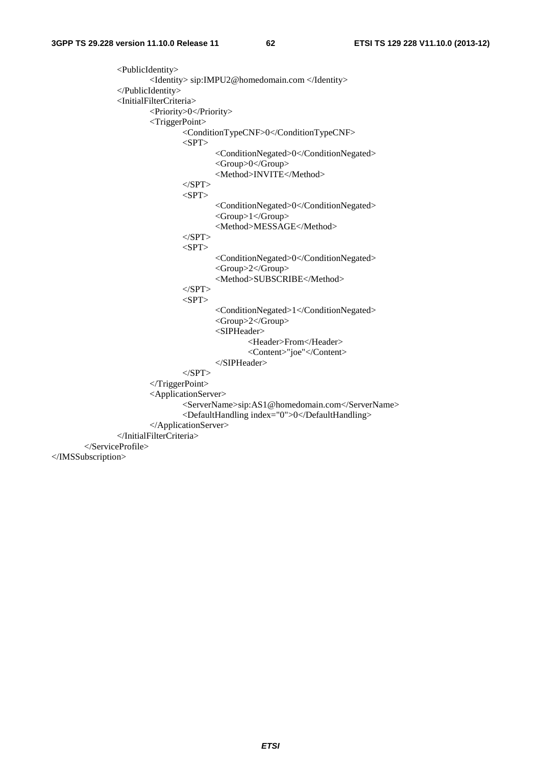```
			<PublicIdentity>
				<Identity> sip:IMPU2@homedomain.com </Identity>
			</PublicIdentity>
			<InitialFilterCriteria>
				<Priority>0</Priority>
				<TriggerPoint>
					<ConditionTypeCNF>0</ConditionTypeCNF>
					<SPT>
						<ConditionNegated>0</ConditionNegated>
						<Group>0</Group>
						<Method>INVITE</Method>
					</SPT>
					<SPT>
						<ConditionNegated>0</ConditionNegated>
						<Group>1</Group>
						<Method>MESSAGE</Method>
					</SPT>
					<SPT>
						<ConditionNegated>0</ConditionNegated>
						<Group>2</Group>
						<Method>SUBSCRIBE</Method>
					</SPT>
					<SPT>
						<ConditionNegated>1</ConditionNegated>
						<Group>2</Group>
						<SIPHeader>
							<Header>From</Header>
							<Content>"joe"</Content>
						</SIPHeader>
					</SPT>
				</TriggerPoint>
				<ApplicationServer>
					<ServerName>sip:AS1@homedomain.com</ServerName>
					<DefaultHandling index="0">0</DefaultHandling>
				</ApplicationServer>
			</InitialFilterCriteria>
		</ServiceProfile>
</IMSSubscription>
```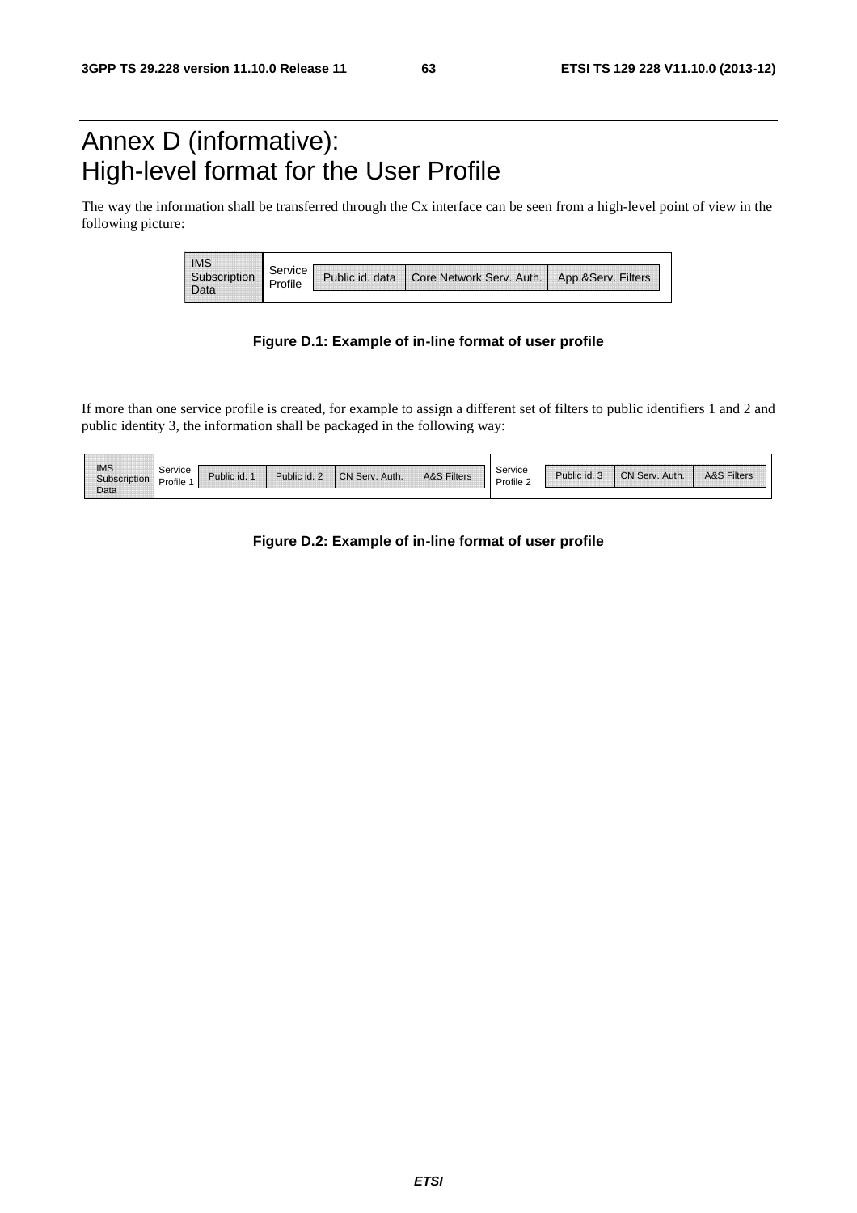# Annex D (informative): High-level format for the User Profile

The way the information shall be transferred through the Cx interface can be seen from a high-level point of view in the following picture:

| IMS Subscription Data | Service Profile | Public id. data | Core Network Serv. Auth. | App.&Serv. Filters |
|---|---|---|---|---|

**Figure D.1: Example of in-line format of user profile**

If more than one service profile is created, for example to assign a different set of filters to public identifiers 1 and 2 and public identity 3, the information shall be packaged in the following way:

| IMS Subscription Data | Service Profile 1 | Public id. 1 | Public id. 2 | CN Serv. Auth. | A&S Filters | Service Profile 2 | Public id. 3 | CN Serv. Auth. | A&S Filters |
|---|---|---|---|---|---|---|---|---|---|

**Figure D.2: Example of in-line format of user profile**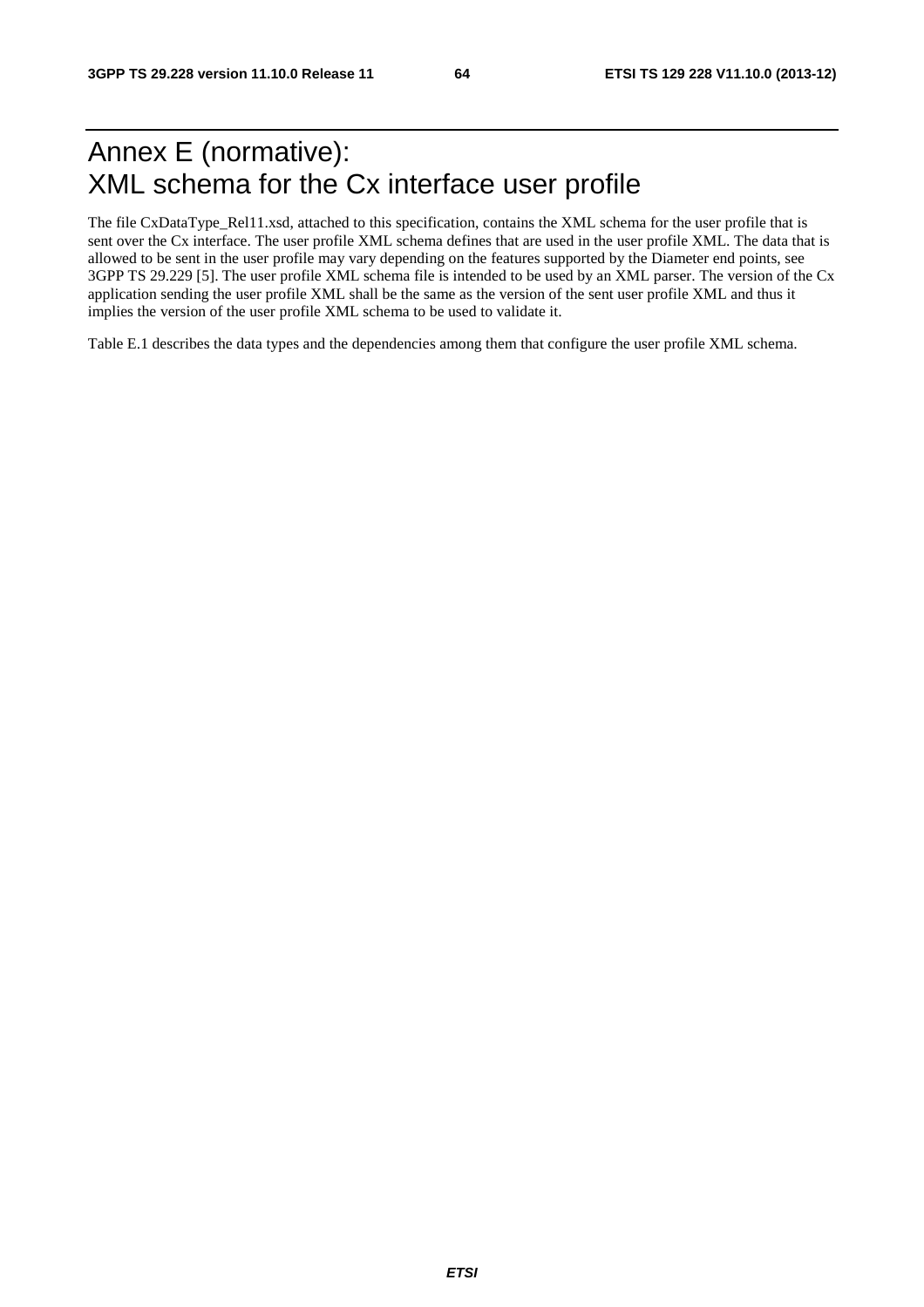# Annex E (normative): XML schema for the Cx interface user profile

The file CxDataType_Rel11.xsd, attached to this specification, contains the XML schema for the user profile that is sent over the Cx interface. The user profile XML schema defines that are used in the user profile XML. The data that is allowed to be sent in the user profile may vary depending on the features supported by the Diameter end points, see 3GPP TS 29.229 [5]. The user profile XML schema file is intended to be used by an XML parser. The version of the Cx application sending the user profile XML shall be the same as the version of the sent user profile XML and thus it implies the version of the user profile XML schema to be used to validate it.

Table E.1 describes the data types and the dependencies among them that configure the user profile XML schema.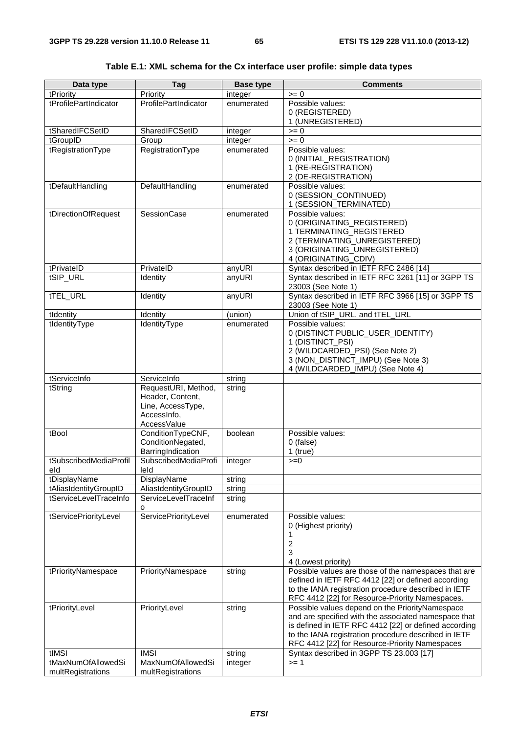**Table E.1: XML schema for the Cx interface user profile: simple data types**

| Data type | Tag | Base type | Comments |
|---|---|---|---|
| tPriority | Priority | integer | >= 0 |
| tProfilePartIndicator | ProfilePartIndicator | enumerated | Possible values:<br>0 (REGISTERED)<br>1 (UNREGISTERED) |
| tSharedIFCSetID | SharedIFCSetID | integer | >= 0 |
| tGroupID | Group | integer | >= 0 |
| tRegistrationType | RegistrationType | enumerated | Possible values:<br>0 (INITIAL_REGISTRATION)<br>1 (RE-REGISTRATION)<br>2 (DE-REGISTRATION) |
| tDefaultHandling | DefaultHandling | enumerated | Possible values:<br>0 (SESSION_CONTINUED)<br>1 (SESSION_TERMINATED) |
| tDirectionOfRequest | SessionCase | enumerated | Possible values:<br>0 (ORIGINATING_REGISTERED)<br>1 TERMINATING_REGISTERED<br>2 (TERMINATING_UNREGISTERED)<br>3 (ORIGINATING_UNREGISTERED)<br>4 (ORIGINATING_CDIV) |
| tPrivateID | PrivateID | anyURI | Syntax described in IETF RFC 2486 [14] |
| tSIP_URL | Identity | anyURI | Syntax described in IETF RFC 3261 [11] or 3GPP TS 23003 (See Note 1) |
| tTEL_URL | Identity | anyURI | Syntax described in IETF RFC 3966 [15] or 3GPP TS 23003 (See Note 1) |
| tIdentity | Identity | (union) | Union of tSIP_URL, and tTEL_URL |
| tIdentityType | IdentityType | enumerated | Possible values:<br>0 (DISTINCT PUBLIC_USER_IDENTITY)<br>1 (DISTINCT_PSI)<br>2 (WILDCARDED_PSI) (See Note 2)<br>3 (NON_DISTINCT_IMPU) (See Note 3)<br>4 (WILDCARDED_IMPU) (See Note 4) |
| tServiceInfo | ServiceInfo | string | |
| tString | RequestURI, Method, Header, Content, Line, AccessType, AccessInfo, AccessValue | string | |
| tBool | ConditionTypeCNF, ConditionNegated, BarringIndication | boolean | Possible values:<br>0 (false)<br>1 (true) |
| tSubscribedMediaProfileId | SubscribedMediaProfileId | integer | >=0 |
| tDisplayName | DisplayName | string | |
| tAliasIdentityGroupID | AliasIdentityGroupID | string | |
| tServiceLevelTraceInfo | ServiceLevelTraceInfo | string | |
| tServicePriorityLevel | ServicePriorityLevel | enumerated | Possible values:<br>0 (Highest priority)<br>1<br>2<br>3<br>4 (Lowest priority) |
| tPriorityNamespace | PriorityNamespace | string | Possible values are those of the namespaces that are defined in IETF RFC 4412 [22] or defined according to the IANA registration procedure described in IETF RFC 4412 [22] for Resource-Priority Namespaces. |
| tPriorityLevel | PriorityLevel | string | Possible values depend on the PriorityNamespace and are specified with the associated namespace that is defined in IETF RFC 4412 [22] or defined according to the IANA registration procedure described in IETF RFC 4412 [22] for Resource-Priority Namespaces |
| tIMSI | IMSI | string | Syntax described in 3GPP TS 23.003 [17] |
| tMaxNumOfAllowedSimultRegistrations | MaxNumOfAllowedSimultRegistrations | integer | >= 1 |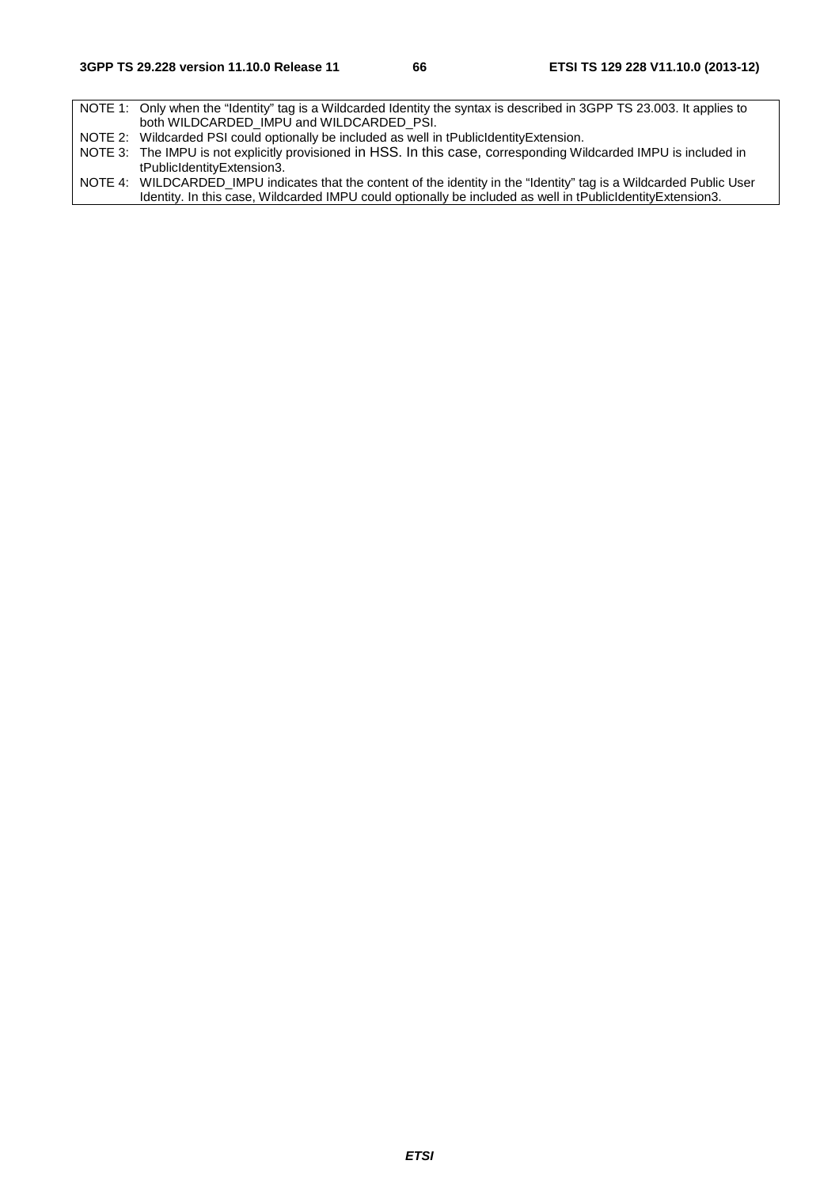NOTE 1: Only when the "Identity" tag is a Wildcarded Identity the syntax is described in 3GPP TS 23.003. It applies to both WILDCARDED_IMPU and WILDCARDED_PSI.

NOTE 2: Wildcarded PSI could optionally be included as well in tPublicIdentityExtension.

NOTE 3: The IMPU is not explicitly provisioned in HSS. In this case, corresponding Wildcarded IMPU is included in tPublicIdentityExtension3.

NOTE 4: WILDCARDED_IMPU indicates that the content of the identity in the "Identity" tag is a Wildcarded Public User Identity. In this case, Wildcarded IMPU could optionally be included as well in tPublicIdentityExtension3.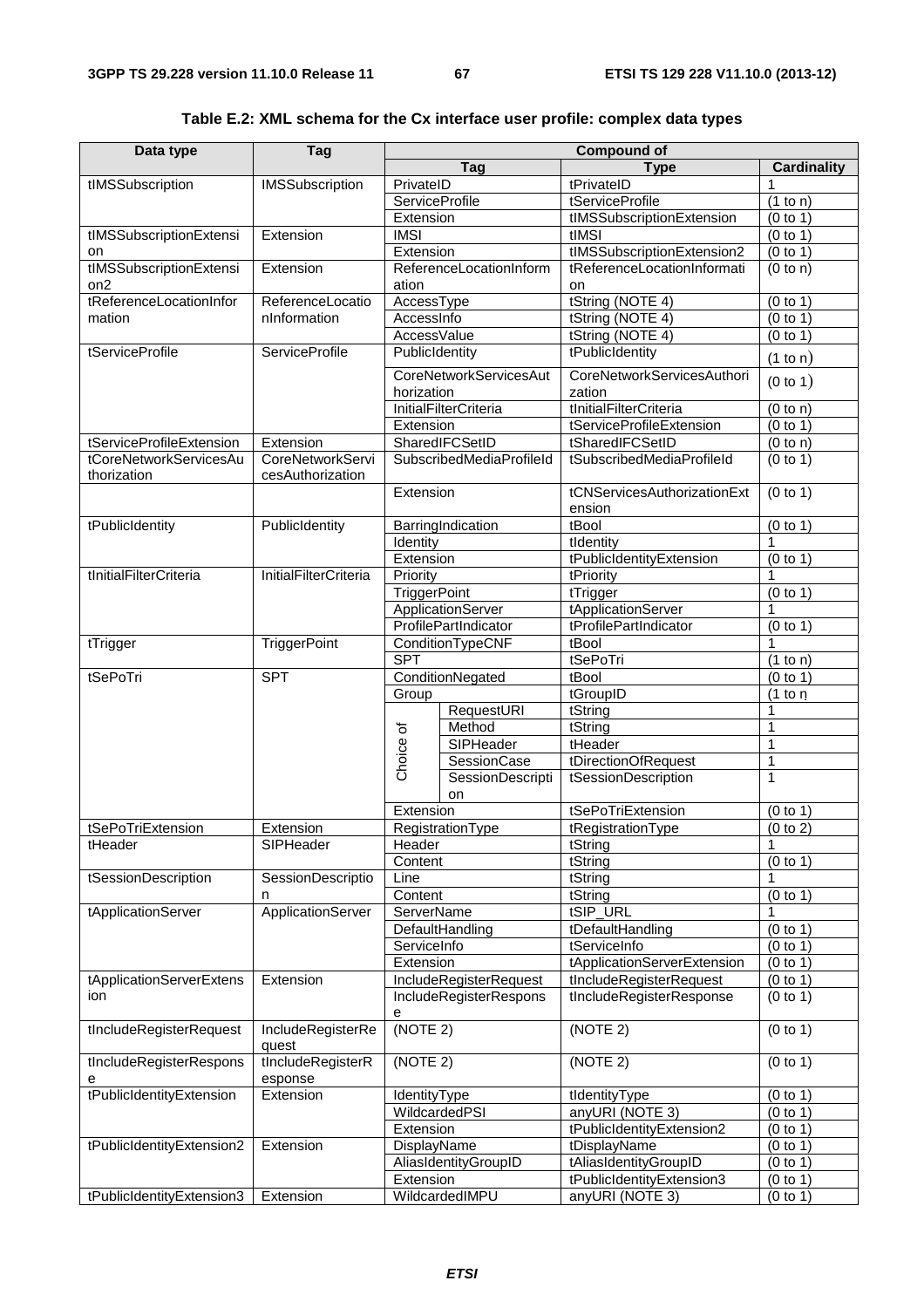**Table E.2: XML schema for the Cx interface user profile: complex data types**

| Data type | Tag | Compound of | | | |
|---|---|---|---|---|---|
| | | Tag | | Type | Cardinality |
| tIMSSubscription | IMSSubscription | PrivateID | | tPrivateID | 1 |
| | | ServiceProfile | | tServiceProfile | (1 to n) |
| | | Extension | | tIMSSubscriptionExtension | (0 to 1) |
| tIMSSubscriptionExtension | Extension | IMSI | | tIMSI | (0 to 1) |
| | | Extension | | tIMSSubscriptionExtension2 | (0 to 1) |
| tIMSSubscriptionExtension2 | Extension | ReferenceLocationInformation | | tReferenceLocationInformation | (0 to n) |
| tReferenceLocationInformation | ReferenceLocationInformation | AccessType | | tString (NOTE 4) | (0 to 1) |
| | | AccessInfo | | tString (NOTE 4) | (0 to 1) |
| | | AccessValue | | tString (NOTE 4) | (0 to 1) |
| tServiceProfile | ServiceProfile | PublicIdentity | | tPublicIdentity | (1 to n) |
| | | CoreNetworkServicesAuthorization | | CoreNetworkServicesAuthorization | (0 to 1) |
| | | InitialFilterCriteria | | tInitialFilterCriteria | (0 to n) |
| | | Extension | | tServiceProfileExtension | (0 to 1) |
| tServiceProfileExtension | Extension | SharedIFCSetID | | tSharedIFCSetID | (0 to n) |
| tCoreNetworkServicesAuthorization | CoreNetworkServicesAuthorization | SubscribedMediaProfileId | | tSubscribedMediaProfileId | (0 to 1) |
| | | Extension | | tCNServicesAuthorizationExtension | (0 to 1) |
| tPublicIdentity | PublicIdentity | BarringIndication | | tBool | (0 to 1) |
| | | Identity | | tIdentity | 1 |
| | | Extension | | tPublicIdentityExtension | (0 to 1) |
| tInitialFilterCriteria | InitialFilterCriteria | Priority | | tPriority | 1 |
| | | TriggerPoint | | tTrigger | (0 to 1) |
| | | ApplicationServer | | tApplicationServer | 1 |
| | | ProfilePartIndicator | | tProfilePartIndicator | (0 to 1) |
| tTrigger | TriggerPoint | ConditionTypeCNF | | tBool | 1 |
| | | SPT | | tSePoTri | (1 to n) |
| tSePoTri | SPT | ConditionNegated | | tBool | (0 to 1) |
| | | Group | | tGroupID | (1 to n |
| | | Choice of | RequestURI | tString | 1 |
| | | | Method | tString | 1 |
| | | | SIPHeader | tHeader | 1 |
| | | | SessionCase | tDirectionOfRequest | 1 |
| | | | SessionDescription | tSessionDescription | 1 |
| | | Extension | | tSePoTriExtension | (0 to 1) |
| tSePoTriExtension | Extension | RegistrationType | | tRegistrationType | (0 to 2) |
| tHeader | SIPHeader | Header | | tString | 1 |
| | | Content | | tString | (0 to 1) |
| tSessionDescription | SessionDescription | Line | | tString | 1 |
| | | Content | | tString | (0 to 1) |
| tApplicationServer | ApplicationServer | ServerName | | tSIP_URL | 1 |
| | | DefaultHandling | | tDefaultHandling | (0 to 1) |
| | | ServiceInfo | | tServiceInfo | (0 to 1) |
| | | Extension | | tApplicationServerExtension | (0 to 1) |
| tApplicationServerExtension | Extension | IncludeRegisterRequest | | tIncludeRegisterRequest | (0 to 1) |
| | | IncludeRegisterResponse | | tIncludeRegisterResponse | (0 to 1) |
| tIncludeRegisterRequest | IncludeRegisterRequest | (NOTE 2) | | (NOTE 2) | (0 to 1) |
| tIncludeRegisterResponse | tIncludeRegisterResponse | (NOTE 2) | | (NOTE 2) | (0 to 1) |
| tPublicIdentityExtension | Extension | IdentityType | | tIdentityType | (0 to 1) |
| | | WildcardedPSI | | anyURI (NOTE 3) | (0 to 1) |
| | | Extension | | tPublicIdentityExtension2 | (0 to 1) |
| tPublicIdentityExtension2 | Extension | DisplayName | | tDisplayName | (0 to 1) |
| | | AliasIdentityGroupID | | tAliasIdentityGroupID | (0 to 1) |
| | | Extension | | tPublicIdentityExtension3 | (0 to 1) |
| tPublicIdentityExtension3 | Extension | WildcardedIMPU | | anyURI (NOTE 3) | (0 to 1) |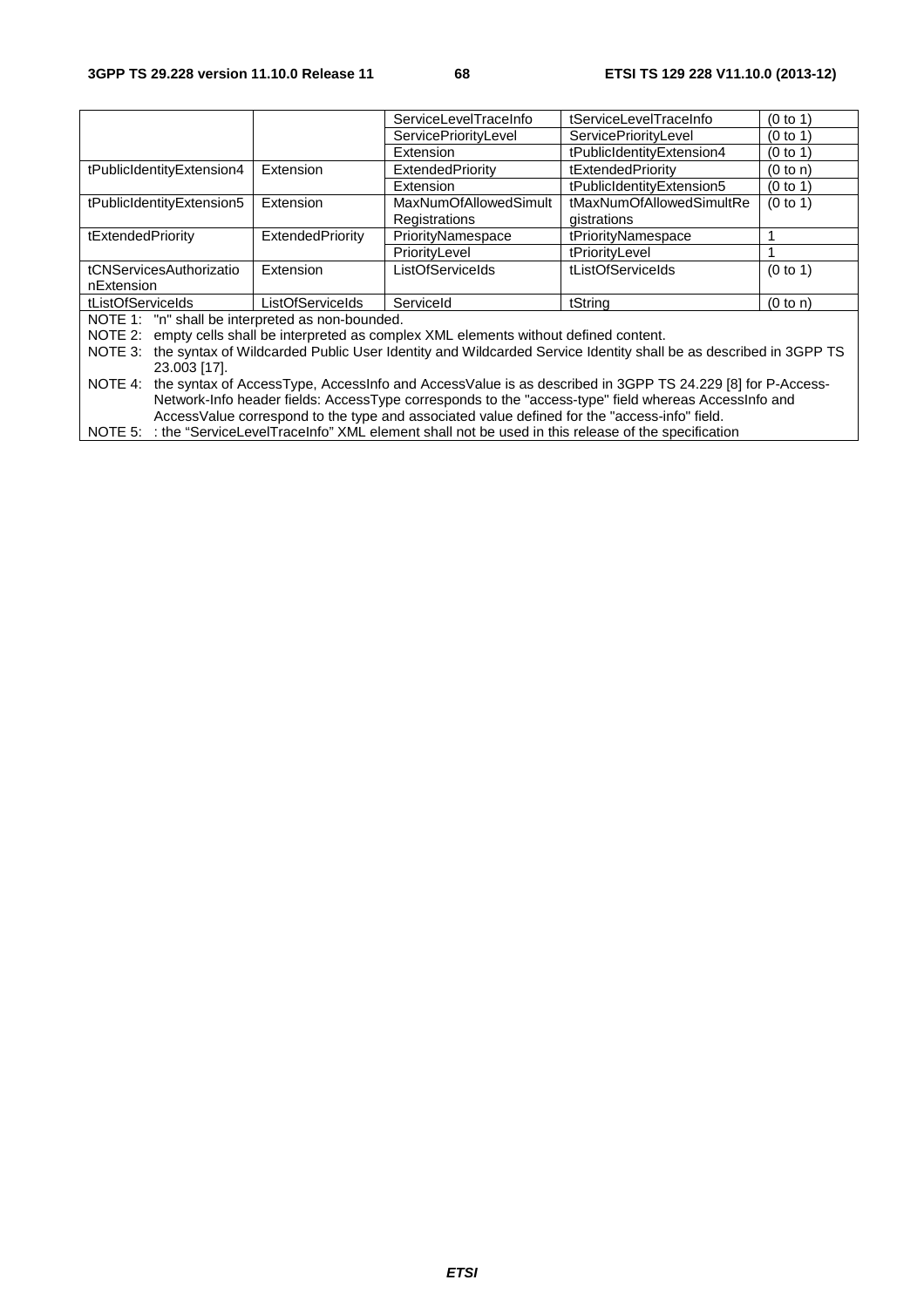| | | ServiceLevelTraceInfo | tServiceLevelTraceInfo | (0 to 1) |
|---|---|---|---|---|
| | | ServicePriorityLevel | ServicePriorityLevel | (0 to 1) |
| | | Extension | tPublicIdentityExtension4 | (0 to 1) |
| tPublicIdentityExtension4 | Extension | ExtendedPriority | tExtendedPriority | (0 to n) |
| | | Extension | tPublicIdentityExtension5 | (0 to 1) |
| tPublicIdentityExtension5 | Extension | MaxNumOfAllowedSimultRegistrations | tMaxNumOfAllowedSimultRegistrations | (0 to 1) |
| tExtendedPriority | ExtendedPriority | PriorityNamespace | tPriorityNamespace | 1 |
| | | PriorityLevel | tPriorityLevel | 1 |
| tCNServicesAuthorizationExtension | Extension | ListOfServiceIds | tListOfServiceIds | (0 to 1) |
| tListOfServiceIds | ListOfServiceIds | ServiceId | tString | (0 to n) |

NOTE 1: "n" shall be interpreted as non-bounded.

NOTE 2: empty cells shall be interpreted as complex XML elements without defined content.

NOTE 3: the syntax of Wildcarded Public User Identity and Wildcarded Service Identity shall be as described in 3GPP TS 23.003 [17].

NOTE 4: the syntax of AccessType, AccessInfo and AccessValue is as described in 3GPP TS 24.229 [8] for P-Access-Network-Info header fields: AccessType corresponds to the "access-type" field whereas AccessInfo and AccessValue correspond to the type and associated value defined for the "access-info" field.

NOTE 5: : the "ServiceLevelTraceInfo" XML element shall not be used in this release of the specification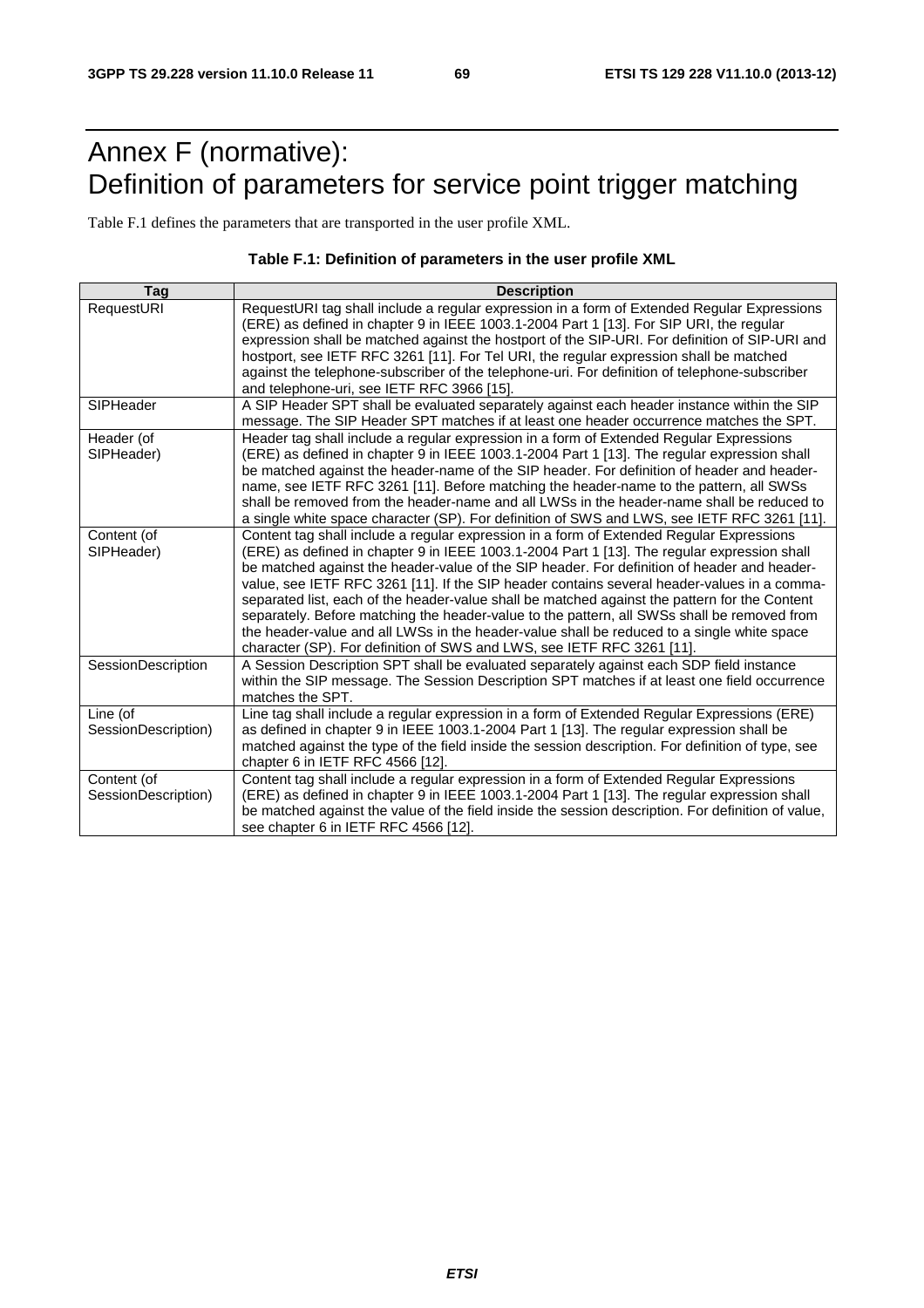# Annex F (normative): Definition of parameters for service point trigger matching

Table F.1 defines the parameters that are transported in the user profile XML.

**Table F.1: Definition of parameters in the user profile XML**

| Tag | Description |
|---|---|
| RequestURI | RequestURI tag shall include a regular expression in a form of Extended Regular Expressions (ERE) as defined in chapter 9 in IEEE 1003.1-2004 Part 1 [13]. For SIP URI, the regular expression shall be matched against the hostport of the SIP-URI. For definition of SIP-URI and hostport, see IETF RFC 3261 [11]. For Tel URI, the regular expression shall be matched against the telephone-subscriber of the telephone-uri. For definition of telephone-subscriber and telephone-uri, see IETF RFC 3966 [15]. |
| SIPHeader | A SIP Header SPT shall be evaluated separately against each header instance within the SIP message. The SIP Header SPT matches if at least one header occurrence matches the SPT. |
| Header (of SIPHeader) | Header tag shall include a regular expression in a form of Extended Regular Expressions (ERE) as defined in chapter 9 in IEEE 1003.1-2004 Part 1 [13]. The regular expression shall be matched against the header-name of the SIP header. For definition of header and header-name, see IETF RFC 3261 [11]. Before matching the header-name to the pattern, all SWSs shall be removed from the header-name and all LWSs in the header-name shall be reduced to a single white space character (SP). For definition of SWS and LWS, see IETF RFC 3261 [11]. |
| Content (of SIPHeader) | Content tag shall include a regular expression in a form of Extended Regular Expressions (ERE) as defined in chapter 9 in IEEE 1003.1-2004 Part 1 [13]. The regular expression shall be matched against the header-value of the SIP header. For definition of header and header-value, see IETF RFC 3261 [11]. If the SIP header contains several header-values in a comma-separated list, each of the header-value shall be matched against the pattern for the Content separately. Before matching the header-value to the pattern, all SWSs shall be removed from the header-value and all LWSs in the header-value shall be reduced to a single white space character (SP). For definition of SWS and LWS, see IETF RFC 3261 [11]. |
| SessionDescription | A Session Description SPT shall be evaluated separately against each SDP field instance within the SIP message. The Session Description SPT matches if at least one field occurrence matches the SPT. |
| Line (of SessionDescription) | Line tag shall include a regular expression in a form of Extended Regular Expressions (ERE) as defined in chapter 9 in IEEE 1003.1-2004 Part 1 [13]. The regular expression shall be matched against the type of the field inside the session description. For definition of type, see chapter 6 in IETF RFC 4566 [12]. |
| Content (of SessionDescription) | Content tag shall include a regular expression in a form of Extended Regular Expressions (ERE) as defined in chapter 9 in IEEE 1003.1-2004 Part 1 [13]. The regular expression shall be matched against the value of the field inside the session description. For definition of value, see chapter 6 in IETF RFC 4566 [12]. |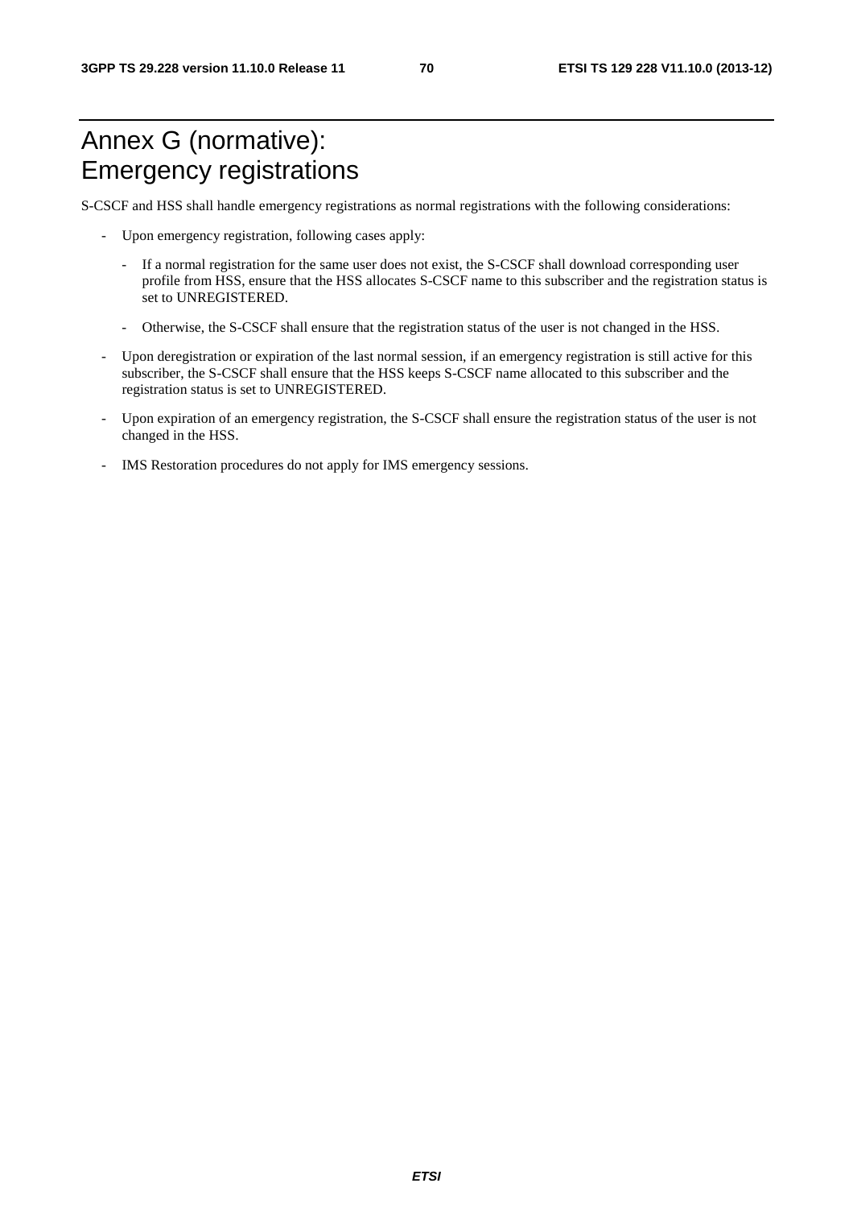# Annex G (normative): Emergency registrations

S-CSCF and HSS shall handle emergency registrations as normal registrations with the following considerations:

- Upon emergency registration, following cases apply:
  - If a normal registration for the same user does not exist, the S-CSCF shall download corresponding user profile from HSS, ensure that the HSS allocates S-CSCF name to this subscriber and the registration status is set to UNREGISTERED.
  - Otherwise, the S-CSCF shall ensure that the registration status of the user is not changed in the HSS.
- Upon deregistration or expiration of the last normal session, if an emergency registration is still active for this subscriber, the S-CSCF shall ensure that the HSS keeps S-CSCF name allocated to this subscriber and the registration status is set to UNREGISTERED.
- Upon expiration of an emergency registration, the S-CSCF shall ensure the registration status of the user is not changed in the HSS.
- IMS Restoration procedures do not apply for IMS emergency sessions.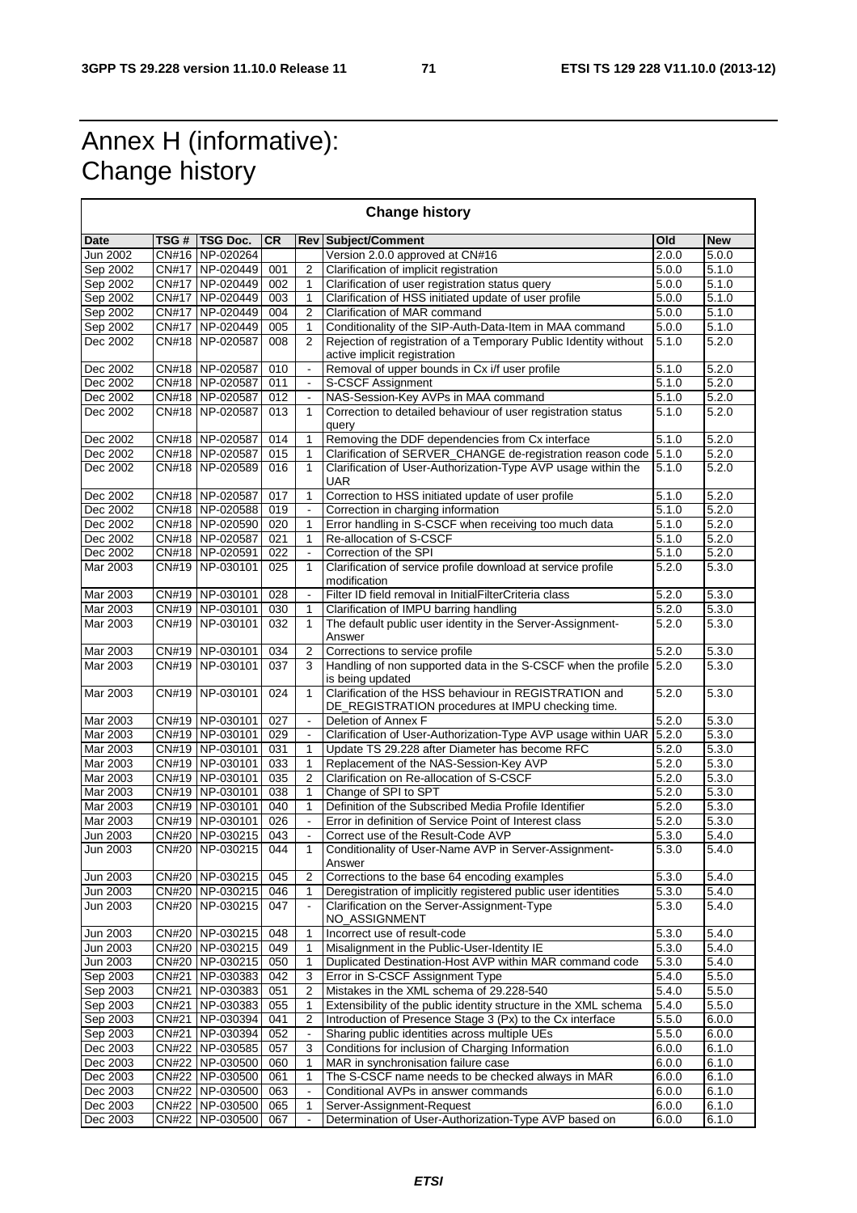# Annex H (informative): Change history

| Change history | | | | | | | |
|---|---|---|---|---|---|---|---|
| **Date** | **TSG #** | **TSG Doc.** | **CR** | **Rev** | **Subject/Comment** | **Old** | **New** |
| Jun 2002 | CN#16 | NP-020264 | | | Version 2.0.0 approved at CN#16 | 2.0.0 | 5.0.0 |
| Sep 2002 | CN#17 | NP-020449 | 001 | 2 | Clarification of implicit registration | 5.0.0 | 5.1.0 |
| Sep 2002 | CN#17 | NP-020449 | 002 | 1 | Clarification of user registration status query | 5.0.0 | 5.1.0 |
| Sep 2002 | CN#17 | NP-020449 | 003 | 1 | Clarification of HSS initiated update of user profile | 5.0.0 | 5.1.0 |
| Sep 2002 | CN#17 | NP-020449 | 004 | 2 | Clarification of MAR command | 5.0.0 | 5.1.0 |
| Sep 2002 | CN#17 | NP-020449 | 005 | 1 | Conditionality of the SIP-Auth-Data-Item in MAA command | 5.0.0 | 5.1.0 |
| Dec 2002 | CN#18 | NP-020587 | 008 | 2 | Rejection of registration of a Temporary Public Identity without active implicit registration | 5.1.0 | 5.2.0 |
| Dec 2002 | CN#18 | NP-020587 | 010 | - | Removal of upper bounds in Cx i/f user profile | 5.1.0 | 5.2.0 |
| Dec 2002 | CN#18 | NP-020587 | 011 | - | S-CSCF Assignment | 5.1.0 | 5.2.0 |
| Dec 2002 | CN#18 | NP-020587 | 012 | - | NAS-Session-Key AVPs in MAA command | 5.1.0 | 5.2.0 |
| Dec 2002 | CN#18 | NP-020587 | 013 | 1 | Correction to detailed behaviour of user registration status query | 5.1.0 | 5.2.0 |
| Dec 2002 | CN#18 | NP-020587 | 014 | 1 | Removing the DDF dependencies from Cx interface | 5.1.0 | 5.2.0 |
| Dec 2002 | CN#18 | NP-020587 | 015 | 1 | Clarification of SERVER_CHANGE de-registration reason code | 5.1.0 | 5.2.0 |
| Dec 2002 | CN#18 | NP-020589 | 016 | 1 | Clarification of User-Authorization-Type AVP usage within the UAR | 5.1.0 | 5.2.0 |
| Dec 2002 | CN#18 | NP-020587 | 017 | 1 | Correction to HSS initiated update of user profile | 5.1.0 | 5.2.0 |
| Dec 2002 | CN#18 | NP-020588 | 019 | - | Correction in charging information | 5.1.0 | 5.2.0 |
| Dec 2002 | CN#18 | NP-020590 | 020 | 1 | Error handling in S-CSCF when receiving too much data | 5.1.0 | 5.2.0 |
| Dec 2002 | CN#18 | NP-020587 | 021 | 1 | Re-allocation of S-CSCF | 5.1.0 | 5.2.0 |
| Dec 2002 | CN#18 | NP-020591 | 022 | - | Correction of the SPI | 5.1.0 | 5.2.0 |
| Mar 2003 | CN#19 | NP-030101 | 025 | 1 | Clarification of service profile download at service profile modification | 5.2.0 | 5.3.0 |
| Mar 2003 | CN#19 | NP-030101 | 028 | - | Filter ID field removal in InitialFilterCriteria class | 5.2.0 | 5.3.0 |
| Mar 2003 | CN#19 | NP-030101 | 030 | 1 | Clarification of IMPU barring handling | 5.2.0 | 5.3.0 |
| Mar 2003 | CN#19 | NP-030101 | 032 | 1 | The default public user identity in the Server-Assignment-Answer | 5.2.0 | 5.3.0 |
| Mar 2003 | CN#19 | NP-030101 | 034 | 2 | Corrections to service profile | 5.2.0 | 5.3.0 |
| Mar 2003 | CN#19 | NP-030101 | 037 | 3 | Handling of non supported data in the S-CSCF when the profile is being updated | 5.2.0 | 5.3.0 |
| Mar 2003 | CN#19 | NP-030101 | 024 | 1 | Clarification of the HSS behaviour in REGISTRATION and DE_REGISTRATION procedures at IMPU checking time. | 5.2.0 | 5.3.0 |
| Mar 2003 | CN#19 | NP-030101 | 027 | - | Deletion of Annex F | 5.2.0 | 5.3.0 |
| Mar 2003 | CN#19 | NP-030101 | 029 | - | Clarification of User-Authorization-Type AVP usage within UAR | 5.2.0 | 5.3.0 |
| Mar 2003 | CN#19 | NP-030101 | 031 | 1 | Update TS 29.228 after Diameter has become RFC | 5.2.0 | 5.3.0 |
| Mar 2003 | CN#19 | NP-030101 | 033 | 1 | Replacement of the NAS-Session-Key AVP | 5.2.0 | 5.3.0 |
| Mar 2003 | CN#19 | NP-030101 | 035 | 2 | Clarification on Re-allocation of S-CSCF | 5.2.0 | 5.3.0 |
| Mar 2003 | CN#19 | NP-030101 | 038 | 1 | Change of SPI to SPT | 5.2.0 | 5.3.0 |
| Mar 2003 | CN#19 | NP-030101 | 040 | 1 | Definition of the Subscribed Media Profile Identifier | 5.2.0 | 5.3.0 |
| Mar 2003 | CN#19 | NP-030101 | 026 | - | Error in definition of Service Point of Interest class | 5.2.0 | 5.3.0 |
| Jun 2003 | CN#20 | NP-030215 | 043 | - | Correct use of the Result-Code AVP | 5.3.0 | 5.4.0 |
| Jun 2003 | CN#20 | NP-030215 | 044 | 1 | Conditionality of User-Name AVP in Server-Assignment-Answer | 5.3.0 | 5.4.0 |
| Jun 2003 | CN#20 | NP-030215 | 045 | 2 | Corrections to the base 64 encoding examples | 5.3.0 | 5.4.0 |
| Jun 2003 | CN#20 | NP-030215 | 046 | 1 | Deregistration of implicitly registered public user identities | 5.3.0 | 5.4.0 |
| Jun 2003 | CN#20 | NP-030215 | 047 | - | Clarification on the Server-Assignment-Type NO_ASSIGNMENT | 5.3.0 | 5.4.0 |
| Jun 2003 | CN#20 | NP-030215 | 048 | 1 | Incorrect use of result-code | 5.3.0 | 5.4.0 |
| Jun 2003 | CN#20 | NP-030215 | 049 | 1 | Misalignment in the Public-User-Identity IE | 5.3.0 | 5.4.0 |
| Jun 2003 | CN#20 | NP-030215 | 050 | 1 | Duplicated Destination-Host AVP within MAR command code | 5.3.0 | 5.4.0 |
| Sep 2003 | CN#21 | NP-030383 | 042 | 3 | Error in S-CSCF Assignment Type | 5.4.0 | 5.5.0 |
| Sep 2003 | CN#21 | NP-030383 | 051 | 2 | Mistakes in the XML schema of 29.228-540 | 5.4.0 | 5.5.0 |
| Sep 2003 | CN#21 | NP-030383 | 055 | 1 | Extensibility of the public identity structure in the XML schema | 5.4.0 | 5.5.0 |
| Sep 2003 | CN#21 | NP-030394 | 041 | 2 | Introduction of Presence Stage 3 (Px) to the Cx interface | 5.5.0 | 6.0.0 |
| Sep 2003 | CN#21 | NP-030394 | 052 | - | Sharing public identities across multiple UEs | 5.5.0 | 6.0.0 |
| Dec 2003 | CN#22 | NP-030585 | 057 | 3 | Conditions for inclusion of Charging Information | 6.0.0 | 6.1.0 |
| Dec 2003 | CN#22 | NP-030500 | 060 | 1 | MAR in synchronisation failure case | 6.0.0 | 6.1.0 |
| Dec 2003 | CN#22 | NP-030500 | 061 | 1 | The S-CSCF name needs to be checked always in MAR | 6.0.0 | 6.1.0 |
| Dec 2003 | CN#22 | NP-030500 | 063 | - | Conditional AVPs in answer commands | 6.0.0 | 6.1.0 |
| Dec 2003 | CN#22 | NP-030500 | 065 | 1 | Server-Assignment-Request | 6.0.0 | 6.1.0 |
| Dec 2003 | CN#22 | NP-030500 | 067 | - | Determination of User-Authorization-Type AVP based on | 6.0.0 | 6.1.0 |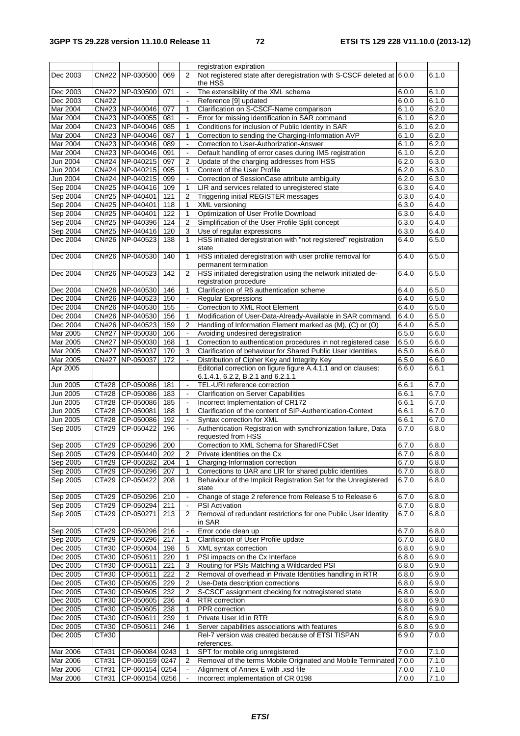| | | | | | registration expiration | | |
|---|---|---|---|---|---|---|---|
| Dec 2003 | CN#22 | NP-030500 | 069 | 2 | Not registered state after deregistration with S-CSCF deleted at the HSS | 6.0.0 | 6.1.0 |
| Dec 2003 | CN#22 | NP-030500 | 071 | - | The extensibility of the XML schema | 6.0.0 | 6.1.0 |
| Dec 2003 | CN#22 | | | - | Reference [9] updated | 6.0.0 | 6.1.0 |
| Mar 2004 | CN#23 | NP-040046 | 077 | 1 | Clarification on S-CSCF-Name comparison | 6.1.0 | 6.2.0 |
| Mar 2004 | CN#23 | NP-040055 | 081 | - | Error for missing identification in SAR command | 6.1.0 | 6.2.0 |
| Mar 2004 | CN#23 | NP-040046 | 085 | 1 | Conditions for inclusion of Public Identity in SAR | 6.1.0 | 6.2.0 |
| Mar 2004 | CN#23 | NP-040046 | 087 | 1 | Correction to sending the Charging-Information AVP | 6.1.0 | 6.2.0 |
| Mar 2004 | CN#23 | NP-040046 | 089 | - | Correction to User-Authorization-Answer | 6.1.0 | 6.2.0 |
| Mar 2004 | CN#23 | NP-040046 | 091 | - | Default handling of error cases during IMS registration | 6.1.0 | 6.2.0 |
| Jun 2004 | CN#24 | NP-040215 | 097 | 2 | Update of the charging addresses from HSS | 6.2.0 | 6.3.0 |
| Jun 2004 | CN#24 | NP-040215 | 095 | 1 | Content of the User Profile | 6.2.0 | 6.3.0 |
| Jun 2004 | CN#24 | NP-040215 | 099 | - | Correction of SessionCase attribute ambiguity | 6.2.0 | 6.3.0 |
| Sep 2004 | CN#25 | NP-040416 | 109 | 1 | LIR and services related to unregistered state | 6.3.0 | 6.4.0 |
| Sep 2004 | CN#25 | NP-040401 | 121 | 2 | Triggering initial REGISTER messages | 6.3.0 | 6.4.0 |
| Sep 2004 | CN#25 | NP-040401 | 118 | 1 | XML versioning | 6.3.0 | 6.4.0 |
| Sep 2004 | CN#25 | NP-040401 | 122 | 1 | Optimization of User Profile Download | 6.3.0 | 6.4.0 |
| Sep 2004 | CN#25 | NP-040396 | 124 | 2 | Simplification of the User Profile Split concept | 6.3.0 | 6.4.0 |
| Sep 2004 | CN#25 | NP-040416 | 120 | 3 | Use of regular expressions | 6.3.0 | 6.4.0 |
| Dec 2004 | CN#26 | NP-040523 | 138 | 1 | HSS initiated deregistration with "not registered" registration state | 6.4.0 | 6.5.0 |
| Dec 2004 | CN#26 | NP-040530 | 140 | 1 | HSS initiated deregistration with user profile removal for permanent termination | 6.4.0 | 6.5.0 |
| Dec 2004 | CN#26 | NP-040523 | 142 | 2 | HSS initiated deregistration using the network initiated de-registration procedure | 6.4.0 | 6.5.0 |
| Dec 2004 | CN#26 | NP-040530 | 146 | 1 | Clarification of R6 authentication scheme | 6.4.0 | 6.5.0 |
| Dec 2004 | CN#26 | NP-040523 | 150 | - | Regular Expressions | 6.4.0 | 6.5.0 |
| Dec 2004 | CN#26 | NP-040530 | 155 | - | Correction to XML Root Element | 6.4.0 | 6.5.0 |
| Dec 2004 | CN#26 | NP-040530 | 156 | 1 | Modification of User-Data-Already-Available in SAR command. | 6.4.0 | 6.5.0 |
| Dec 2004 | CN#26 | NP-040523 | 159 | 2 | Handling of Information Element marked as (M), (C) or (O) | 6.4.0 | 6.5.0 |
| Mar 2005 | CN#27 | NP-050030 | 166 | - | Avoiding undesired deregistration | 6.5.0 | 6.6.0 |
| Mar 2005 | CN#27 | NP-050030 | 168 | 1 | Correction to authentication procedures in not registered case | 6.5.0 | 6.6.0 |
| Mar 2005 | CN#27 | NP-050037 | 170 | 3 | Clarification of behaviour for Shared Public User Identities | 6.5.0 | 6.6.0 |
| Mar 2005 | CN#27 | NP-050037 | 172 | - | Distribution of Cipher Key and Integrity Key | 6.5.0 | 6.6.0 |
| Apr 2005 | | | | | Editorial correction on figure figure A.4.1.1 and on clauses: 6.1.4.1, 6.2.2, B.2.1 and 6.2.1.1 | 6.6.0 | 6.6.1 |
| Jun 2005 | CT#28 | CP-050086 | 181 | - | TEL-URI reference correction | 6.6.1 | 6.7.0 |
| Jun 2005 | CT#28 | CP-050086 | 183 | - | Clarification on Server Capabilities | 6.6.1 | 6.7.0 |
| Jun 2005 | CT#28 | CP-050086 | 185 | - | Incorrect Implementation of CR172 | 6.6.1 | 6.7.0 |
| Jun 2005 | CT#28 | CP-050081 | 188 | 1 | Clarification of the content of SIP-Authentication-Context | 6.6.1 | 6.7.0 |
| Jun 2005 | CT#28 | CP-050086 | 192 | - | Syntax correction for XML | 6.6.1 | 6.7.0 |
| Sep 2005 | CT#29 | CP-050422 | 196 | - | Authentication Registration with synchronization failure, Data requested from HSS | 6.7.0 | 6.8.0 |
| Sep 2005 | CT#29 | CP-050296 | 200 | | Correction to XML Schema for SharedIFCSet | 6.7.0 | 6.8.0 |
| Sep 2005 | CT#29 | CP-050440 | 202 | 2 | Private identities on the Cx | 6.7.0 | 6.8.0 |
| Sep 2005 | CT#29 | CP-050282 | 204 | 1 | Charging-Information correction | 6.7.0 | 6.8.0 |
| Sep 2005 | CT#29 | CP-050296 | 207 | 1 | Corrections to UAR and LIR for shared public identities | 6.7.0 | 6.8.0 |
| Sep 2005 | CT#29 | CP-050422 | 208 | 1 | Behaviour of the Implicit Registration Set for the Unregistered state | 6.7.0 | 6.8.0 |
| Sep 2005 | CT#29 | CP-050296 | 210 | - | Change of stage 2 reference from Release 5 to Release 6 | 6.7.0 | 6.8.0 |
| Sep 2005 | CT#29 | CP-050294 | 211 | - | PSI Activation | 6.7.0 | 6.8.0 |
| Sep 2005 | CT#29 | CP-050271 | 213 | 2 | Removal of redundant restrictions for one Public User Identity in SAR | 6.7.0 | 6.8.0 |
| Sep 2005 | CT#29 | CP-050296 | 216 | - | Error code clean up | 6.7.0 | 6.8.0 |
| Sep 2005 | CT#29 | CP-050296 | 217 | 1 | Clarification of User Profile update | 6.7.0 | 6.8.0 |
| Dec 2005 | CT#30 | CP-050604 | 198 | 5 | XML syntax correction | 6.8.0 | 6.9.0 |
| Dec 2005 | CT#30 | CP-050611 | 220 | 1 | PSI impacts on the Cx Interface | 6.8.0 | 6.9.0 |
| Dec 2005 | CT#30 | CP-050611 | 221 | 3 | Routing for PSIs Matching a Wildcarded PSI | 6.8.0 | 6.9.0 |
| Dec 2005 | CT#30 | CP-050611 | 222 | 2 | Removal of overhead in Private Identities handling in RTR | 6.8.0 | 6.9.0 |
| Dec 2005 | CT#30 | CP-050605 | 229 | 2 | Use-Data description corrections | 6.8.0 | 6.9.0 |
| Dec 2005 | CT#30 | CP-050605 | 232 | 2 | S-CSCF assignment checking for notregistered state | 6.8.0 | 6.9.0 |
| Dec 2005 | CT#30 | CP-050605 | 236 | 4 | RTR correction | 6.8.0 | 6.9.0 |
| Dec 2005 | CT#30 | CP-050605 | 238 | 1 | PPR correction | 6.8.0 | 6.9.0 |
| Dec 2005 | CT#30 | CP-050611 | 239 | 1 | Private User Id in RTR | 6.8.0 | 6.9.0 |
| Dec 2005 | CT#30 | CP-050611 | 246 | 1 | Server capabilities associations with features | 6.8.0 | 6.9.0 |
| Dec 2005 | CT#30 | | | | Rel-7 version was created because of ETSI TISPAN references. | 6.9.0 | 7.0.0 |
| Mar 2006 | CT#31 | CP-060084 | 0243 | 1 | SPT for mobile orig unregistered | 7.0.0 | 7.1.0 |
| Mar 2006 | CT#31 | CP-060159 | 0247 | 2 | Removal of the terms Mobile Originated and Mobile Terminated | 7.0.0 | 7.1.0 |
| Mar 2006 | CT#31 | CP-060154 | 0254 | - | Alignment of Annex E with .xsd file | 7.0.0 | 7.1.0 |
| Mar 2006 | CT#31 | CP-060154 | 0256 | - | Incorrect implementation of CR 0198 | 7.0.0 | 7.1.0 |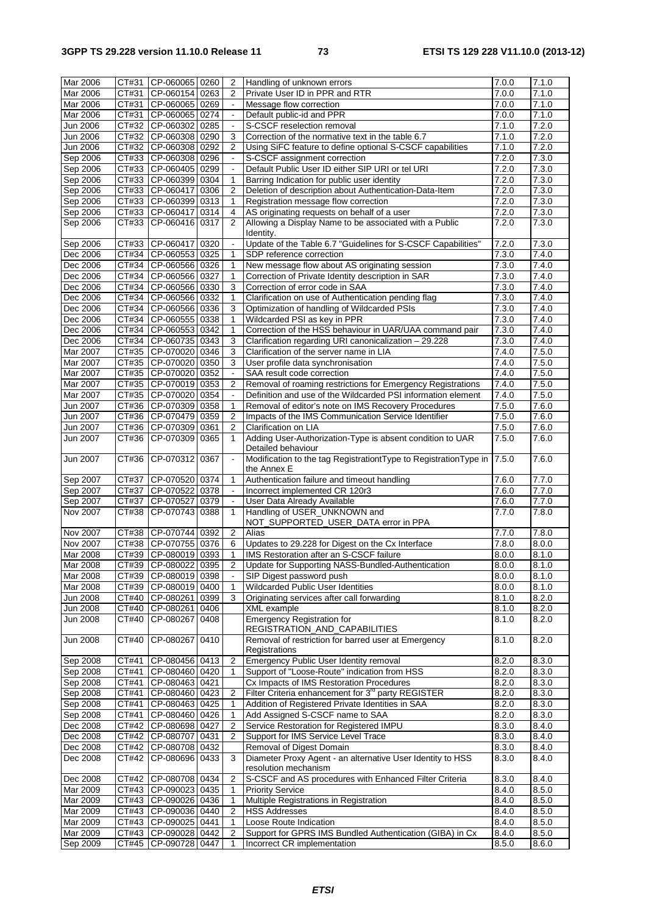| Mar 2006 | CT#31 | CP-060065 | 0260 | 2 | Handling of unknown errors | 7.0.0 | 7.1.0 |
|---|---|---|---|---|---|---|---|
| Mar 2006 | CT#31 | CP-060154 | 0263 | 2 | Private User ID in PPR and RTR | 7.0.0 | 7.1.0 |
| Mar 2006 | CT#31 | CP-060065 | 0269 | - | Message flow correction | 7.0.0 | 7.1.0 |
| Mar 2006 | CT#31 | CP-060065 | 0274 | - | Default public-id and PPR | 7.0.0 | 7.1.0 |
| Jun 2006 | CT#32 | CP-060302 | 0285 | - | S-CSCF reselection removal | 7.1.0 | 7.2.0 |
| Jun 2006 | CT#32 | CP-060308 | 0290 | 3 | Correction of the normative text in the table 6.7 | 7.1.0 | 7.2.0 |
| Jun 2006 | CT#32 | CP-060308 | 0292 | 2 | Using SiFC feature to define optional S-CSCF capabilities | 7.1.0 | 7.2.0 |
| Sep 2006 | CT#33 | CP-060308 | 0296 | - | S-CSCF assignment correction | 7.2.0 | 7.3.0 |
| Sep 2006 | CT#33 | CP-060405 | 0299 | - | Default Public User ID either SIP URI or tel URI | 7.2.0 | 7.3.0 |
| Sep 2006 | CT#33 | CP-060399 | 0304 | 1 | Barring Indication for public user identity | 7.2.0 | 7.3.0 |
| Sep 2006 | CT#33 | CP-060417 | 0306 | 2 | Deletion of description about Authentication-Data-Item | 7.2.0 | 7.3.0 |
| Sep 2006 | CT#33 | CP-060399 | 0313 | 1 | Registration message flow correction | 7.2.0 | 7.3.0 |
| Sep 2006 | CT#33 | CP-060417 | 0314 | 4 | AS originating requests on behalf of a user | 7.2.0 | 7.3.0 |
| Sep 2006 | CT#33 | CP-060416 | 0317 | 2 | Allowing a Display Name to be associated with a Public Identity. | 7.2.0 | 7.3.0 |
| Sep 2006 | CT#33 | CP-060417 | 0320 | - | Update of the Table 6.7 "Guidelines for S-CSCF Capabilities" | 7.2.0 | 7.3.0 |
| Dec 2006 | CT#34 | CP-060553 | 0325 | 1 | SDP reference correction | 7.3.0 | 7.4.0 |
| Dec 2006 | CT#34 | CP-060566 | 0326 | 1 | New message flow about AS originating session | 7.3.0 | 7.4.0 |
| Dec 2006 | CT#34 | CP-060566 | 0327 | 1 | Correction of Private Identity description in SAR | 7.3.0 | 7.4.0 |
| Dec 2006 | CT#34 | CP-060566 | 0330 | 3 | Correction of error code in SAA | 7.3.0 | 7.4.0 |
| Dec 2006 | CT#34 | CP-060566 | 0332 | 1 | Clarification on use of Authentication pending flag | 7.3.0 | 7.4.0 |
| Dec 2006 | CT#34 | CP-060566 | 0336 | 3 | Optimization of handling of Wildcarded PSIs | 7.3.0 | 7.4.0 |
| Dec 2006 | CT#34 | CP-060555 | 0338 | 1 | Wildcarded PSI as key in PPR | 7.3.0 | 7.4.0 |
| Dec 2006 | CT#34 | CP-060553 | 0342 | 1 | Correction of the HSS behaviour in UAR/UAA command pair | 7.3.0 | 7.4.0 |
| Dec 2006 | CT#34 | CP-060735 | 0343 | 3 | Clarification regarding URI canonicalization – 29.228 | 7.3.0 | 7.4.0 |
| Mar 2007 | CT#35 | CP-070020 | 0346 | 3 | Clarification of the server name in LIA | 7.4.0 | 7.5.0 |
| Mar 2007 | CT#35 | CP-070020 | 0350 | 3 | User profile data synchronisation | 7.4.0 | 7.5.0 |
| Mar 2007 | CT#35 | CP-070020 | 0352 | - | SAA result code correction | 7.4.0 | 7.5.0 |
| Mar 2007 | CT#35 | CP-070019 | 0353 | 2 | Removal of roaming restrictions for Emergency Registrations | 7.4.0 | 7.5.0 |
| Mar 2007 | CT#35 | CP-070020 | 0354 | - | Definition and use of the Wildcarded PSI information element | 7.4.0 | 7.5.0 |
| Jun 2007 | CT#36 | CP-070309 | 0358 | 1 | Removal of editor's note on IMS Recovery Procedures | 7.5.0 | 7.6.0 |
| Jun 2007 | CT#36 | CP-070479 | 0359 | 2 | Impacts of the IMS Communication Service Identifier | 7.5.0 | 7.6.0 |
| Jun 2007 | CT#36 | CP-070309 | 0361 | 2 | Clarification on LIA | 7.5.0 | 7.6.0 |
| Jun 2007 | CT#36 | CP-070309 | 0365 | 1 | Adding User-Authorization-Type is absent condition to UAR Detailed behaviour | 7.5.0 | 7.6.0 |
| Jun 2007 | CT#36 | CP-070312 | 0367 | - | Modification to the tag RegistrationType to RegistrationType in the Annex E | 7.5.0 | 7.6.0 |
| Sep 2007 | CT#37 | CP-070520 | 0374 | 1 | Authentication failure and timeout handling | 7.6.0 | 7.7.0 |
| Sep 2007 | CT#37 | CP-070522 | 0378 | - | Incorrect implemented CR 120r3 | 7.6.0 | 7.7.0 |
| Sep 2007 | CT#37 | CP-070527 | 0379 | - | User Data Already Available | 7.6.0 | 7.7.0 |
| Nov 2007 | CT#38 | CP-070743 | 0388 | 1 | Handling of USER_UNKNOWN and NOT_SUPPORTED_USER_DATA error in PPA | 7.7.0 | 7.8.0 |
| Nov 2007 | CT#38 | CP-070744 | 0392 | 2 | Alias | 7.7.0 | 7.8.0 |
| Nov 2007 | CT#38 | CP-070755 | 0376 | 6 | Updates to 29.228 for Digest on the Cx Interface | 7.8.0 | 8.0.0 |
| Mar 2008 | CT#39 | CP-080019 | 0393 | 1 | IMS Restoration after an S-CSCF failure | 8.0.0 | 8.1.0 |
| Mar 2008 | CT#39 | CP-080022 | 0395 | 2 | Update for Supporting NASS-Bundled-Authentication | 8.0.0 | 8.1.0 |
| Mar 2008 | CT#39 | CP-080019 | 0398 | - | SIP Digest password push | 8.0.0 | 8.1.0 |
| Mar 2008 | CT#39 | CP-080019 | 0400 | 1 | Wildcarded Public User Identities | 8.0.0 | 8.1.0 |
| Jun 2008 | CT#40 | CP-080261 | 0399 | 3 | Originating services after call forwarding | 8.1.0 | 8.2.0 |
| Jun 2008 | CT#40 | CP-080261 | 0406 | | XML example | 8.1.0 | 8.2.0 |
| Jun 2008 | CT#40 | CP-080267 | 0408 | | Emergency Registration for REGISTRATION_AND_CAPABILITIES | 8.1.0 | 8.2.0 |
| Jun 2008 | CT#40 | CP-080267 | 0410 | | Removal of restriction for barred user at Emergency Registrations | 8.1.0 | 8.2.0 |
| Sep 2008 | CT#41 | CP-080456 | 0413 | 2 | Emergency Public User Identity removal | 8.2.0 | 8.3.0 |
| Sep 2008 | CT#41 | CP-080460 | 0420 | 1 | Support of "Loose-Route" indication from HSS | 8.2.0 | 8.3.0 |
| Sep 2008 | CT#41 | CP-080463 | 0421 | | Cx Impacts of IMS Restoration Procedures | 8.2.0 | 8.3.0 |
| Sep 2008 | CT#41 | CP-080460 | 0423 | 2 | Filter Criteria enhancement for 3rd party REGISTER | 8.2.0 | 8.3.0 |
| Sep 2008 | CT#41 | CP-080463 | 0425 | 1 | Addition of Registered Private Identities in SAA | 8.2.0 | 8.3.0 |
| Sep 2008 | CT#41 | CP-080460 | 0426 | 1 | Add Assigned S-CSCF name to SAA | 8.2.0 | 8.3.0 |
| Dec 2008 | CT#42 | CP-080698 | 0427 | 2 | Service Restoration for Registered IMPU | 8.3.0 | 8.4.0 |
| Dec 2008 | CT#42 | CP-080707 | 0431 | 2 | Support for IMS Service Level Trace | 8.3.0 | 8.4.0 |
| Dec 2008 | CT#42 | CP-080708 | 0432 | | Removal of Digest Domain | 8.3.0 | 8.4.0 |
| Dec 2008 | CT#42 | CP-080696 | 0433 | 3 | Diameter Proxy Agent - an alternative User Identity to HSS resolution mechanism | 8.3.0 | 8.4.0 |
| Dec 2008 | CT#42 | CP-080708 | 0434 | 2 | S-CSCF and AS procedures with Enhanced Filter Criteria | 8.3.0 | 8.4.0 |
| Mar 2009 | CT#43 | CP-090023 | 0435 | 1 | Priority Service | 8.4.0 | 8.5.0 |
| Mar 2009 | CT#43 | CP-090026 | 0436 | 1 | Multiple Registrations in Registration | 8.4.0 | 8.5.0 |
| Mar 2009 | CT#43 | CP-090036 | 0440 | 2 | HSS Addresses | 8.4.0 | 8.5.0 |
| Mar 2009 | CT#43 | CP-090025 | 0441 | 1 | Loose Route Indication | 8.4.0 | 8.5.0 |
| Mar 2009 | CT#43 | CP-090028 | 0442 | 2 | Support for GPRS IMS Bundled Authentication (GIBA) in Cx | 8.4.0 | 8.5.0 |
| Sep 2009 | CT#45 | CP-090728 | 0447 | 1 | Incorrect CR implementation | 8.5.0 | 8.6.0 |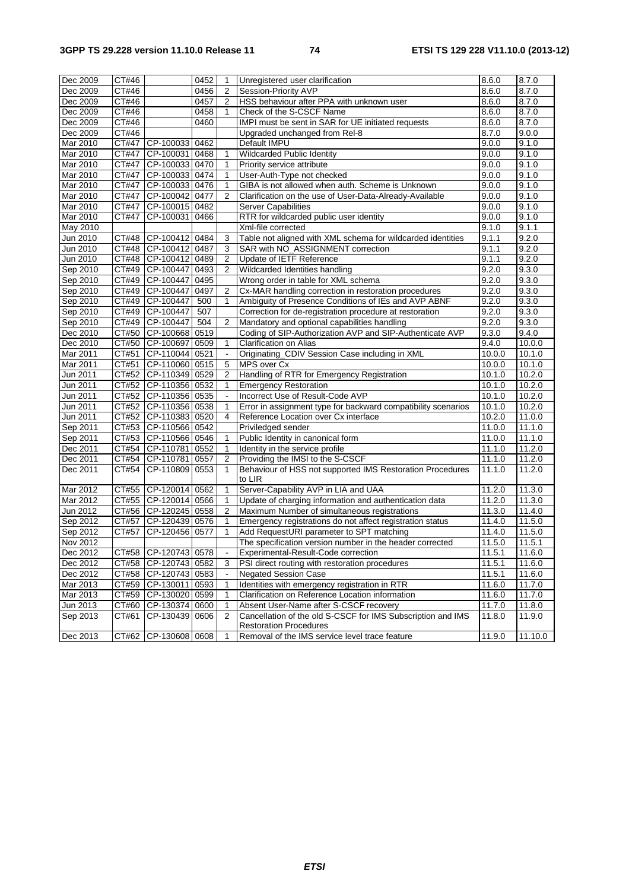| Dec 2009 | CT#46 | | 0452 | 1 | Unregistered user clarification | 8.6.0 | 8.7.0 |
|---|---|---|---|---|---|---|---|
| Dec 2009 | CT#46 | | 0456 | 2 | Session-Priority AVP | 8.6.0 | 8.7.0 |
| Dec 2009 | CT#46 | | 0457 | 2 | HSS behaviour after PPA with unknown user | 8.6.0 | 8.7.0 |
| Dec 2009 | CT#46 | | 0458 | 1 | Check of the S-CSCF Name | 8.6.0 | 8.7.0 |
| Dec 2009 | CT#46 | | 0460 | | IMPI must be sent in SAR for UE initiated requests | 8.6.0 | 8.7.0 |
| Dec 2009 | CT#46 | | | | Upgraded unchanged from Rel-8 | 8.7.0 | 9.0.0 |
| Mar 2010 | CT#47 | CP-100033 | 0462 | | Default IMPU | 9.0.0 | 9.1.0 |
| Mar 2010 | CT#47 | CP-100031 | 0468 | 1 | Wildcarded Public Identity | 9.0.0 | 9.1.0 |
| Mar 2010 | CT#47 | CP-100033 | 0470 | 1 | Priority service attribute | 9.0.0 | 9.1.0 |
| Mar 2010 | CT#47 | CP-100033 | 0474 | 1 | User-Auth-Type not checked | 9.0.0 | 9.1.0 |
| Mar 2010 | CT#47 | CP-100033 | 0476 | 1 | GIBA is not allowed when auth. Scheme is Unknown | 9.0.0 | 9.1.0 |
| Mar 2010 | CT#47 | CP-100042 | 0477 | 2 | Clarification on the use of User-Data-Already-Available | 9.0.0 | 9.1.0 |
| Mar 2010 | CT#47 | CP-100015 | 0482 | | Server Capabilities | 9.0.0 | 9.1.0 |
| Mar 2010 | CT#47 | CP-100031 | 0466 | | RTR for wildcarded public user identity | 9.0.0 | 9.1.0 |
| May 2010 | | | | | Xml-file corrected | 9.1.0 | 9.1.1 |
| Jun 2010 | CT#48 | CP-100412 | 0484 | 3 | Table not aligned with XML schema for wildcarded identities | 9.1.1 | 9.2.0 |
| Jun 2010 | CT#48 | CP-100412 | 0487 | 3 | SAR with NO_ASSIGNMENT correction | 9.1.1 | 9.2.0 |
| Jun 2010 | CT#48 | CP-100412 | 0489 | 2 | Update of IETF Reference | 9.1.1 | 9.2.0 |
| Sep 2010 | CT#49 | CP-100447 | 0493 | 2 | Wildcarded Identities handling | 9.2.0 | 9.3.0 |
| Sep 2010 | CT#49 | CP-100447 | 0495 | | Wrong order in table for XML schema | 9.2.0 | 9.3.0 |
| Sep 2010 | CT#49 | CP-100447 | 0497 | 2 | Cx-MAR handling correction in restoration procedures | 9.2.0 | 9.3.0 |
| Sep 2010 | CT#49 | CP-100447 | 500 | 1 | Ambiguity of Presence Conditions of IEs and AVP ABNF | 9.2.0 | 9.3.0 |
| Sep 2010 | CT#49 | CP-100447 | 507 | | Correction for de-registration procedure at restoration | 9.2.0 | 9.3.0 |
| Sep 2010 | CT#49 | CP-100447 | 504 | 2 | Mandatory and optional capabilities handling | 9.2.0 | 9.3.0 |
| Dec 2010 | CT#50 | CP-100668 | 0519 | | Coding of SIP-Authorization AVP and SIP-Authenticate AVP | 9.3.0 | 9.4.0 |
| Dec 2010 | CT#50 | CP-100697 | 0509 | 1 | Clarification on Alias | 9.4.0 | 10.0.0 |
| Mar 2011 | CT#51 | CP-110044 | 0521 | - | Originating_CDIV Session Case including in XML | 10.0.0 | 10.1.0 |
| Mar 2011 | CT#51 | CP-110060 | 0515 | 5 | MPS over Cx | 10.0.0 | 10.1.0 |
| Jun 2011 | CT#52 | CP-110349 | 0529 | 2 | Handling of RTR for Emergency Registration | 10.1.0 | 10.2.0 |
| Jun 2011 | CT#52 | CP-110356 | 0532 | 1 | Emergency Restoration | 10.1.0 | 10.2.0 |
| Jun 2011 | CT#52 | CP-110356 | 0535 | - | Incorrect Use of Result-Code AVP | 10.1.0 | 10.2.0 |
| Jun 2011 | CT#52 | CP-110356 | 0538 | 1 | Error in assignment type for backward compatibility scenarios | 10.1.0 | 10.2.0 |
| Jun 2011 | CT#52 | CP-110383 | 0520 | 4 | Reference Location over Cx interface | 10.2.0 | 11.0.0 |
| Sep 2011 | CT#53 | CP-110566 | 0542 | | Priviledged sender | 11.0.0 | 11.1.0 |
| Sep 2011 | CT#53 | CP-110566 | 0546 | 1 | Public Identity in canonical form | 11.0.0 | 11.1.0 |
| Dec 2011 | CT#54 | CP-110781 | 0552 | 1 | Identity in the service profile | 11.1.0 | 11.2.0 |
| Dec 2011 | CT#54 | CP-110781 | 0557 | 2 | Providing the IMSI to the S-CSCF | 11.1.0 | 11.2.0 |
| Dec 2011 | CT#54 | CP-110809 | 0553 | 1 | Behaviour of HSS not supported IMS Restoration Procedures to LIR | 11.1.0 | 11.2.0 |
| Mar 2012 | CT#55 | CP-120014 | 0562 | 1 | Server-Capability AVP in LIA and UAA | 11.2.0 | 11.3.0 |
| Mar 2012 | CT#55 | CP-120014 | 0566 | 1 | Update of charging information and authentication data | 11.2.0 | 11.3.0 |
| Jun 2012 | CT#56 | CP-120245 | 0558 | 2 | Maximum Number of simultaneous registrations | 11.3.0 | 11.4.0 |
| Sep 2012 | CT#57 | CP-120439 | 0576 | 1 | Emergency registrations do not affect registration status | 11.4.0 | 11.5.0 |
| Sep 2012 | CT#57 | CP-120456 | 0577 | 1 | Add RequestURI parameter to SPT matching | 11.4.0 | 11.5.0 |
| Nov 2012 | | | | | The specification version number in the header corrected | 11.5.0 | 11.5.1 |
| Dec 2012 | CT#58 | CP-120743 | 0578 | - | Experimental-Result-Code correction | 11.5.1 | 11.6.0 |
| Dec 2012 | CT#58 | CP-120743 | 0582 | 3 | PSI direct routing with restoration procedures | 11.5.1 | 11.6.0 |
| Dec 2012 | CT#58 | CP-120743 | 0583 | - | Negated Session Case | 11.5.1 | 11.6.0 |
| Mar 2013 | CT#59 | CP-130011 | 0593 | 1 | Identities with emergency registration in RTR | 11.6.0 | 11.7.0 |
| Mar 2013 | CT#59 | CP-130020 | 0599 | 1 | Clarification on Reference Location information | 11.6.0 | 11.7.0 |
| Jun 2013 | CT#60 | CP-130374 | 0600 | 1 | Absent User-Name after S-CSCF recovery | 11.7.0 | 11.8.0 |
| Sep 2013 | CT#61 | CP-130439 | 0606 | 2 | Cancellation of the old S-CSCF for IMS Subscription and IMS Restoration Procedures | 11.8.0 | 11.9.0 |
| Dec 2013 | CT#62 | CP-130608 | 0608 | 1 | Removal of the IMS service level trace feature | 11.9.0 | 11.10.0 |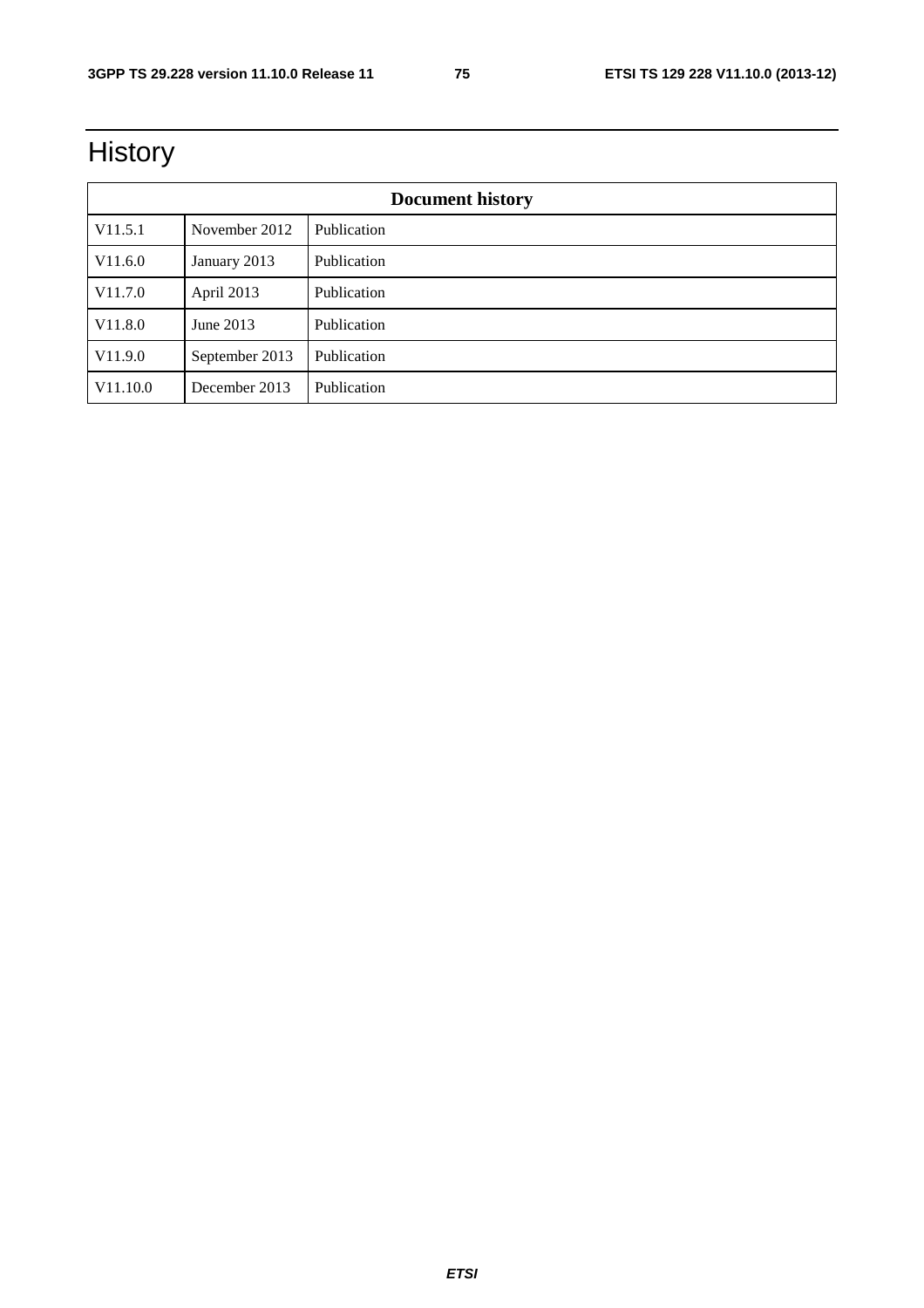# History

| Document history | | |
|---|---|---|
| V11.5.1 | November 2012 | Publication |
| V11.6.0 | January 2013 | Publication |
| V11.7.0 | April 2013 | Publication |
| V11.8.0 | June 2013 | Publication |
| V11.9.0 | September 2013 | Publication |
| V11.10.0 | December 2013 | Publication |